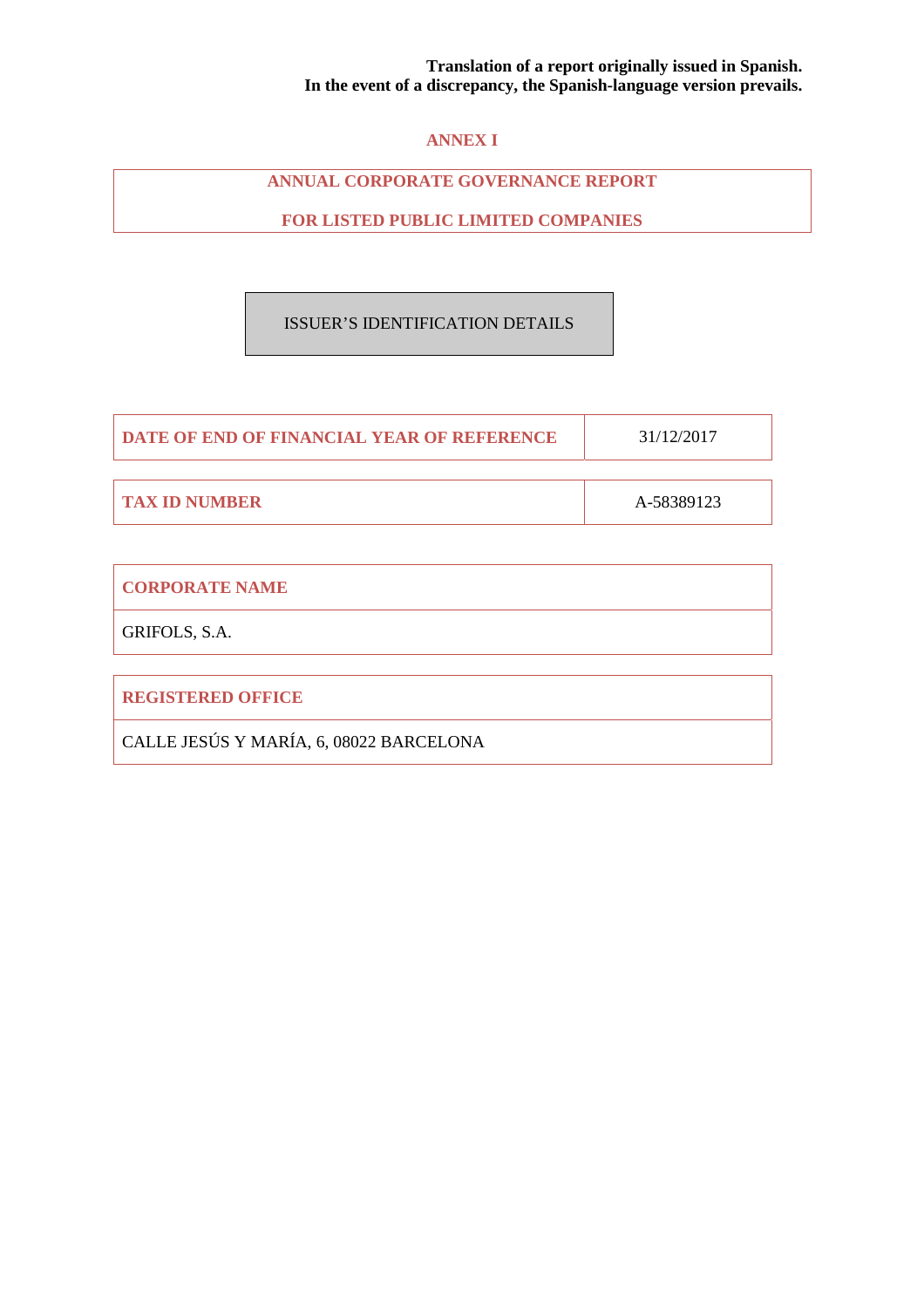**Translation of a report originally issued in Spanish.**
**In the event of a discrepancy, the Spanish-language version prevails.**

# ANNEX I

## ANNUAL CORPORATE GOVERNANCE REPORT

## FOR LISTED PUBLIC LIMITED COMPANIES

ISSUER'S IDENTIFICATION DETAILS

| DATE OF END OF FINANCIAL YEAR OF REFERENCE | 31/12/2017 |
|---|---|

| TAX ID NUMBER | A-58389123 |
|---|---|

| CORPORATE NAME |
|---|
| GRIFOLS, S.A. |

| REGISTERED OFFICE |
|---|
| CALLE JESÚS Y MARÍA, 6, 08022 BARCELONA |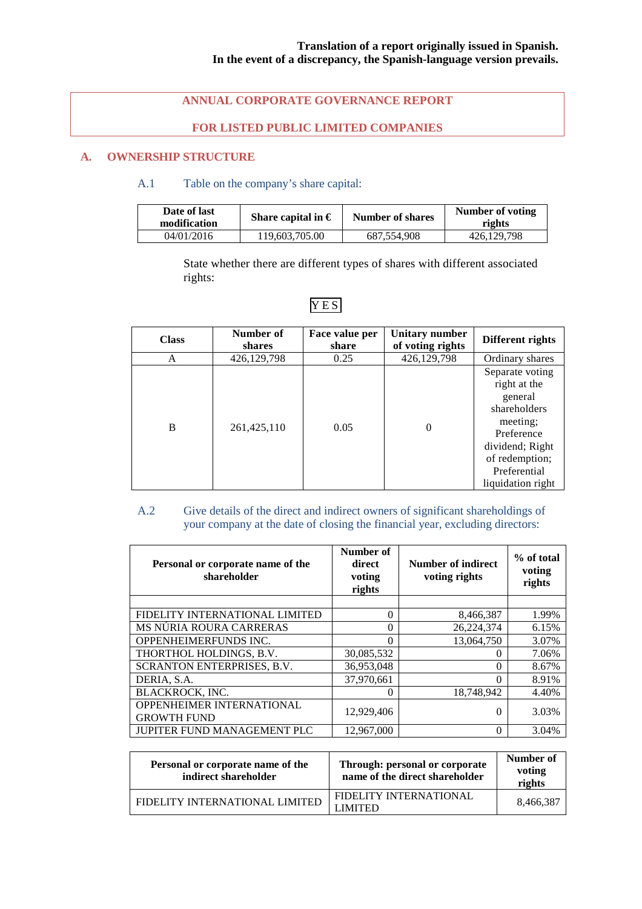**Translation of a report originally issued in Spanish.**
**In the event of a discrepancy, the Spanish-language version prevails.**

# ANNUAL CORPORATE GOVERNANCE REPORT

# FOR LISTED PUBLIC LIMITED COMPANIES

## A. OWNERSHIP STRUCTURE

### A.1 Table on the company's share capital:

| Date of last modification | Share capital in € | Number of shares | Number of voting rights |
|---|---|---|---|
| 04/01/2016 | 119,603,705.00 | 687,554,908 | 426,129,798 |

State whether there are different types of shares with different associated rights:

YES

| Class | Number of shares | Face value per share | Unitary number of voting rights | Different rights |
|---|---|---|---|---|
| A | 426,129,798 | 0.25 | 426,129,798 | Ordinary shares |
| B | 261,425,110 | 0.05 | 0 | Separate voting right at the general shareholders meeting; Preference dividend; Right of redemption; Preferential liquidation right |

### A.2 Give details of the direct and indirect owners of significant shareholdings of your company at the date of closing the financial year, excluding directors:

| Personal or corporate name of the shareholder | Number of direct voting rights | Number of indirect voting rights | % of total voting rights |
|---|---|---|---|
| | | | |
| FIDELITY INTERNATIONAL LIMITED | 0 | 8,466,387 | 1.99% |
| MS NÚRIA ROURA CARRERAS | 0 | 26,224,374 | 6.15% |
| OPPENHEIMERFUNDS INC. | 0 | 13,064,750 | 3.07% |
| THORTHOL HOLDINGS, B.V. | 30,085,532 | 0 | 7.06% |
| SCRANTON ENTERPRISES, B.V. | 36,953,048 | 0 | 8.67% |
| DERIA, S.A. | 37,970,661 | 0 | 8.91% |
| BLACKROCK, INC. | 0 | 18,748,942 | 4.40% |
| OPPENHEIMER INTERNATIONAL GROWTH FUND | 12,929,406 | 0 | 3.03% |
| JUPITER FUND MANAGEMENT PLC | 12,967,000 | 0 | 3.04% |

| Personal or corporate name of the indirect shareholder | Through: personal or corporate name of the direct shareholder | Number of voting rights |
|---|---|---|
| FIDELITY INTERNATIONAL LIMITED | FIDELITY INTERNATIONAL LIMITED | 8,466,387 |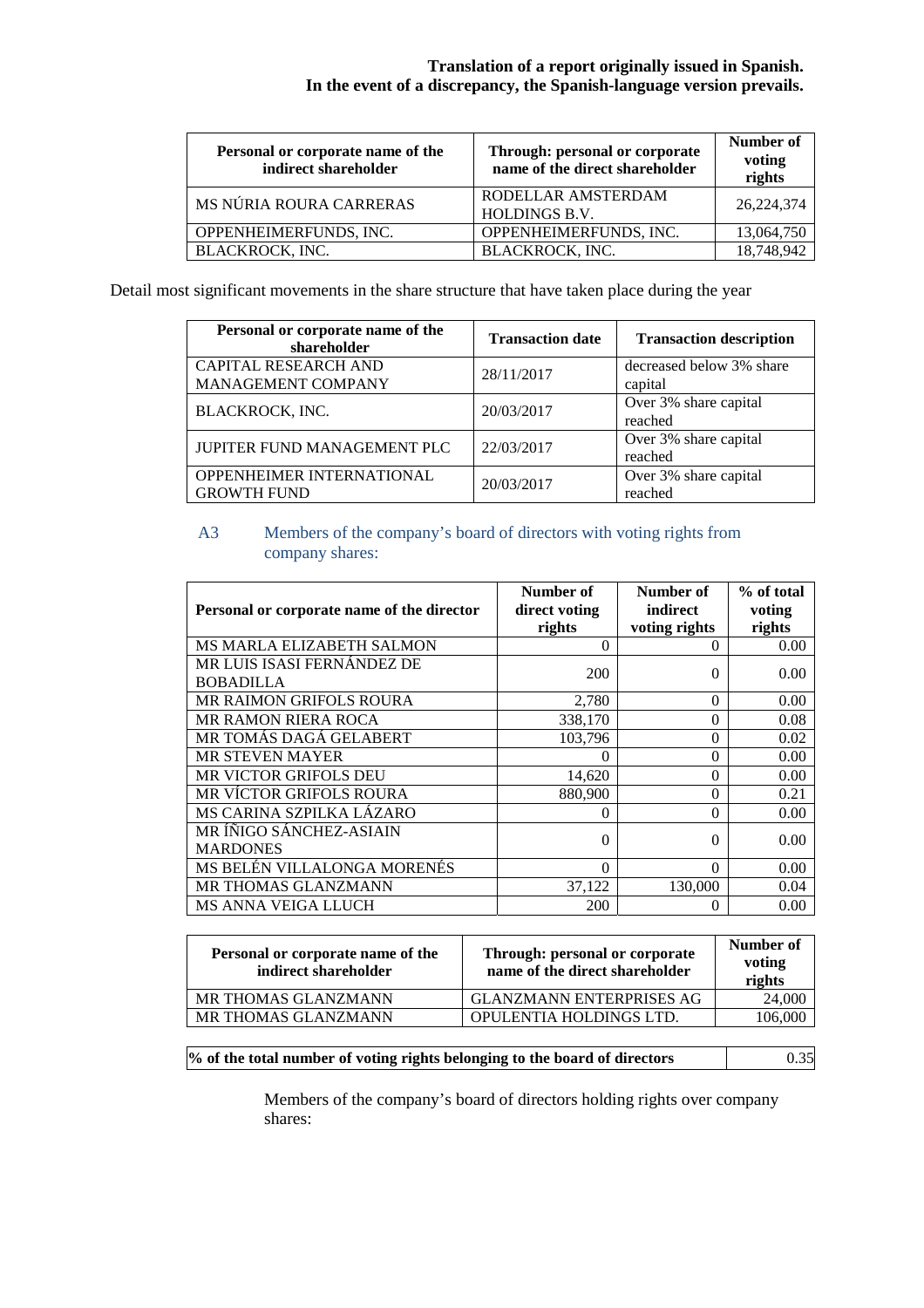**Translation of a report originally issued in Spanish.**
**In the event of a discrepancy, the Spanish-language version prevails.**

| Personal or corporate name of the indirect shareholder | Through: personal or corporate name of the direct shareholder | Number of voting rights |
|---|---|---|
| MS NÚRIA ROURA CARRERAS | RODELLAR AMSTERDAM HOLDINGS B.V. | 26,224,374 |
| OPPENHEIMERFUNDS, INC. | OPPENHEIMERFUNDS, INC. | 13,064,750 |
| BLACKROCK, INC. | BLACKROCK, INC. | 18,748,942 |

Detail most significant movements in the share structure that have taken place during the year

| Personal or corporate name of the shareholder | Transaction date | Transaction description |
|---|---|---|
| CAPITAL RESEARCH AND MANAGEMENT COMPANY | 28/11/2017 | decreased below 3% share capital |
| BLACKROCK, INC. | 20/03/2017 | Over 3% share capital reached |
| JUPITER FUND MANAGEMENT PLC | 22/03/2017 | Over 3% share capital reached |
| OPPENHEIMER INTERNATIONAL GROWTH FUND | 20/03/2017 | Over 3% share capital reached |

## A3 Members of the company's board of directors with voting rights from company shares:

| Personal or corporate name of the director | Number of direct voting rights | Number of indirect voting rights | % of total voting rights |
|---|---|---|---|
| MS MARLA ELIZABETH SALMON | 0 | 0 | 0.00 |
| MR LUIS ISASI FERNÁNDEZ DE BOBADILLA | 200 | 0 | 0.00 |
| MR RAIMON GRIFOLS ROURA | 2,780 | 0 | 0.00 |
| MR RAMON RIERA ROCA | 338,170 | 0 | 0.08 |
| MR TOMÁS DAGÁ GELABERT | 103,796 | 0 | 0.02 |
| MR STEVEN MAYER | 0 | 0 | 0.00 |
| MR VICTOR GRIFOLS DEU | 14,620 | 0 | 0.00 |
| MR VÍCTOR GRIFOLS ROURA | 880,900 | 0 | 0.21 |
| MS CARINA SZPILKA LÁZARO | 0 | 0 | 0.00 |
| MR ÍÑIGO SÁNCHEZ-ASIAIN MARDONES | 0 | 0 | 0.00 |
| MS BELÉN VILLALONGA MORENÉS | 0 | 0 | 0.00 |
| MR THOMAS GLANZMANN | 37,122 | 130,000 | 0.04 |
| MS ANNA VEIGA LLUCH | 200 | 0 | 0.00 |

| Personal or corporate name of the indirect shareholder | Through: personal or corporate name of the direct shareholder | Number of voting rights |
|---|---|---|
| MR THOMAS GLANZMANN | GLANZMANN ENTERPRISES AG | 24,000 |
| MR THOMAS GLANZMANN | OPULENTIA HOLDINGS LTD. | 106,000 |

| % of the total number of voting rights belonging to the board of directors | 0.35 |
|---|---|

Members of the company's board of directors holding rights over company shares: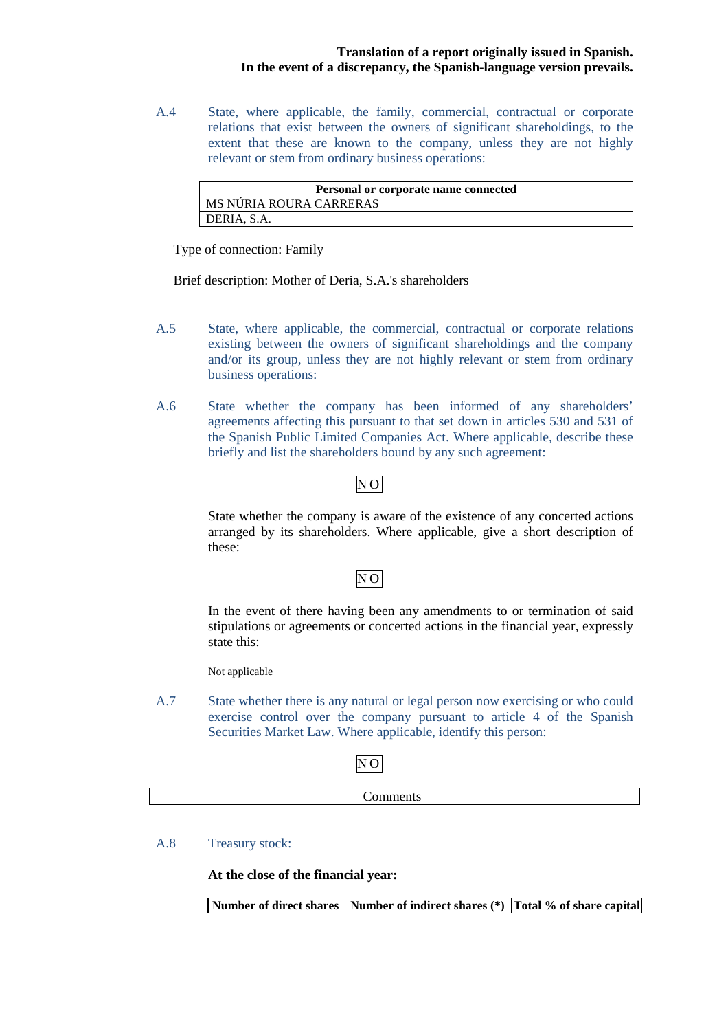**Translation of a report originally issued in Spanish.**
**In the event of a discrepancy, the Spanish-language version prevails.**

A.4 State, where applicable, the family, commercial, contractual or corporate relations that exist between the owners of significant shareholdings, to the extent that these are known to the company, unless they are not highly relevant or stem from ordinary business operations:

| Personal or corporate name connected |
|---|
| MS NÚRIA ROURA CARRERAS |
| DERIA, S.A. |

Type of connection: Family

Brief description: Mother of Deria, S.A.'s shareholders

A.5 State, where applicable, the commercial, contractual or corporate relations existing between the owners of significant shareholdings and the company and/or its group, unless they are not highly relevant or stem from ordinary business operations:

A.6 State whether the company has been informed of any shareholders' agreements affecting this pursuant to that set down in articles 530 and 531 of the Spanish Public Limited Companies Act. Where applicable, describe these briefly and list the shareholders bound by any such agreement:

NO

State whether the company is aware of the existence of any concerted actions arranged by its shareholders. Where applicable, give a short description of these:

NO

In the event of there having been any amendments to or termination of said stipulations or agreements or concerted actions in the financial year, expressly state this:

Not applicable

A.7 State whether there is any natural or legal person now exercising or who could exercise control over the company pursuant to article 4 of the Spanish Securities Market Law. Where applicable, identify this person:

NO

| Comments |
|---|

A.8 Treasury stock:

**At the close of the financial year:**

| Number of direct shares | Number of indirect shares (*) | Total % of share capital |
|---|---|---|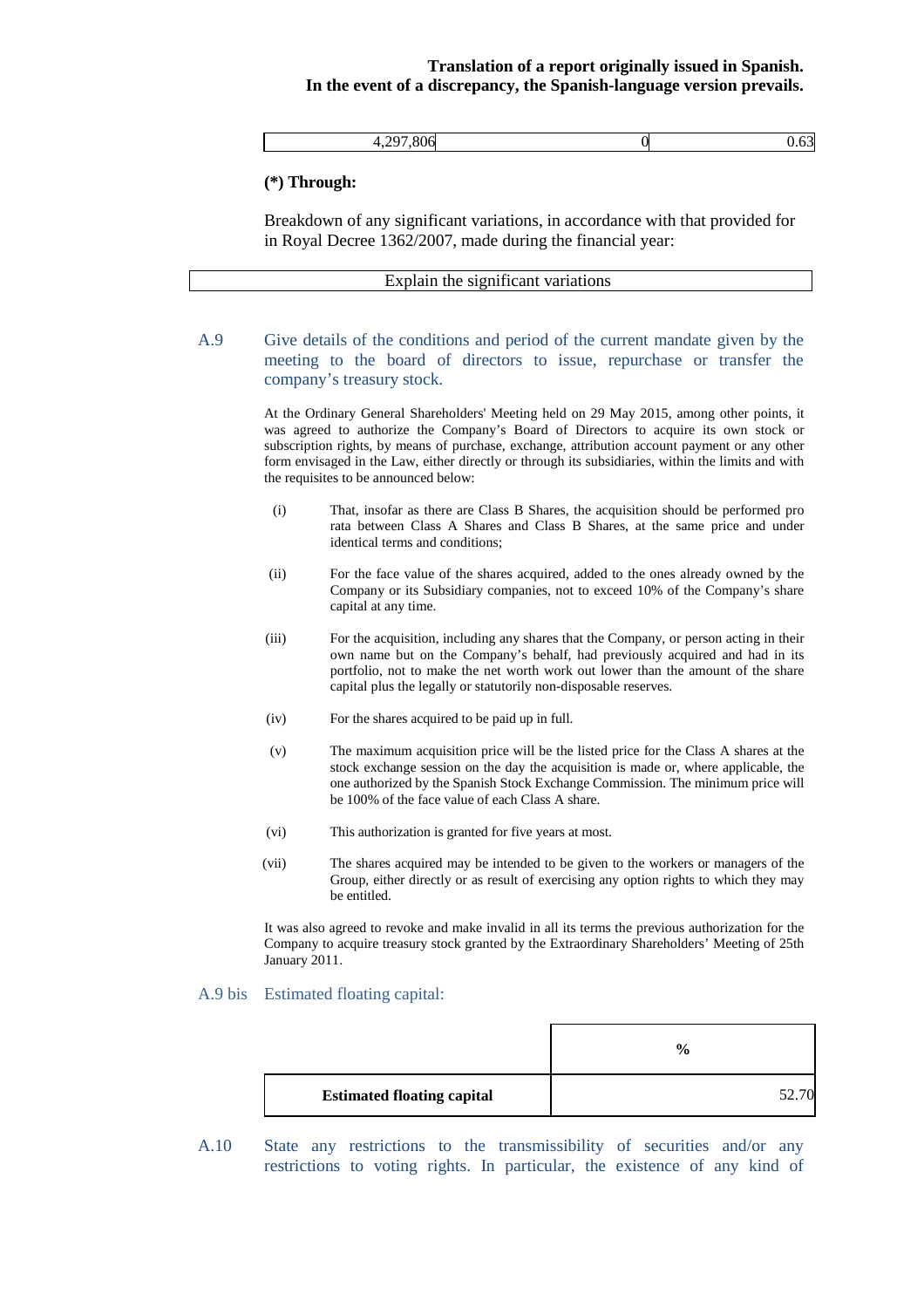| 4,297,806 | 0 | 0.63 |
|---|---|---|

**(*) Through:**

Breakdown of any significant variations, in accordance with that provided for in Royal Decree 1362/2007, made during the financial year:

| Explain the significant variations |
|---|

A.9 Give details of the conditions and period of the current mandate given by the meeting to the board of directors to issue, repurchase or transfer the company's treasury stock.

At the Ordinary General Shareholders' Meeting held on 29 May 2015, among other points, it was agreed to authorize the Company's Board of Directors to acquire its own stock or subscription rights, by means of purchase, exchange, attribution account payment or any other form envisaged in the Law, either directly or through its subsidiaries, within the limits and with the requisites to be announced below:

(i) That, insofar as there are Class B Shares, the acquisition should be performed pro rata between Class A Shares and Class B Shares, at the same price and under identical terms and conditions;

(ii) For the face value of the shares acquired, added to the ones already owned by the Company or its Subsidiary companies, not to exceed 10% of the Company's share capital at any time.

(iii) For the acquisition, including any shares that the Company, or person acting in their own name but on the Company's behalf, had previously acquired and had in its portfolio, not to make the net worth work out lower than the amount of the share capital plus the legally or statutorily non-disposable reserves.

(iv) For the shares acquired to be paid up in full.

(v) The maximum acquisition price will be the listed price for the Class A shares at the stock exchange session on the day the acquisition is made or, where applicable, the one authorized by the Spanish Stock Exchange Commission. The minimum price will be 100% of the face value of each Class A share.

(vi) This authorization is granted for five years at most.

(vii) The shares acquired may be intended to be given to the workers or managers of the Group, either directly or as result of exercising any option rights to which they may be entitled.

It was also agreed to revoke and make invalid in all its terms the previous authorization for the Company to acquire treasury stock granted by the Extraordinary Shareholders' Meeting of 25th January 2011.

A.9 bis Estimated floating capital:

| | % |
|---|---|
| **Estimated floating capital** | 52.70 |

A.10 State any restrictions to the transmissibility of securities and/or any restrictions to voting rights. In particular, the existence of any kind of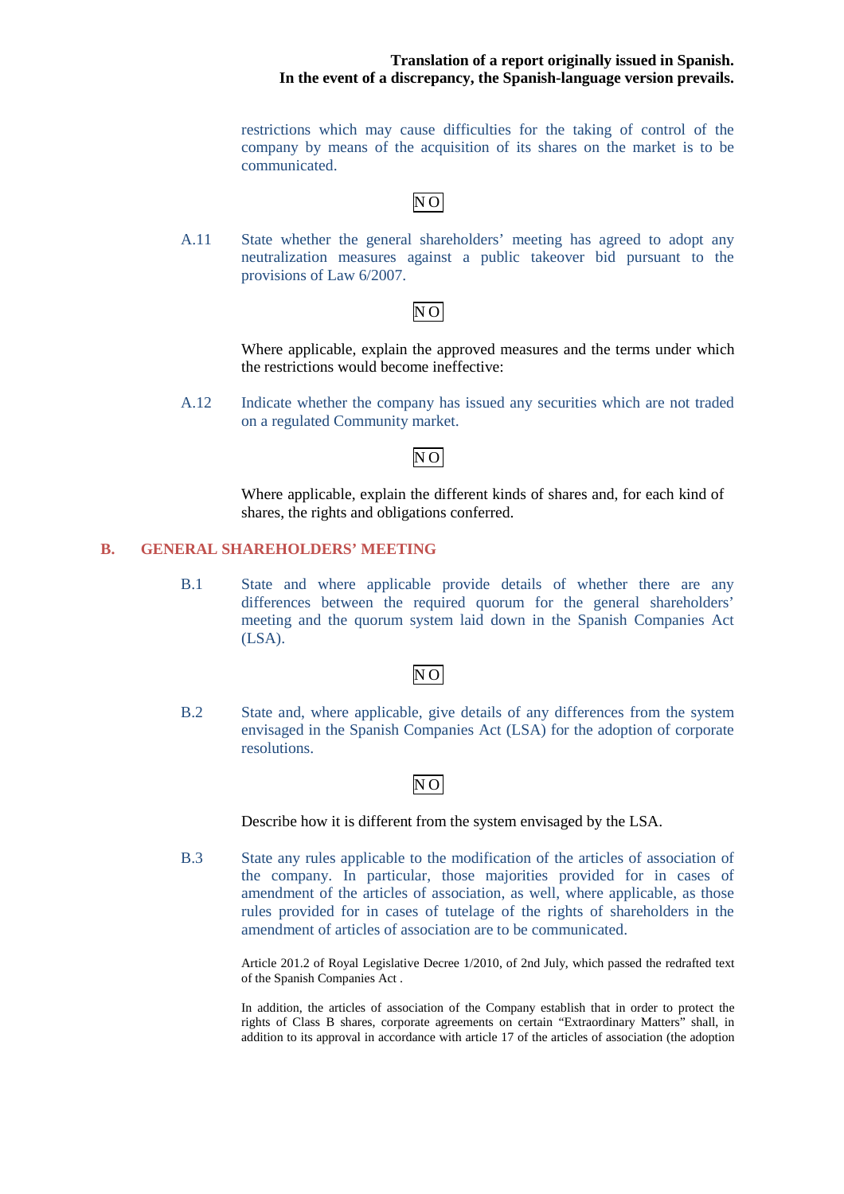**Translation of a report originally issued in Spanish.**
**In the event of a discrepancy, the Spanish-language version prevails.**

restrictions which may cause difficulties for the taking of control of the company by means of the acquisition of its shares on the market is to be communicated.

NO

A.11 State whether the general shareholders' meeting has agreed to adopt any neutralization measures against a public takeover bid pursuant to the provisions of Law 6/2007.

NO

Where applicable, explain the approved measures and the terms under which the restrictions would become ineffective:

A.12 Indicate whether the company has issued any securities which are not traded on a regulated Community market.

NO

Where applicable, explain the different kinds of shares and, for each kind of shares, the rights and obligations conferred.

## B. GENERAL SHAREHOLDERS' MEETING

B.1 State and where applicable provide details of whether there are any differences between the required quorum for the general shareholders' meeting and the quorum system laid down in the Spanish Companies Act (LSA).

NO

B.2 State and, where applicable, give details of any differences from the system envisaged in the Spanish Companies Act (LSA) for the adoption of corporate resolutions.

NO

Describe how it is different from the system envisaged by the LSA.

B.3 State any rules applicable to the modification of the articles of association of the company. In particular, those majorities provided for in cases of amendment of the articles of association, as well, where applicable, as those rules provided for in cases of tutelage of the rights of shareholders in the amendment of articles of association are to be communicated.

Article 201.2 of Royal Legislative Decree 1/2010, of 2nd July, which passed the redrafted text of the Spanish Companies Act .

In addition, the articles of association of the Company establish that in order to protect the rights of Class B shares, corporate agreements on certain "Extraordinary Matters" shall, in addition to its approval in accordance with article 17 of the articles of association (the adoption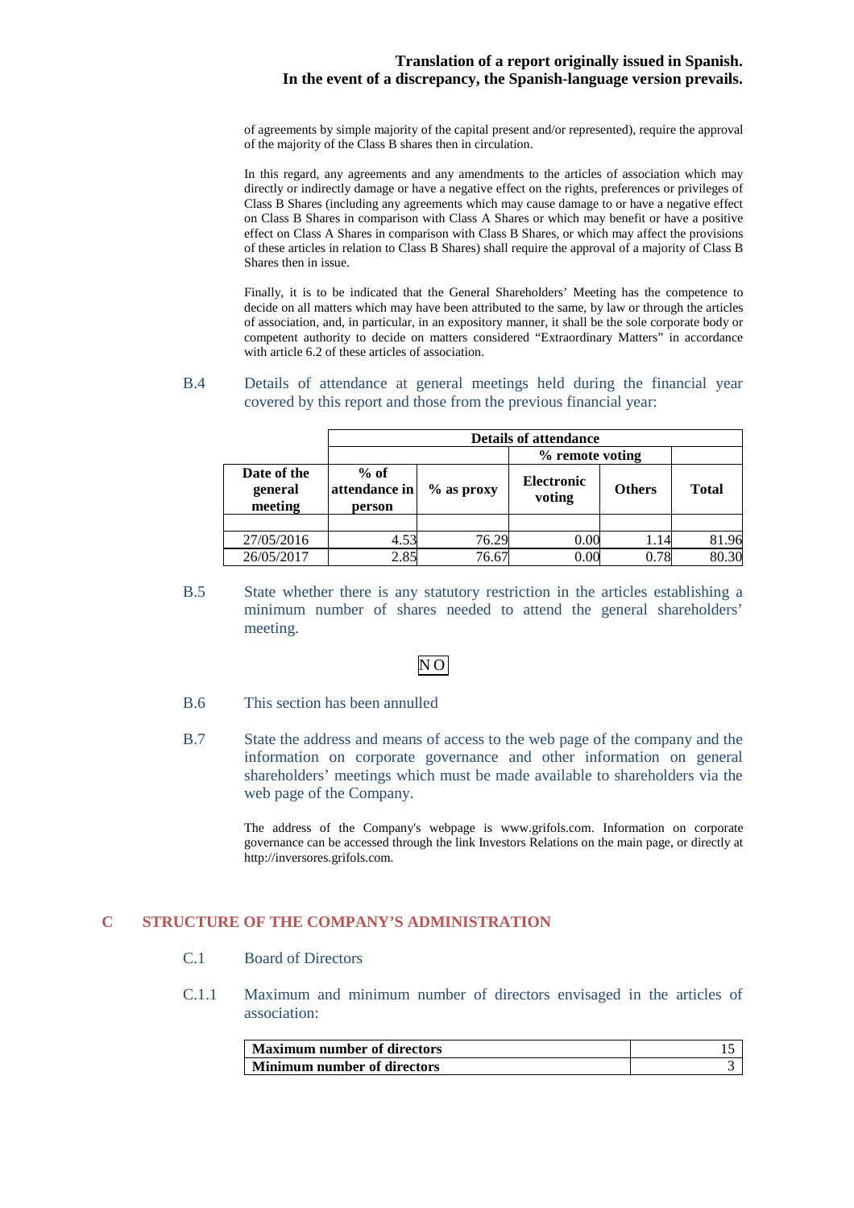of agreements by simple majority of the capital present and/or represented), require the approval of the majority of the Class B shares then in circulation.

In this regard, any agreements and any amendments to the articles of association which may directly or indirectly damage or have a negative effect on the rights, preferences or privileges of Class B Shares (including any agreements which may cause damage to or have a negative effect on Class B Shares in comparison with Class A Shares or which may benefit or have a positive effect on Class A Shares in comparison with Class B Shares, or which may affect the provisions of these articles in relation to Class B Shares) shall require the approval of a majority of Class B Shares then in issue.

Finally, it is to be indicated that the General Shareholders' Meeting has the competence to decide on all matters which may have been attributed to the same, by law or through the articles of association, and, in particular, in an expository manner, it shall be the sole corporate body or competent authority to decide on matters considered "Extraordinary Matters" in accordance with article 6.2 of these articles of association.

### B.4 Details of attendance at general meetings held during the financial year covered by this report and those from the previous financial year:

| | Details of attendance | | | | |
|---|---|---|---|---|---|
| | | | % remote voting | | |
| **Date of the general meeting** | **% of attendance in person** | **% as proxy** | **Electronic voting** | **Others** | **Total** |
| 27/05/2016 | 4.53 | 76.29 | 0.00 | 1.14 | 81.96 |
| 26/05/2017 | 2.85 | 76.67 | 0.00 | 0.78 | 80.30 |

### B.5 State whether there is any statutory restriction in the articles establishing a minimum number of shares needed to attend the general shareholders' meeting.

NO

### B.6 This section has been annulled

### B.7 State the address and means of access to the web page of the company and the information on corporate governance and other information on general shareholders' meetings which must be made available to shareholders via the web page of the Company.

The address of the Company's webpage is www.grifols.com. Information on corporate governance can be accessed through the link Investors Relations on the main page, or directly at http://inversores.grifols.com.

## C STRUCTURE OF THE COMPANY'S ADMINISTRATION

### C.1 Board of Directors

### C.1.1 Maximum and minimum number of directors envisaged in the articles of association:

| | |
|---|---|
| **Maximum number of directors** | 15 |
| **Minimum number of directors** | 3 |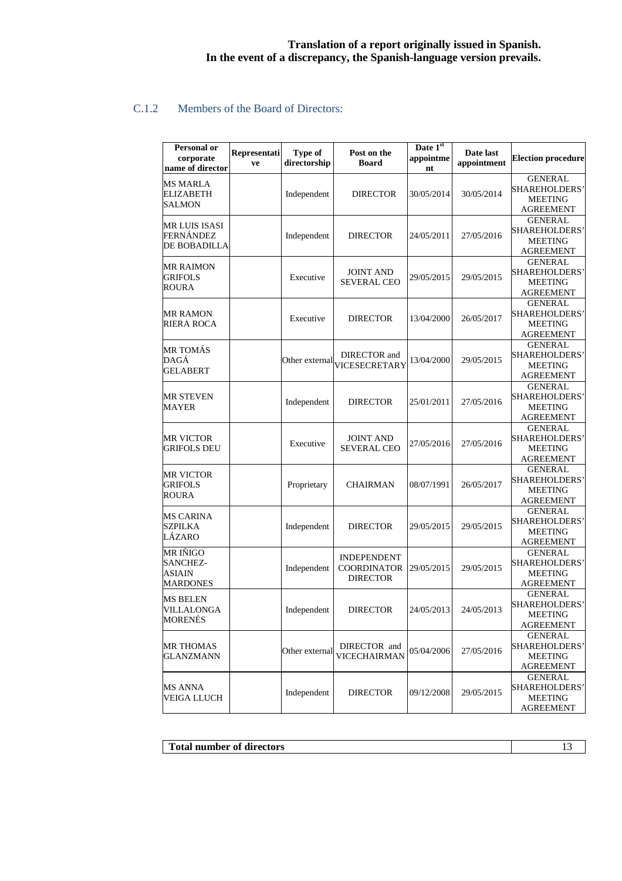**Translation of a report originally issued in Spanish.**
**In the event of a discrepancy, the Spanish-language version prevails.**

### C.1.2 Members of the Board of Directors:

| Personal or corporate name of director | Representative | Type of directorship | Post on the Board | Date 1st appointment | Date last appointment | Election procedure |
|---|---|---|---|---|---|---|
| MS MARLA ELIZABETH SALMON | | Independent | DIRECTOR | 30/05/2014 | 30/05/2014 | GENERAL SHAREHOLDERS' MEETING AGREEMENT |
| MR LUIS ISASI FERNÁNDEZ DE BOBADILLA | | Independent | DIRECTOR | 24/05/2011 | 27/05/2016 | GENERAL SHAREHOLDERS' MEETING AGREEMENT |
| MR RAIMON GRIFOLS ROURA | | Executive | JOINT AND SEVERAL CEO | 29/05/2015 | 29/05/2015 | GENERAL SHAREHOLDERS' MEETING AGREEMENT |
| MR RAMON RIERA ROCA | | Executive | DIRECTOR | 13/04/2000 | 26/05/2017 | GENERAL SHAREHOLDERS' MEETING AGREEMENT |
| MR TOMÁS DAGÁ GELABERT | | Other external | DIRECTOR and VICESECRETARY | 13/04/2000 | 29/05/2015 | GENERAL SHAREHOLDERS' MEETING AGREEMENT |
| MR STEVEN MAYER | | Independent | DIRECTOR | 25/01/2011 | 27/05/2016 | GENERAL SHAREHOLDERS' MEETING AGREEMENT |
| MR VICTOR GRIFOLS DEU | | Executive | JOINT AND SEVERAL CEO | 27/05/2016 | 27/05/2016 | GENERAL SHAREHOLDERS' MEETING AGREEMENT |
| MR VICTOR GRIFOLS ROURA | | Proprietary | CHAIRMAN | 08/07/1991 | 26/05/2017 | GENERAL SHAREHOLDERS' MEETING AGREEMENT |
| MS CARINA SZPILKA LÁZARO | | Independent | DIRECTOR | 29/05/2015 | 29/05/2015 | GENERAL SHAREHOLDERS' MEETING AGREEMENT |
| MR IÑIGO SANCHEZ-ASIAIN MARDONES | | Independent | INDEPENDENT COORDINATOR DIRECTOR | 29/05/2015 | 29/05/2015 | GENERAL SHAREHOLDERS' MEETING AGREEMENT |
| MS BELEN VILLALONGA MORENÉS | | Independent | DIRECTOR | 24/05/2013 | 24/05/2013 | GENERAL SHAREHOLDERS' MEETING AGREEMENT |
| MR THOMAS GLANZMANN | | Other external | DIRECTOR and VICECHAIRMAN | 05/04/2006 | 27/05/2016 | GENERAL SHAREHOLDERS' MEETING AGREEMENT |
| MS ANNA VEIGA LLUCH | | Independent | DIRECTOR | 09/12/2008 | 29/05/2015 | GENERAL SHAREHOLDERS' MEETING AGREEMENT |

| **Total number of directors** | 13 |
|---|---|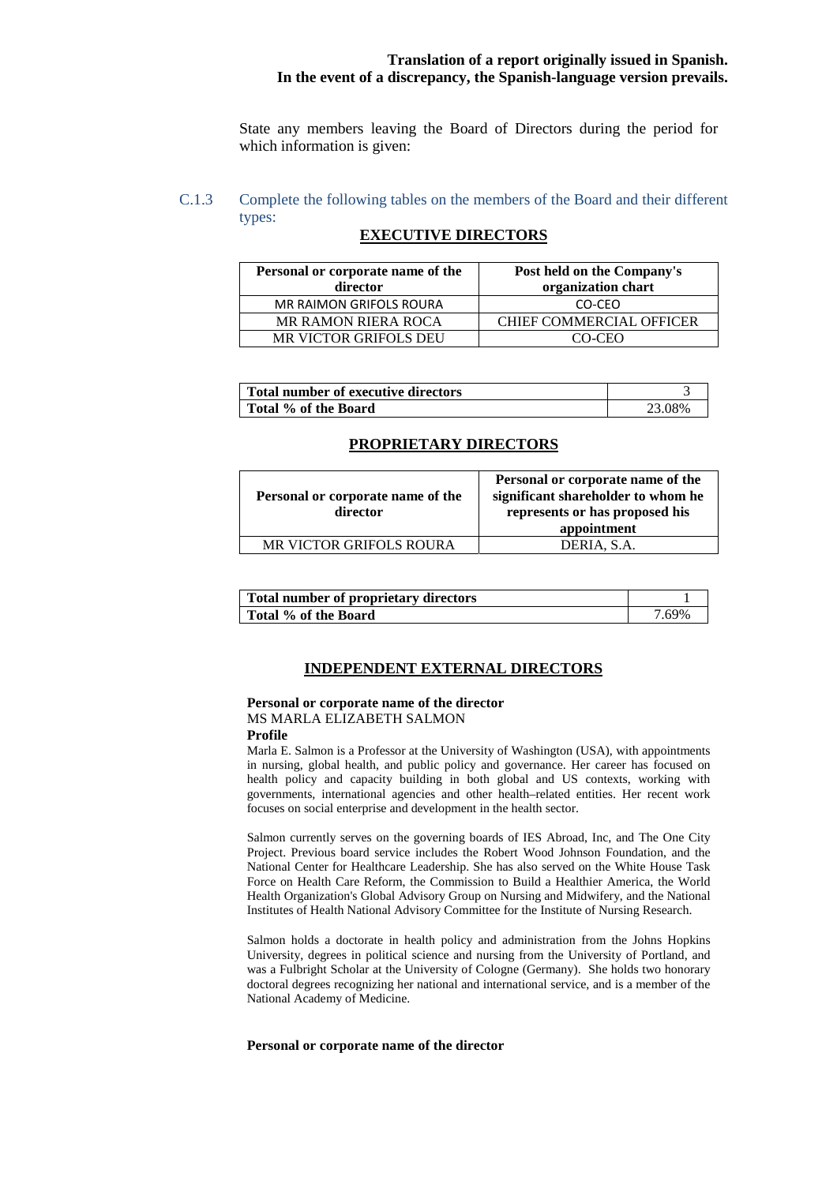**Translation of a report originally issued in Spanish.**
**In the event of a discrepancy, the Spanish-language version prevails.**

State any members leaving the Board of Directors during the period for which information is given:

C.1.3 Complete the following tables on the members of the Board and their different types:

**EXECUTIVE DIRECTORS**

| Personal or corporate name of the director | Post held on the Company's organization chart |
|---|---|
| MR RAIMON GRIFOLS ROURA | CO-CEO |
| MR RAMON RIERA ROCA | CHIEF COMMERCIAL OFFICER |
| MR VICTOR GRIFOLS DEU | CO-CEO |

| Total number of executive directors | 3 |
|---|---|
| Total % of the Board | 23.08% |

**PROPRIETARY DIRECTORS**

| Personal or corporate name of the director | Personal or corporate name of the significant shareholder to whom he represents or has proposed his appointment |
|---|---|
| MR VICTOR GRIFOLS ROURA | DERIA, S.A. |

| Total number of proprietary directors | 1 |
|---|---|
| Total % of the Board | 7.69% |

**INDEPENDENT EXTERNAL DIRECTORS**

**Personal or corporate name of the director**
MS MARLA ELIZABETH SALMON
**Profile**
Marla E. Salmon is a Professor at the University of Washington (USA), with appointments in nursing, global health, and public policy and governance. Her career has focused on health policy and capacity building in both global and US contexts, working with governments, international agencies and other health–related entities. Her recent work focuses on social enterprise and development in the health sector.

Salmon currently serves on the governing boards of IES Abroad, Inc, and The One City Project. Previous board service includes the Robert Wood Johnson Foundation, and the National Center for Healthcare Leadership. She has also served on the White House Task Force on Health Care Reform, the Commission to Build a Healthier America, the World Health Organization's Global Advisory Group on Nursing and Midwifery, and the National Institutes of Health National Advisory Committee for the Institute of Nursing Research.

Salmon holds a doctorate in health policy and administration from the Johns Hopkins University, degrees in political science and nursing from the University of Portland, and was a Fulbright Scholar at the University of Cologne (Germany). She holds two honorary doctoral degrees recognizing her national and international service, and is a member of the National Academy of Medicine.

**Personal or corporate name of the director**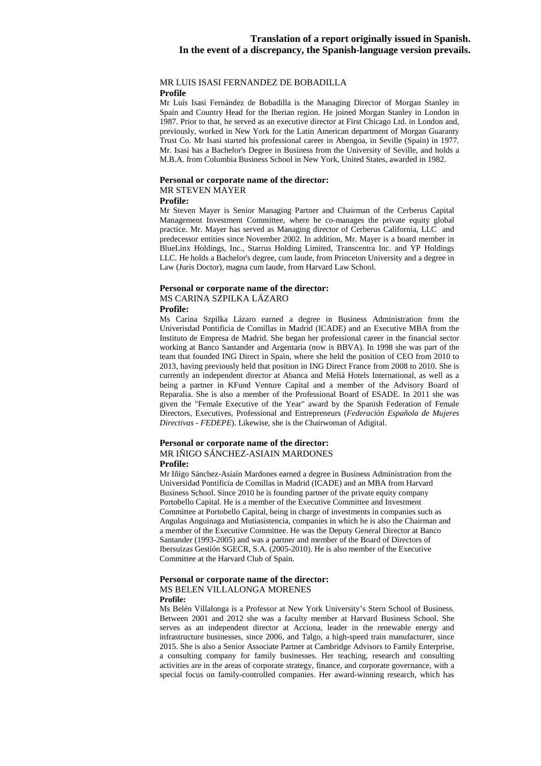**Translation of a report originally issued in Spanish. In the event of a discrepancy, the Spanish-language version prevails.**

MR LUIS ISASI FERNANDEZ DE BOBADILLA

**Profile**

Mr Luís Isasi Fernández de Bobadilla is the Managing Director of Morgan Stanley in Spain and Country Head for the Iberian region. He joined Morgan Stanley in London in 1987. Prior to that, he served as an executive director at First Chicago Ltd. in London and, previously, worked in New York for the Latin American department of Morgan Guaranty Trust Co. Mr Isasi started his professional career in Abengoa, in Seville (Spain) in 1977. Mr. Isasi has a Bachelor's Degree in Business from the University of Seville, and holds a M.B.A. from Columbia Business School in New York, United States, awarded in 1982.

**Personal or corporate name of the director:**

MR STEVEN MAYER

**Profile:**

Mr Steven Mayer is Senior Managing Partner and Chairman of the Cerberus Capital Management Investment Committee, where he co-manages the private equity global practice. Mr. Mayer has served as Managing director of Cerberus California, LLC and predecessor entities since November 2002. In addition, Mr. Mayer is a board member in BlueLinx Holdings, Inc., Starrus Holding Limited, Transcentra Inc. and YP Holdings LLC. He holds a Bachelor's degree, cum laude, from Princeton University and a degree in Law (Juris Doctor), magna cum laude, from Harvard Law School.

**Personal or corporate name of the director:**

MS CARINA SZPILKA LÁZARO

**Profile:**

Ms Carina Szpilka Lázaro earned a degree in Business Administration from the Univerisdad Pontificia de Comillas in Madrid (ICADE) and an Executive MBA from the Instituto de Empresa de Madrid. She began her professional career in the financial sector working at Banco Santander and Argentaria (now is BBVA). In 1998 she was part of the team that founded ING Direct in Spain, where she held the position of CEO from 2010 to 2013, having previously held that position in ING Direct France from 2008 to 2010. She is currently an independent director at Abanca and Meliá Hotels International, as well as a being a partner in KFund Venture Capital and a member of the Advisory Board of Reparalia. She is also a member of the Professional Board of ESADE. In 2011 she was given the "Female Executive of the Year" award by the Spanish Federation of Female Directors, Executives, Professional and Entrepreneurs (*Federación Española de Mujeres Directivas - FEDEPE*). Likewise, she is the Chairwoman of Adigital.

**Personal or corporate name of the director:**

MR IÑIGO SÁNCHEZ-ASIAIN MARDONES

**Profile:**

Mr Iñigo Sánchez-Asiaín Mardones earned a degree in Business Administration from the Universidad Pontificia de Comillas in Madrid (ICADE) and an MBA from Harvard Business School. Since 2010 he is founding partner of the private equity company Portobello Capital. He is a member of the Executive Committee and Investment Committee at Portobello Capital, being in charge of investments in companies such as Angulas Anguinaga and Mutiasistencia, companies in which he is also the Chairman and a member of the Executive Committee. He was the Deputy General Director at Banco Santander (1993-2005) and was a partner and member of the Board of Directors of Ibersuizas Gestión SGECR, S.A. (2005-2010). He is also member of the Executive Committee at the Harvard Club of Spain.

**Personal or corporate name of the director:**

MS BELEN VILLALONGA MORENES

**Profile:**

Ms Belén Villalonga is a Professor at New York University's Stern School of Business. Between 2001 and 2012 she was a faculty member at Harvard Business School. She serves as an independent director at Acciona, leader in the renewable energy and infrastructure businesses, since 2006, and Talgo, a high-speed train manufacturer, since 2015. She is also a Senior Associate Partner at Cambridge Advisors to Family Enterprise, a consulting company for family businesses. Her teaching, research and consulting activities are in the areas of corporate strategy, finance, and corporate governance, with a special focus on family-controlled companies. Her award-winning research, which has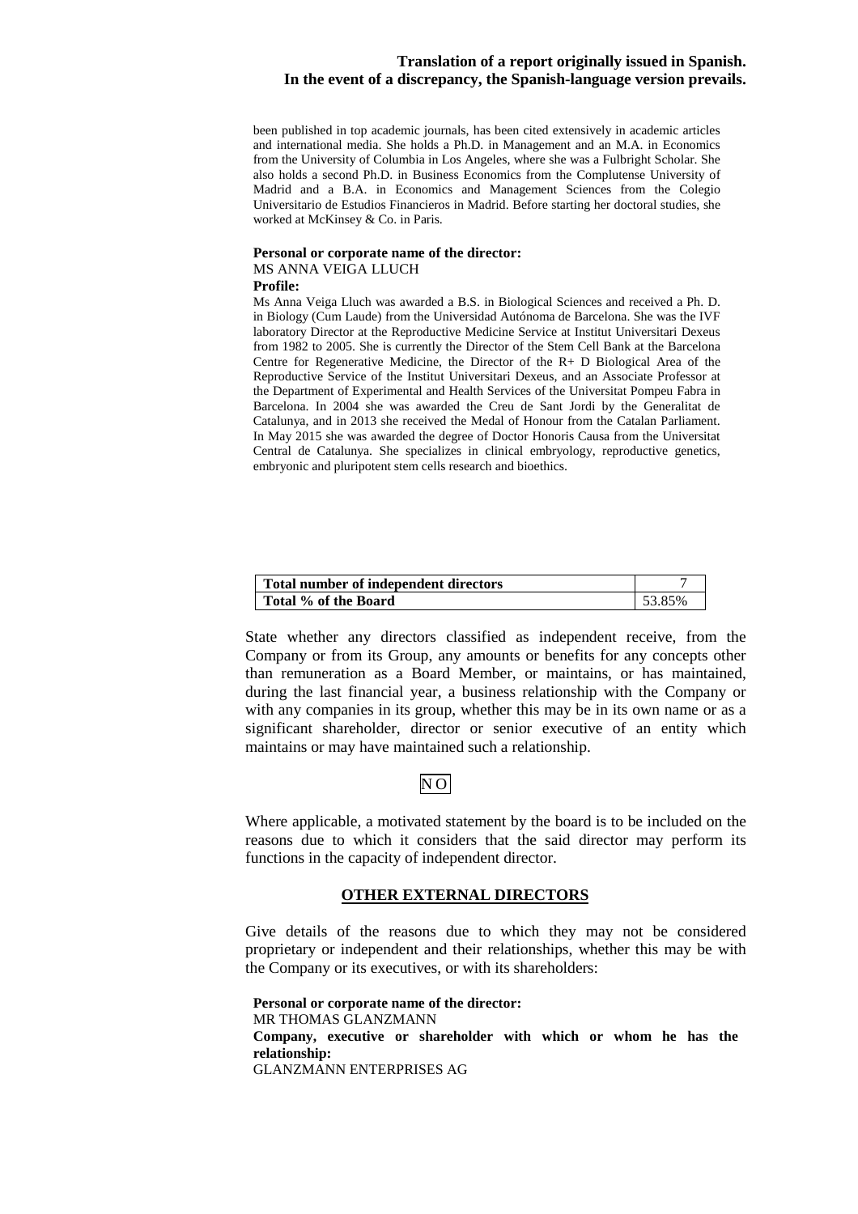been published in top academic journals, has been cited extensively in academic articles and international media. She holds a Ph.D. in Management and an M.A. in Economics from the University of Columbia in Los Angeles, where she was a Fulbright Scholar. She also holds a second Ph.D. in Business Economics from the Complutense University of Madrid and a B.A. in Economics and Management Sciences from the Colegio Universitario de Estudios Financieros in Madrid. Before starting her doctoral studies, she worked at McKinsey & Co. in Paris.

**Personal or corporate name of the director:**
MS ANNA VEIGA LLUCH
**Profile:**
Ms Anna Veiga Lluch was awarded a B.S. in Biological Sciences and received a Ph. D. in Biology (Cum Laude) from the Universidad Autónoma de Barcelona. She was the IVF laboratory Director at the Reproductive Medicine Service at Institut Universitari Dexeus from 1982 to 2005. She is currently the Director of the Stem Cell Bank at the Barcelona Centre for Regenerative Medicine, the Director of the R+ D Biological Area of the Reproductive Service of the Institut Universitari Dexeus, and an Associate Professor at the Department of Experimental and Health Services of the Universitat Pompeu Fabra in Barcelona. In 2004 she was awarded the Creu de Sant Jordi by the Generalitat de Catalunya, and in 2013 she received the Medal of Honour from the Catalan Parliament. In May 2015 she was awarded the degree of Doctor Honoris Causa from the Universitat Central de Catalunya. She specializes in clinical embryology, reproductive genetics, embryonic and pluripotent stem cells research and bioethics.

| **Total number of independent directors** | 7 |
|---|---|
| **Total % of the Board** | 53.85% |

State whether any directors classified as independent receive, from the Company or from its Group, any amounts or benefits for any concepts other than remuneration as a Board Member, or maintains, or has maintained, during the last financial year, a business relationship with the Company or with any companies in its group, whether this may be in its own name or as a significant shareholder, director or senior executive of an entity which maintains or may have maintained such a relationship.

NO

Where applicable, a motivated statement by the board is to be included on the reasons due to which it considers that the said director may perform its functions in the capacity of independent director.

## OTHER EXTERNAL DIRECTORS

Give details of the reasons due to which they may not be considered proprietary or independent and their relationships, whether this may be with the Company or its executives, or with its shareholders:

**Personal or corporate name of the director:**
MR THOMAS GLANZMANN
**Company, executive or shareholder with which or whom he has the relationship:**
GLANZMANN ENTERPRISES AG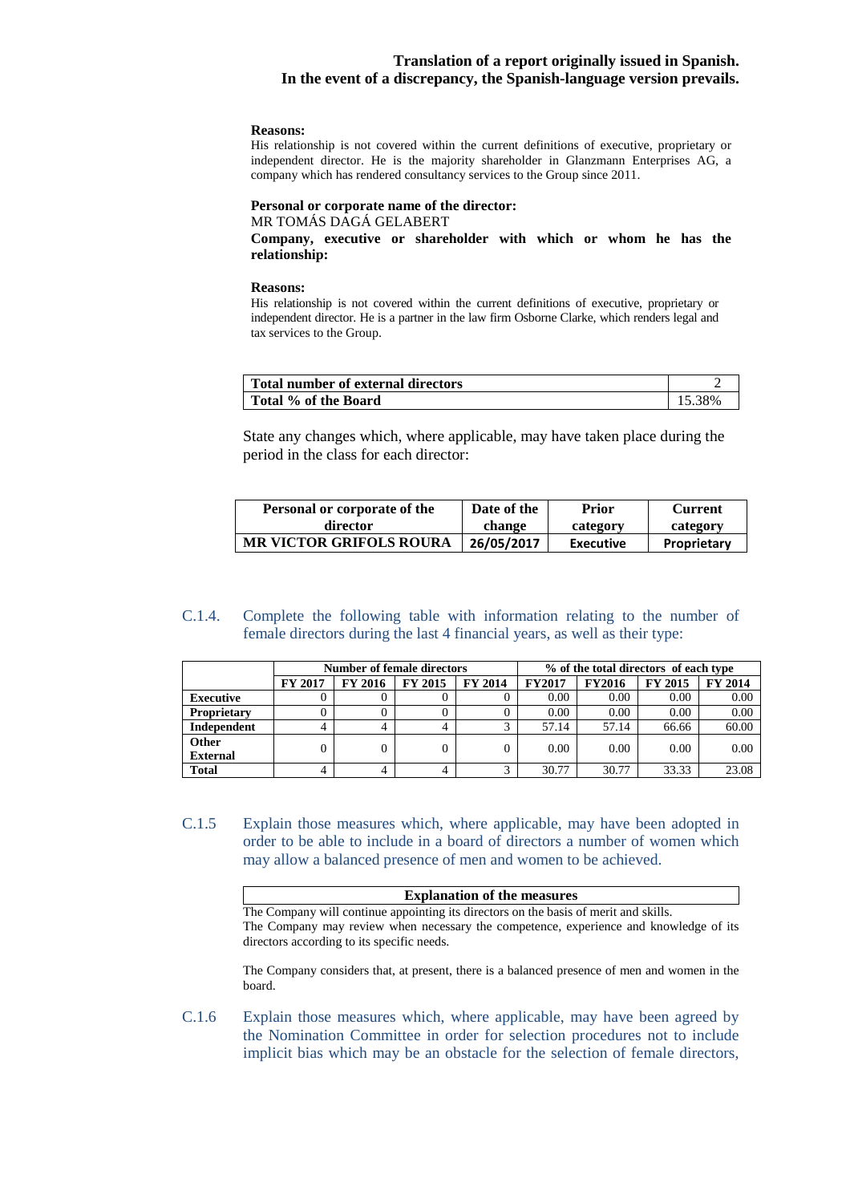**Reasons:**

His relationship is not covered within the current definitions of executive, proprietary or independent director. He is the majority shareholder in Glanzmann Enterprises AG, a company which has rendered consultancy services to the Group since 2011.

**Personal or corporate name of the director:**

MR TOMÁS DAGÁ GELABERT

**Company, executive or shareholder with which or whom he has the relationship:**

**Reasons:**

His relationship is not covered within the current definitions of executive, proprietary or independent director. He is a partner in the law firm Osborne Clarke, which renders legal and tax services to the Group.

| **Total number of external directors** | 2 |
|---|---|
| **Total % of the Board** | 15.38% |

State any changes which, where applicable, may have taken place during the period in the class for each director:

| Personal or corporate of the director | Date of the change | Prior category | Current category |
|---|---|---|---|
| MR VICTOR GRIFOLS ROURA | 26/05/2017 | Executive | Proprietary |

C.1.4. Complete the following table with information relating to the number of female directors during the last 4 financial years, as well as their type:

| | Number of female directors | | | | % of the total directors of each type | | | |
|---|---|---|---|---|---|---|---|---|
| | FY 2017 | FY 2016 | FY 2015 | FY 2014 | FY2017 | FY2016 | FY 2015 | FY 2014 |
| **Executive** | 0 | 0 | 0 | 0 | 0.00 | 0.00 | 0.00 | 0.00 |
| **Proprietary** | 0 | 0 | 0 | 0 | 0.00 | 0.00 | 0.00 | 0.00 |
| **Independent** | 4 | 4 | 4 | 3 | 57.14 | 57.14 | 66.66 | 60.00 |
| **Other External** | 0 | 0 | 0 | 0 | 0.00 | 0.00 | 0.00 | 0.00 |
| **Total** | 4 | 4 | 4 | 3 | 30.77 | 30.77 | 33.33 | 23.08 |

C.1.5 Explain those measures which, where applicable, may have been adopted in order to be able to include in a board of directors a number of women which may allow a balanced presence of men and women to be achieved.

**Explanation of the measures**

The Company will continue appointing its directors on the basis of merit and skills.

The Company may review when necessary the competence, experience and knowledge of its directors according to its specific needs.

The Company considers that, at present, there is a balanced presence of men and women in the board.

C.1.6 Explain those measures which, where applicable, may have been agreed by the Nomination Committee in order for selection procedures not to include implicit bias which may be an obstacle for the selection of female directors,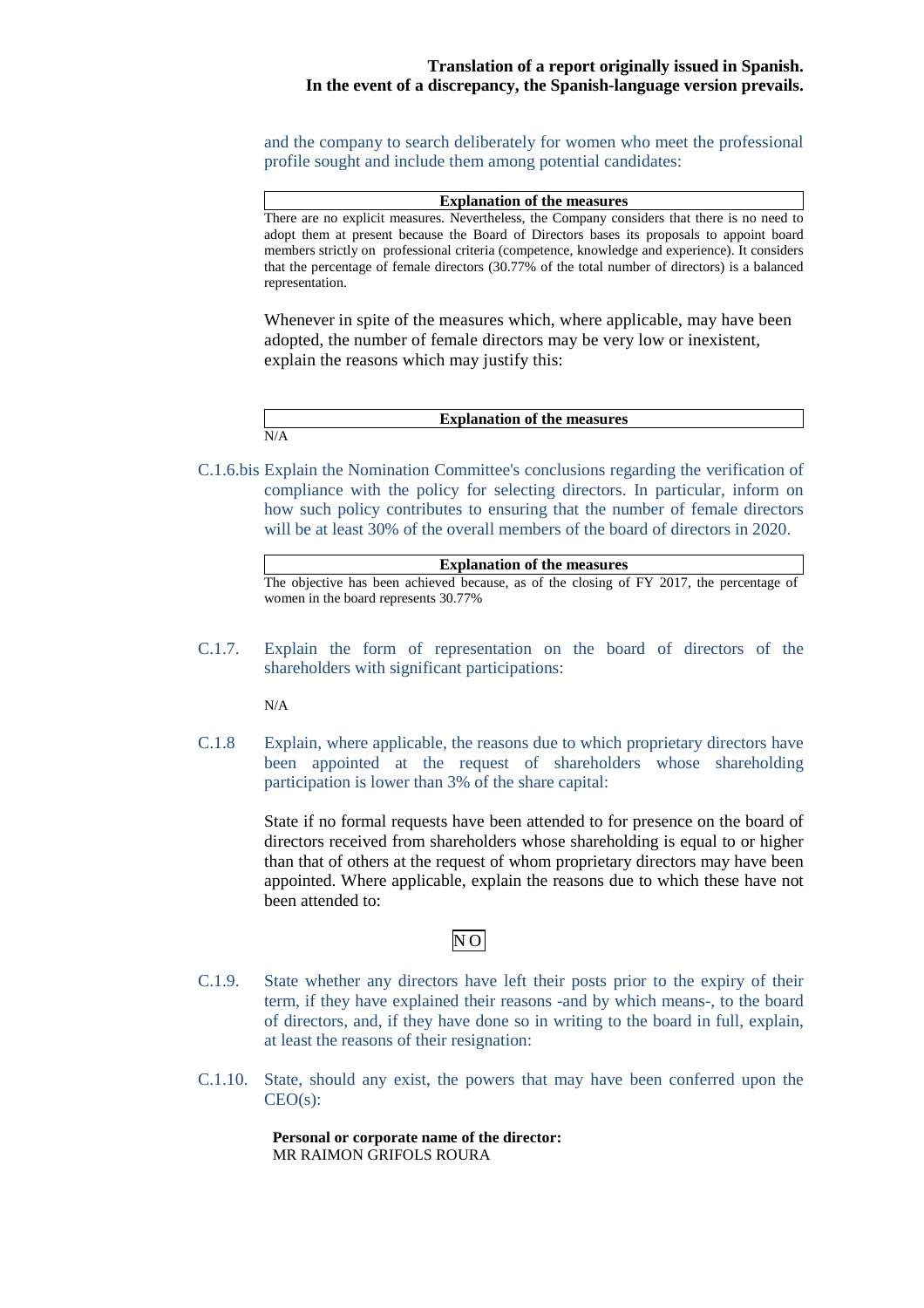and the company to search deliberately for women who meet the professional profile sought and include them among potential candidates:

| Explanation of the measures |
|---|
| There are no explicit measures. Nevertheless, the Company considers that there is no need to adopt them at present because the Board of Directors bases its proposals to appoint board members strictly on professional criteria (competence, knowledge and experience). It considers that the percentage of female directors (30.77% of the total number of directors) is a balanced representation. |

Whenever in spite of the measures which, where applicable, may have been adopted, the number of female directors may be very low or inexistent, explain the reasons which may justify this:

| Explanation of the measures |
|---|
| N/A |

C.1.6.bis Explain the Nomination Committee's conclusions regarding the verification of compliance with the policy for selecting directors. In particular, inform on how such policy contributes to ensuring that the number of female directors will be at least 30% of the overall members of the board of directors in 2020.

| Explanation of the measures |
|---|
| The objective has been achieved because, as of the closing of FY 2017, the percentage of women in the board represents 30.77% |

C.1.7. Explain the form of representation on the board of directors of the shareholders with significant participations:

N/A

C.1.8 Explain, where applicable, the reasons due to which proprietary directors have been appointed at the request of shareholders whose shareholding participation is lower than 3% of the share capital:

State if no formal requests have been attended to for presence on the board of directors received from shareholders whose shareholding is equal to or higher than that of others at the request of whom proprietary directors may have been appointed. Where applicable, explain the reasons due to which these have not been attended to:

NO

C.1.9. State whether any directors have left their posts prior to the expiry of their term, if they have explained their reasons -and by which means-, to the board of directors, and, if they have done so in writing to the board in full, explain, at least the reasons of their resignation:

C.1.10. State, should any exist, the powers that may have been conferred upon the CEO(s):

**Personal or corporate name of the director:**
MR RAIMON GRIFOLS ROURA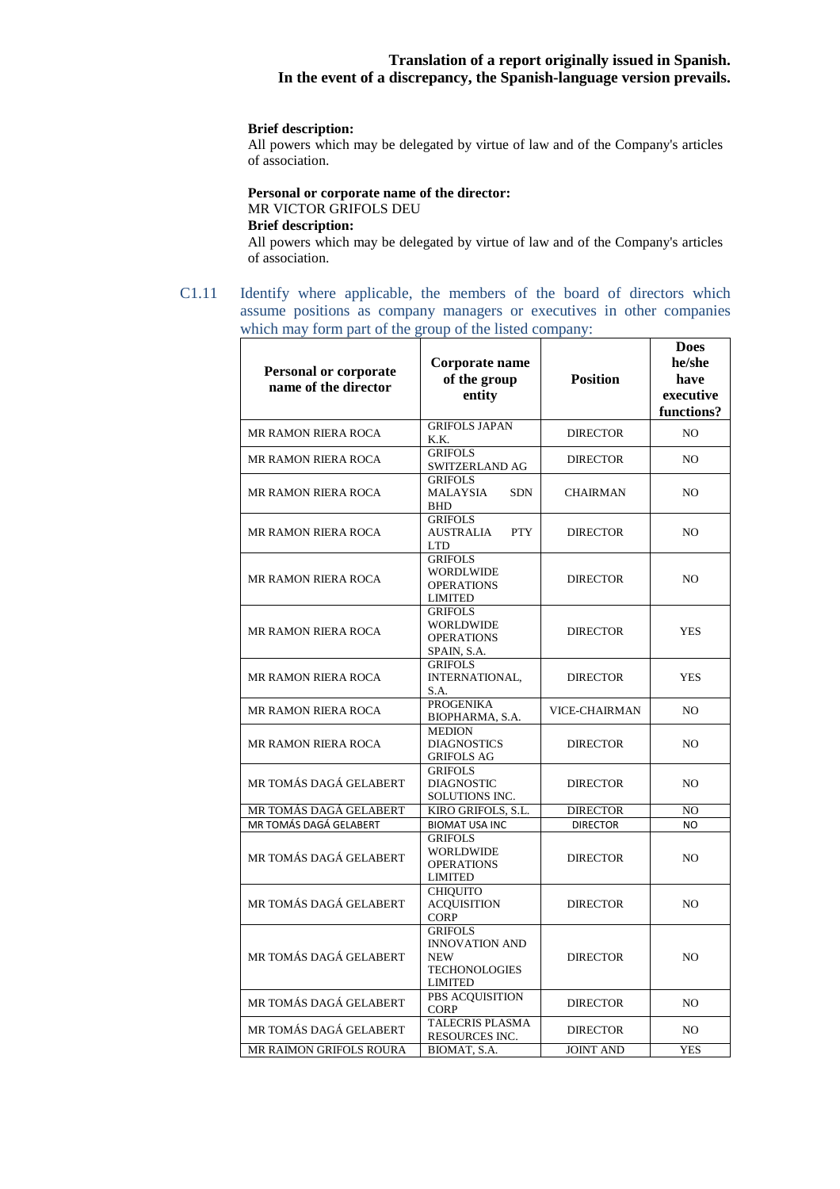**Brief description:**
All powers which may be delegated by virtue of law and of the Company's articles of association.

**Personal or corporate name of the director:**
MR VICTOR GRIFOLS DEU
**Brief description:**
All powers which may be delegated by virtue of law and of the Company's articles of association.

C1.11 Identify where applicable, the members of the board of directors which assume positions as company managers or executives in other companies which may form part of the group of the listed company:

| Personal or corporate name of the director | Corporate name of the group entity | Position | Does he/she have executive functions? |
|---|---|---|---|
| MR RAMON RIERA ROCA | GRIFOLS JAPAN K.K. | DIRECTOR | NO |
| MR RAMON RIERA ROCA | GRIFOLS SWITZERLAND AG | DIRECTOR | NO |
| MR RAMON RIERA ROCA | GRIFOLS MALAYSIA SDN BHD | CHAIRMAN | NO |
| MR RAMON RIERA ROCA | GRIFOLS AUSTRALIA PTY LTD | DIRECTOR | NO |
| MR RAMON RIERA ROCA | GRIFOLS WORDLWIDE OPERATIONS LIMITED | DIRECTOR | NO |
| MR RAMON RIERA ROCA | GRIFOLS WORLDWIDE OPERATIONS SPAIN, S.A. | DIRECTOR | YES |
| MR RAMON RIERA ROCA | GRIFOLS INTERNATIONAL, S.A. | DIRECTOR | YES |
| MR RAMON RIERA ROCA | PROGENIKA BIOPHARMA, S.A. | VICE-CHAIRMAN | NO |
| MR RAMON RIERA ROCA | MEDION DIAGNOSTICS GRIFOLS AG | DIRECTOR | NO |
| MR TOMÁS DAGÁ GELABERT | GRIFOLS DIAGNOSTIC SOLUTIONS INC. | DIRECTOR | NO |
| MR TOMÁS DAGÁ GELABERT | KIRO GRIFOLS, S.L. | DIRECTOR | NO |
| MR TOMÁS DAGÁ GELABERT | BIOMAT USA INC | DIRECTOR | NO |
| MR TOMÁS DAGÁ GELABERT | GRIFOLS WORLDWIDE OPERATIONS LIMITED | DIRECTOR | NO |
| MR TOMÁS DAGÁ GELABERT | CHIQUITO ACQUISITION CORP | DIRECTOR | NO |
| MR TOMÁS DAGÁ GELABERT | GRIFOLS INNOVATION AND NEW TECHONOLOGIES LIMITED | DIRECTOR | NO |
| MR TOMÁS DAGÁ GELABERT | PBS ACQUISITION CORP | DIRECTOR | NO |
| MR TOMÁS DAGÁ GELABERT | TALECRIS PLASMA RESOURCES INC. | DIRECTOR | NO |
| MR RAIMON GRIFOLS ROURA | BIOMAT, S.A. | JOINT AND | YES |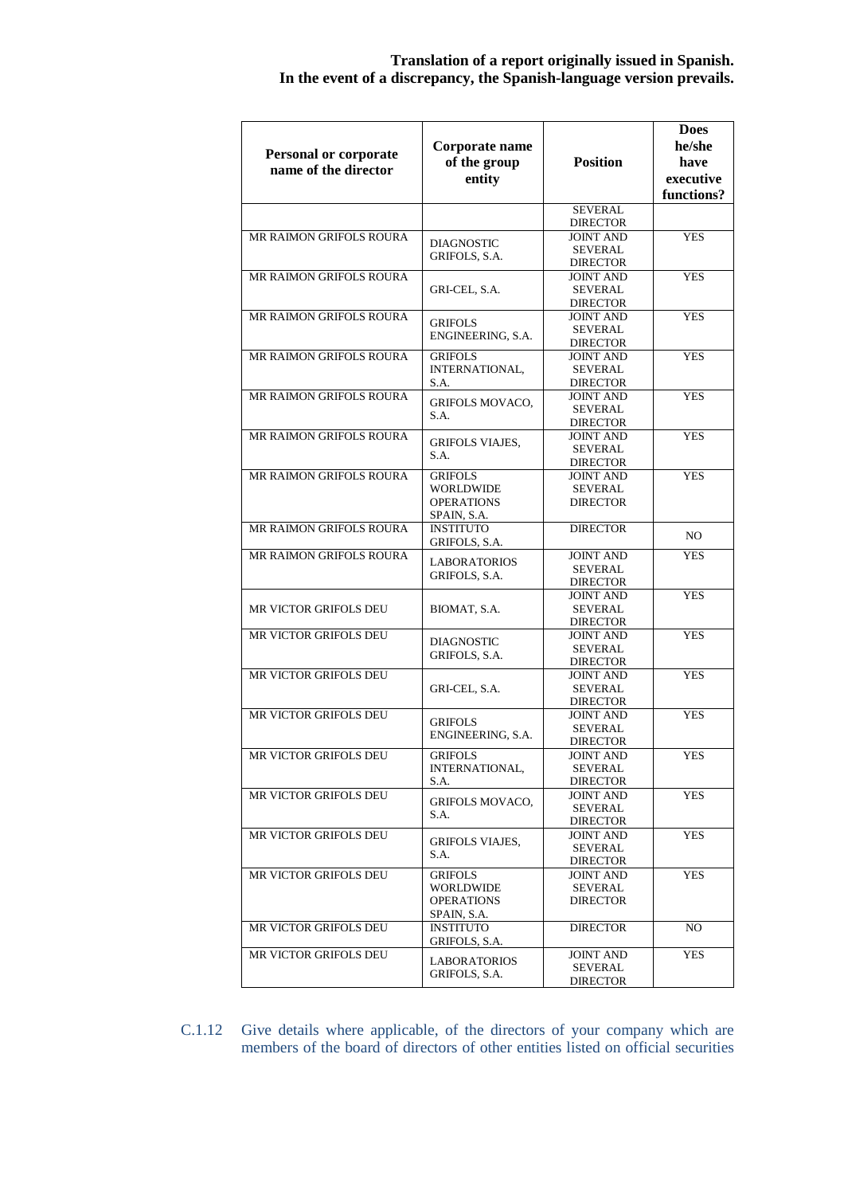Translation of a report originally issued in Spanish.
In the event of a discrepancy, the Spanish-language version prevails.

| Personal or corporate name of the director | Corporate name of the group entity | Position | Does he/she have executive functions? |
|---|---|---|---|
| | | SEVERAL DIRECTOR | |
| MR RAIMON GRIFOLS ROURA | DIAGNOSTIC GRIFOLS, S.A. | JOINT AND SEVERAL DIRECTOR | YES |
| MR RAIMON GRIFOLS ROURA | GRI-CEL, S.A. | JOINT AND SEVERAL DIRECTOR | YES |
| MR RAIMON GRIFOLS ROURA | GRIFOLS ENGINEERING, S.A. | JOINT AND SEVERAL DIRECTOR | YES |
| MR RAIMON GRIFOLS ROURA | GRIFOLS INTERNATIONAL, S.A. | JOINT AND SEVERAL DIRECTOR | YES |
| MR RAIMON GRIFOLS ROURA | GRIFOLS MOVACO, S.A. | JOINT AND SEVERAL DIRECTOR | YES |
| MR RAIMON GRIFOLS ROURA | GRIFOLS VIAJES, S.A. | JOINT AND SEVERAL DIRECTOR | YES |
| MR RAIMON GRIFOLS ROURA | GRIFOLS WORLDWIDE OPERATIONS SPAIN, S.A. | JOINT AND SEVERAL DIRECTOR | YES |
| MR RAIMON GRIFOLS ROURA | INSTITUTO GRIFOLS, S.A. | DIRECTOR | NO |
| MR RAIMON GRIFOLS ROURA | LABORATORIOS GRIFOLS, S.A. | JOINT AND SEVERAL DIRECTOR | YES |
| MR VICTOR GRIFOLS DEU | BIOMAT, S.A. | JOINT AND SEVERAL DIRECTOR | YES |
| MR VICTOR GRIFOLS DEU | DIAGNOSTIC GRIFOLS, S.A. | JOINT AND SEVERAL DIRECTOR | YES |
| MR VICTOR GRIFOLS DEU | GRI-CEL, S.A. | JOINT AND SEVERAL DIRECTOR | YES |
| MR VICTOR GRIFOLS DEU | GRIFOLS ENGINEERING, S.A. | JOINT AND SEVERAL DIRECTOR | YES |
| MR VICTOR GRIFOLS DEU | GRIFOLS INTERNATIONAL, S.A. | JOINT AND SEVERAL DIRECTOR | YES |
| MR VICTOR GRIFOLS DEU | GRIFOLS MOVACO, S.A. | JOINT AND SEVERAL DIRECTOR | YES |
| MR VICTOR GRIFOLS DEU | GRIFOLS VIAJES, S.A. | JOINT AND SEVERAL DIRECTOR | YES |
| MR VICTOR GRIFOLS DEU | GRIFOLS WORLDWIDE OPERATIONS SPAIN, S.A. | JOINT AND SEVERAL DIRECTOR | YES |
| MR VICTOR GRIFOLS DEU | INSTITUTO GRIFOLS, S.A. | DIRECTOR | NO |
| MR VICTOR GRIFOLS DEU | LABORATORIOS GRIFOLS, S.A. | JOINT AND SEVERAL DIRECTOR | YES |

C.1.12 Give details where applicable, of the directors of your company which are members of the board of directors of other entities listed on official securities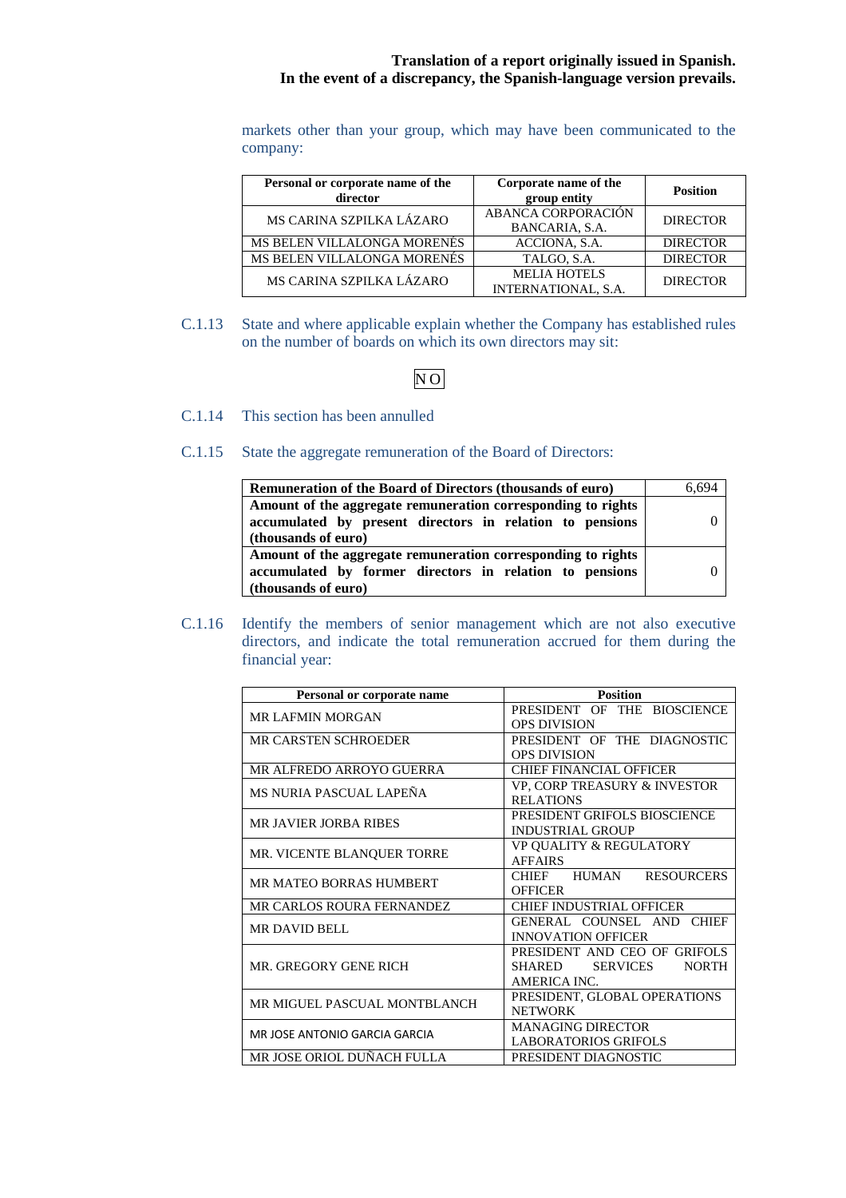markets other than your group, which may have been communicated to the company:

| Personal or corporate name of the director | Corporate name of the group entity | Position |
|---|---|---|
| MS CARINA SZPILKA LÁZARO | ABANCA CORPORACIÓN BANCARIA, S.A. | DIRECTOR |
| MS BELEN VILLALONGA MORENÉS | ACCIONA, S.A. | DIRECTOR |
| MS BELEN VILLALONGA MORENÉS | TALGO, S.A. | DIRECTOR |
| MS CARINA SZPILKA LÁZARO | MELIA HOTELS INTERNATIONAL, S.A. | DIRECTOR |

C.1.13 State and where applicable explain whether the Company has established rules on the number of boards on which its own directors may sit:

NO

C.1.14 This section has been annulled

C.1.15 State the aggregate remuneration of the Board of Directors:

| Remuneration of the Board of Directors (thousands of euro) | 6,694 |
|---|---|
| Amount of the aggregate remuneration corresponding to rights accumulated by present directors in relation to pensions (thousands of euro) | 0 |
| Amount of the aggregate remuneration corresponding to rights accumulated by former directors in relation to pensions (thousands of euro) | 0 |

C.1.16 Identify the members of senior management which are not also executive directors, and indicate the total remuneration accrued for them during the financial year:

| Personal or corporate name | Position |
|---|---|
| MR LAFMIN MORGAN | PRESIDENT OF THE BIOSCIENCE OPS DIVISION |
| MR CARSTEN SCHROEDER | PRESIDENT OF THE DIAGNOSTIC OPS DIVISION |
| MR ALFREDO ARROYO GUERRA | CHIEF FINANCIAL OFFICER |
| MS NURIA PASCUAL LAPEÑA | VP, CORP TREASURY & INVESTOR RELATIONS |
| MR JAVIER JORBA RIBES | PRESIDENT GRIFOLS BIOSCIENCE INDUSTRIAL GROUP |
| MR. VICENTE BLANQUER TORRE | VP QUALITY & REGULATORY AFFAIRS |
| MR MATEO BORRAS HUMBERT | CHIEF HUMAN RESOURCERS OFFICER |
| MR CARLOS ROURA FERNANDEZ | CHIEF INDUSTRIAL OFFICER |
| MR DAVID BELL | GENERAL COUNSEL AND CHIEF INNOVATION OFFICER |
| MR. GREGORY GENE RICH | PRESIDENT AND CEO OF GRIFOLS SHARED SERVICES NORTH AMERICA INC. |
| MR MIGUEL PASCUAL MONTBLANCH | PRESIDENT, GLOBAL OPERATIONS NETWORK |
| MR JOSE ANTONIO GARCIA GARCIA | MANAGING DIRECTOR LABORATORIOS GRIFOLS |
| MR JOSE ORIOL DUÑACH FULLA | PRESIDENT DIAGNOSTIC |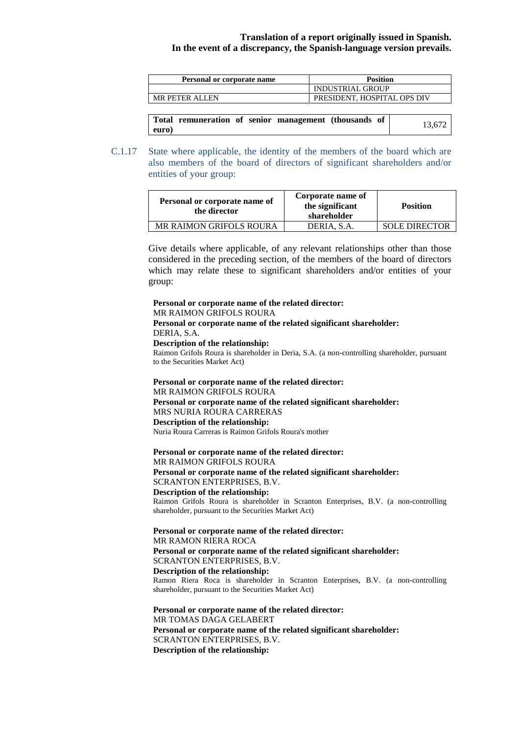| Personal or corporate name | Position |
|---|---|
| | INDUSTRIAL GROUP |
| MR PETER ALLEN | PRESIDENT, HOSPITAL OPS DIV |

| Total remuneration of senior management (thousands of euro) | 13,672 |
|---|---|

C.1.17 State where applicable, the identity of the members of the board which are also members of the board of directors of significant shareholders and/or entities of your group:

| Personal or corporate name of the director | Corporate name of the significant shareholder | Position |
|---|---|---|
| MR RAIMON GRIFOLS ROURA | DERIA, S.A. | SOLE DIRECTOR |

Give details where applicable, of any relevant relationships other than those considered in the preceding section, of the members of the board of directors which may relate these to significant shareholders and/or entities of your group:

**Personal or corporate name of the related director:**
MR RAIMON GRIFOLS ROURA
**Personal or corporate name of the related significant shareholder:**
DERIA, S.A.
**Description of the relationship:**
Raimon Grifols Roura is shareholder in Deria, S.A. (a non-controlling shareholder, pursuant to the Securities Market Act)

**Personal or corporate name of the related director:**
MR RAIMON GRIFOLS ROURA
**Personal or corporate name of the related significant shareholder:**
MRS NURIA ROURA CARRERAS
**Description of the relationship:**
Nuria Roura Carreras is Raimon Grifols Roura's mother

**Personal or corporate name of the related director:**
MR RAIMON GRIFOLS ROURA
**Personal or corporate name of the related significant shareholder:**
SCRANTON ENTERPRISES, B.V.
**Description of the relationship:**
Raimon Grifols Roura is shareholder in Scranton Enterprises, B.V. (a non-controlling shareholder, pursuant to the Securities Market Act)

**Personal or corporate name of the related director:**
MR RAMON RIERA ROCA
**Personal or corporate name of the related significant shareholder:**
SCRANTON ENTERPRISES, B.V.
**Description of the relationship:**
Ramon Riera Roca is shareholder in Scranton Enterprises, B.V. (a non-controlling shareholder, pursuant to the Securities Market Act)

**Personal or corporate name of the related director:**
MR TOMAS DAGA GELABERT
**Personal or corporate name of the related significant shareholder:**
SCRANTON ENTERPRISES, B.V.
**Description of the relationship:**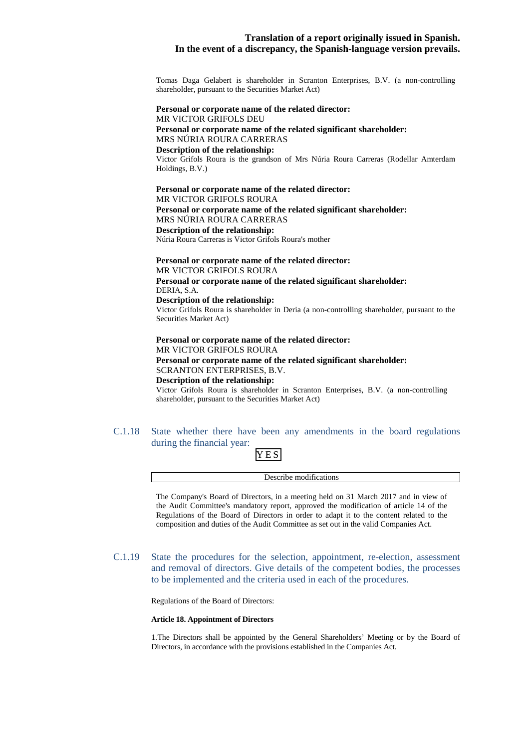Tomas Daga Gelabert is shareholder in Scranton Enterprises, B.V. (a non-controlling shareholder, pursuant to the Securities Market Act)

**Personal or corporate name of the related director:**
MR VICTOR GRIFOLS DEU
**Personal or corporate name of the related significant shareholder:**
MRS NÚRIA ROURA CARRERAS
**Description of the relationship:**
Victor Grifols Roura is the grandson of Mrs Núria Roura Carreras (Rodellar Amterdam Holdings, B.V.)

**Personal or corporate name of the related director:**
MR VICTOR GRIFOLS ROURA
**Personal or corporate name of the related significant shareholder:**
MRS NÚRIA ROURA CARRERAS
**Description of the relationship:**
Núria Roura Carreras is Victor Grifols Roura's mother

**Personal or corporate name of the related director:**
MR VICTOR GRIFOLS ROURA
**Personal or corporate name of the related significant shareholder:**
DERIA, S.A.
**Description of the relationship:**
Victor Grifols Roura is shareholder in Deria (a non-controlling shareholder, pursuant to the Securities Market Act)

**Personal or corporate name of the related director:**
MR VICTOR GRIFOLS ROURA
**Personal or corporate name of the related significant shareholder:**
SCRANTON ENTERPRISES, B.V.
**Description of the relationship:**
Victor Grifols Roura is shareholder in Scranton Enterprises, B.V. (a non-controlling shareholder, pursuant to the Securities Market Act)

C.1.18 State whether there have been any amendments in the board regulations during the financial year:

YES

| Describe modifications |
| --- |

The Company's Board of Directors, in a meeting held on 31 March 2017 and in view of the Audit Committee's mandatory report, approved the modification of article 14 of the Regulations of the Board of Directors in order to adapt it to the content related to the composition and duties of the Audit Committee as set out in the valid Companies Act.

C.1.19 State the procedures for the selection, appointment, re-election, assessment and removal of directors. Give details of the competent bodies, the processes to be implemented and the criteria used in each of the procedures.

Regulations of the Board of Directors:

**Article 18. Appointment of Directors**

1.The Directors shall be appointed by the General Shareholders' Meeting or by the Board of Directors, in accordance with the provisions established in the Companies Act.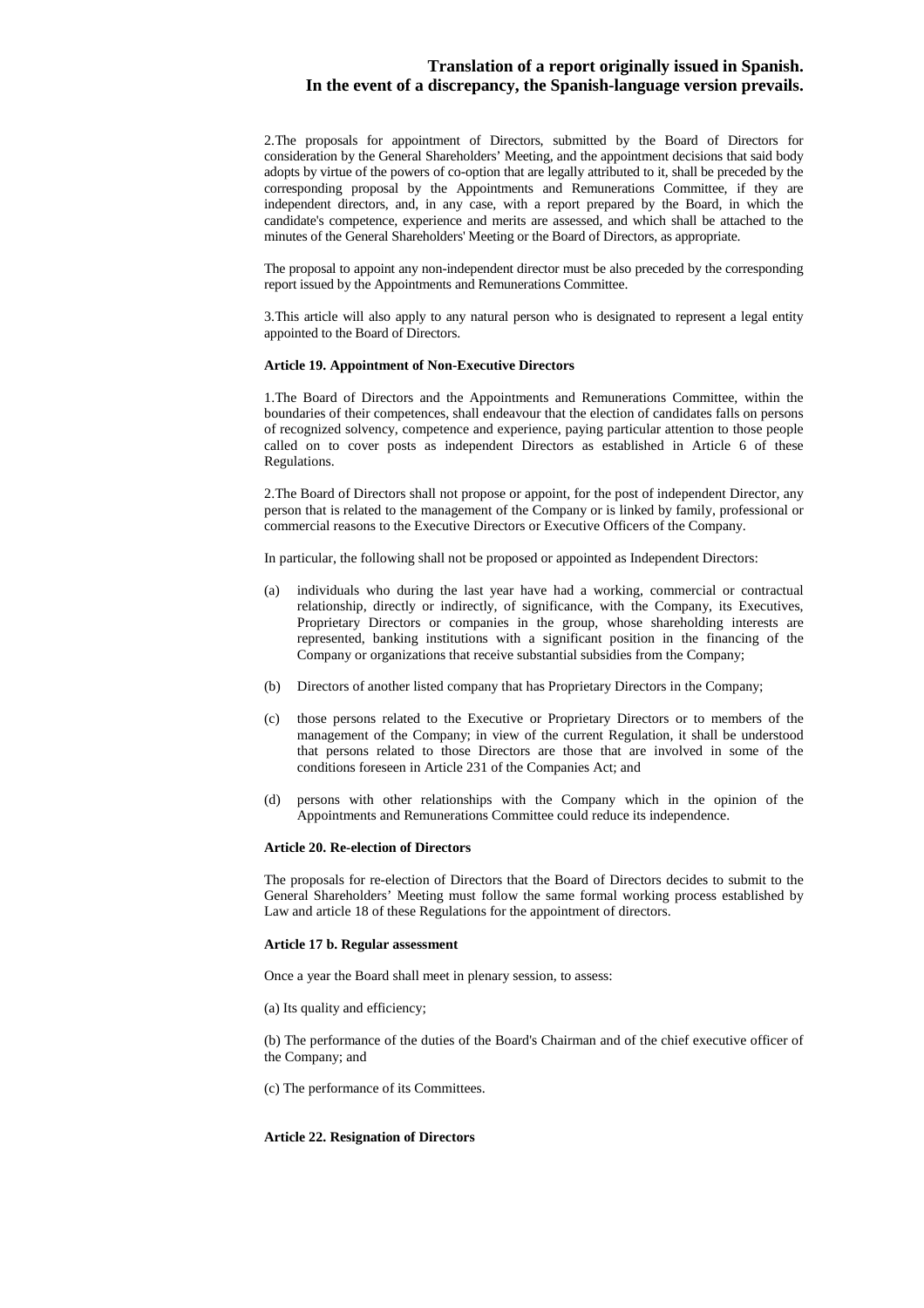2.The proposals for appointment of Directors, submitted by the Board of Directors for consideration by the General Shareholders' Meeting, and the appointment decisions that said body adopts by virtue of the powers of co-option that are legally attributed to it, shall be preceded by the corresponding proposal by the Appointments and Remunerations Committee, if they are independent directors, and, in any case, with a report prepared by the Board, in which the candidate's competence, experience and merits are assessed, and which shall be attached to the minutes of the General Shareholders' Meeting or the Board of Directors, as appropriate.

The proposal to appoint any non-independent director must be also preceded by the corresponding report issued by the Appointments and Remunerations Committee.

3.This article will also apply to any natural person who is designated to represent a legal entity appointed to the Board of Directors.

**Article 19. Appointment of Non-Executive Directors**

1.The Board of Directors and the Appointments and Remunerations Committee, within the boundaries of their competences, shall endeavour that the election of candidates falls on persons of recognized solvency, competence and experience, paying particular attention to those people called on to cover posts as independent Directors as established in Article 6 of these Regulations.

2.The Board of Directors shall not propose or appoint, for the post of independent Director, any person that is related to the management of the Company or is linked by family, professional or commercial reasons to the Executive Directors or Executive Officers of the Company.

In particular, the following shall not be proposed or appointed as Independent Directors:

(a) individuals who during the last year have had a working, commercial or contractual relationship, directly or indirectly, of significance, with the Company, its Executives, Proprietary Directors or companies in the group, whose shareholding interests are represented, banking institutions with a significant position in the financing of the Company or organizations that receive substantial subsidies from the Company;

(b) Directors of another listed company that has Proprietary Directors in the Company;

(c) those persons related to the Executive or Proprietary Directors or to members of the management of the Company; in view of the current Regulation, it shall be understood that persons related to those Directors are those that are involved in some of the conditions foreseen in Article 231 of the Companies Act; and

(d) persons with other relationships with the Company which in the opinion of the Appointments and Remunerations Committee could reduce its independence.

**Article 20. Re-election of Directors**

The proposals for re-election of Directors that the Board of Directors decides to submit to the General Shareholders' Meeting must follow the same formal working process established by Law and article 18 of these Regulations for the appointment of directors.

**Article 17 b. Regular assessment**

Once a year the Board shall meet in plenary session, to assess:

(a) Its quality and efficiency;

(b) The performance of the duties of the Board's Chairman and of the chief executive officer of the Company; and

(c) The performance of its Committees.

**Article 22. Resignation of Directors**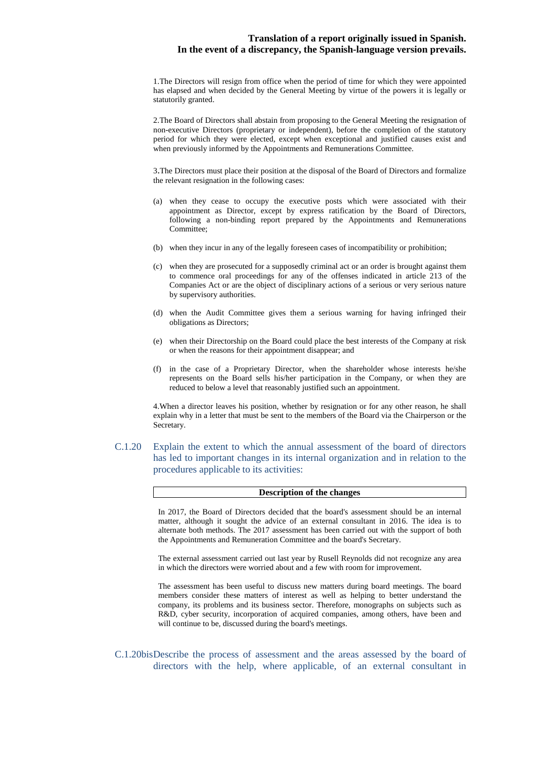1.The Directors will resign from office when the period of time for which they were appointed has elapsed and when decided by the General Meeting by virtue of the powers it is legally or statutorily granted.

2.The Board of Directors shall abstain from proposing to the General Meeting the resignation of non-executive Directors (proprietary or independent), before the completion of the statutory period for which they were elected, except when exceptional and justified causes exist and when previously informed by the Appointments and Remunerations Committee.

3.The Directors must place their position at the disposal of the Board of Directors and formalize the relevant resignation in the following cases:

(a) when they cease to occupy the executive posts which were associated with their appointment as Director, except by express ratification by the Board of Directors, following a non-binding report prepared by the Appointments and Remunerations Committee;

(b) when they incur in any of the legally foreseen cases of incompatibility or prohibition;

(c) when they are prosecuted for a supposedly criminal act or an order is brought against them to commence oral proceedings for any of the offenses indicated in article 213 of the Companies Act or are the object of disciplinary actions of a serious or very serious nature by supervisory authorities.

(d) when the Audit Committee gives them a serious warning for having infringed their obligations as Directors;

(e) when their Directorship on the Board could place the best interests of the Company at risk or when the reasons for their appointment disappear; and

(f) in the case of a Proprietary Director, when the shareholder whose interests he/she represents on the Board sells his/her participation in the Company, or when they are reduced to below a level that reasonably justified such an appointment.

4.When a director leaves his position, whether by resignation or for any other reason, he shall explain why in a letter that must be sent to the members of the Board via the Chairperson or the Secretary.

## C.1.20 Explain the extent to which the annual assessment of the board of directors has led to important changes in its internal organization and in relation to the procedures applicable to its activities:

| Description of the changes |
|---|
| In 2017, the Board of Directors decided that the board's assessment should be an internal matter, although it sought the advice of an external consultant in 2016. The idea is to alternate both methods. The 2017 assessment has been carried out with the support of both the Appointments and Remuneration Committee and the board's Secretary.<br><br>The external assessment carried out last year by Rusell Reynolds did not recognize any area in which the directors were worried about and a few with room for improvement.<br><br>The assessment has been useful to discuss new matters during board meetings. The board members consider these matters of interest as well as helping to better understand the company, its problems and its business sector. Therefore, monographs on subjects such as R&D, cyber security, incorporation of acquired companies, among others, have been and will continue to be, discussed during the board's meetings. |

## C.1.20bis Describe the process of assessment and the areas assessed by the board of directors with the help, where applicable, of an external consultant in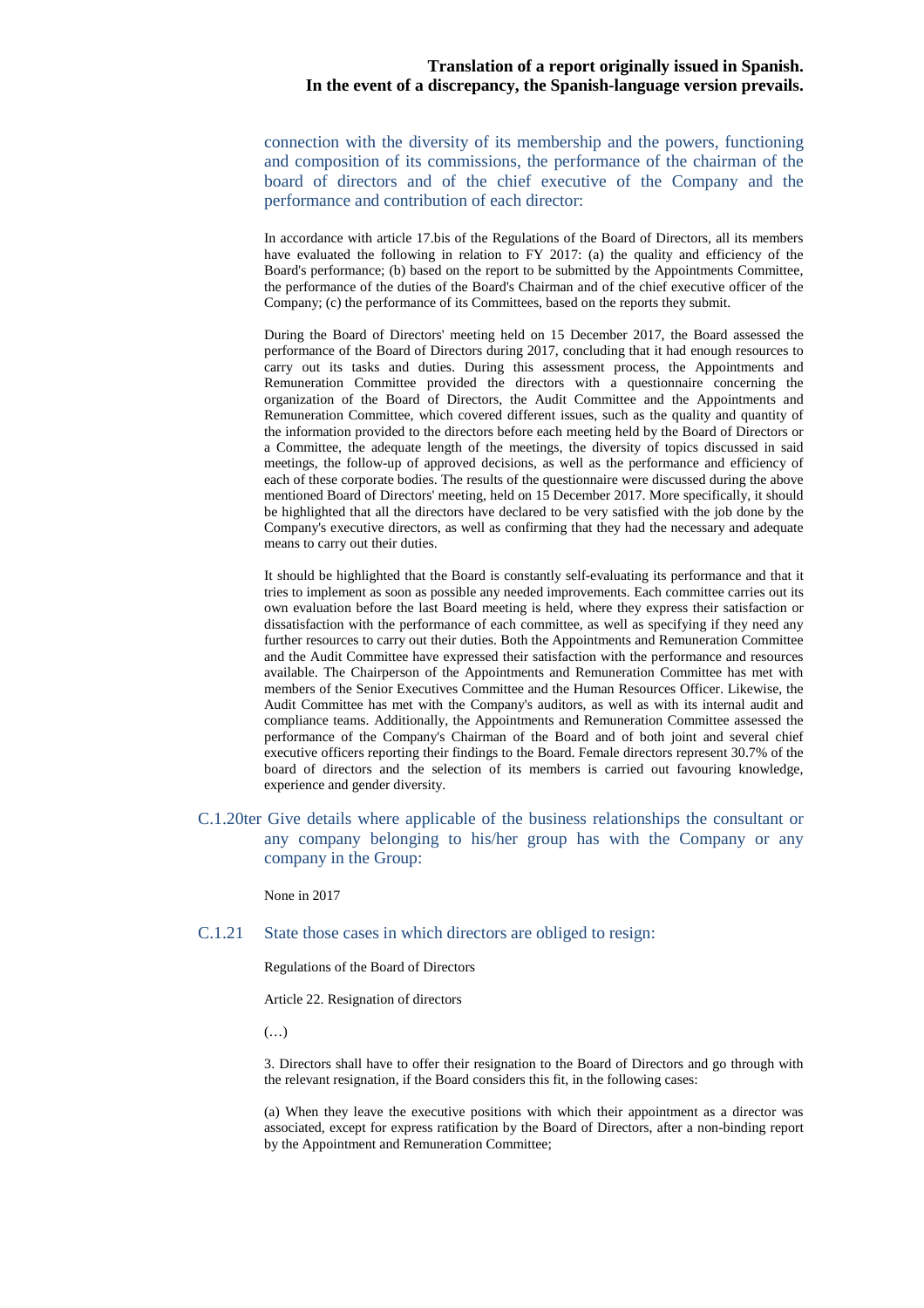connection with the diversity of its membership and the powers, functioning and composition of its commissions, the performance of the chairman of the board of directors and of the chief executive of the Company and the performance and contribution of each director:

In accordance with article 17.bis of the Regulations of the Board of Directors, all its members have evaluated the following in relation to FY 2017: (a) the quality and efficiency of the Board's performance; (b) based on the report to be submitted by the Appointments Committee, the performance of the duties of the Board's Chairman and of the chief executive officer of the Company; (c) the performance of its Committees, based on the reports they submit.

During the Board of Directors' meeting held on 15 December 2017, the Board assessed the performance of the Board of Directors during 2017, concluding that it had enough resources to carry out its tasks and duties. During this assessment process, the Appointments and Remuneration Committee provided the directors with a questionnaire concerning the organization of the Board of Directors, the Audit Committee and the Appointments and Remuneration Committee, which covered different issues, such as the quality and quantity of the information provided to the directors before each meeting held by the Board of Directors or a Committee, the adequate length of the meetings, the diversity of topics discussed in said meetings, the follow-up of approved decisions, as well as the performance and efficiency of each of these corporate bodies. The results of the questionnaire were discussed during the above mentioned Board of Directors' meeting, held on 15 December 2017. More specifically, it should be highlighted that all the directors have declared to be very satisfied with the job done by the Company's executive directors, as well as confirming that they had the necessary and adequate means to carry out their duties.

It should be highlighted that the Board is constantly self-evaluating its performance and that it tries to implement as soon as possible any needed improvements. Each committee carries out its own evaluation before the last Board meeting is held, where they express their satisfaction or dissatisfaction with the performance of each committee, as well as specifying if they need any further resources to carry out their duties. Both the Appointments and Remuneration Committee and the Audit Committee have expressed their satisfaction with the performance and resources available. The Chairperson of the Appointments and Remuneration Committee has met with members of the Senior Executives Committee and the Human Resources Officer. Likewise, the Audit Committee has met with the Company's auditors, as well as with its internal audit and compliance teams. Additionally, the Appointments and Remuneration Committee assessed the performance of the Company's Chairman of the Board and of both joint and several chief executive officers reporting their findings to the Board. Female directors represent 30.7% of the board of directors and the selection of its members is carried out favouring knowledge, experience and gender diversity.

### C.1.20ter Give details where applicable of the business relationships the consultant or any company belonging to his/her group has with the Company or any company in the Group:

None in 2017

### C.1.21 State those cases in which directors are obliged to resign:

Regulations of the Board of Directors

Article 22. Resignation of directors

(…)

3. Directors shall have to offer their resignation to the Board of Directors and go through with the relevant resignation, if the Board considers this fit, in the following cases:

(a) When they leave the executive positions with which their appointment as a director was associated, except for express ratification by the Board of Directors, after a non-binding report by the Appointment and Remuneration Committee;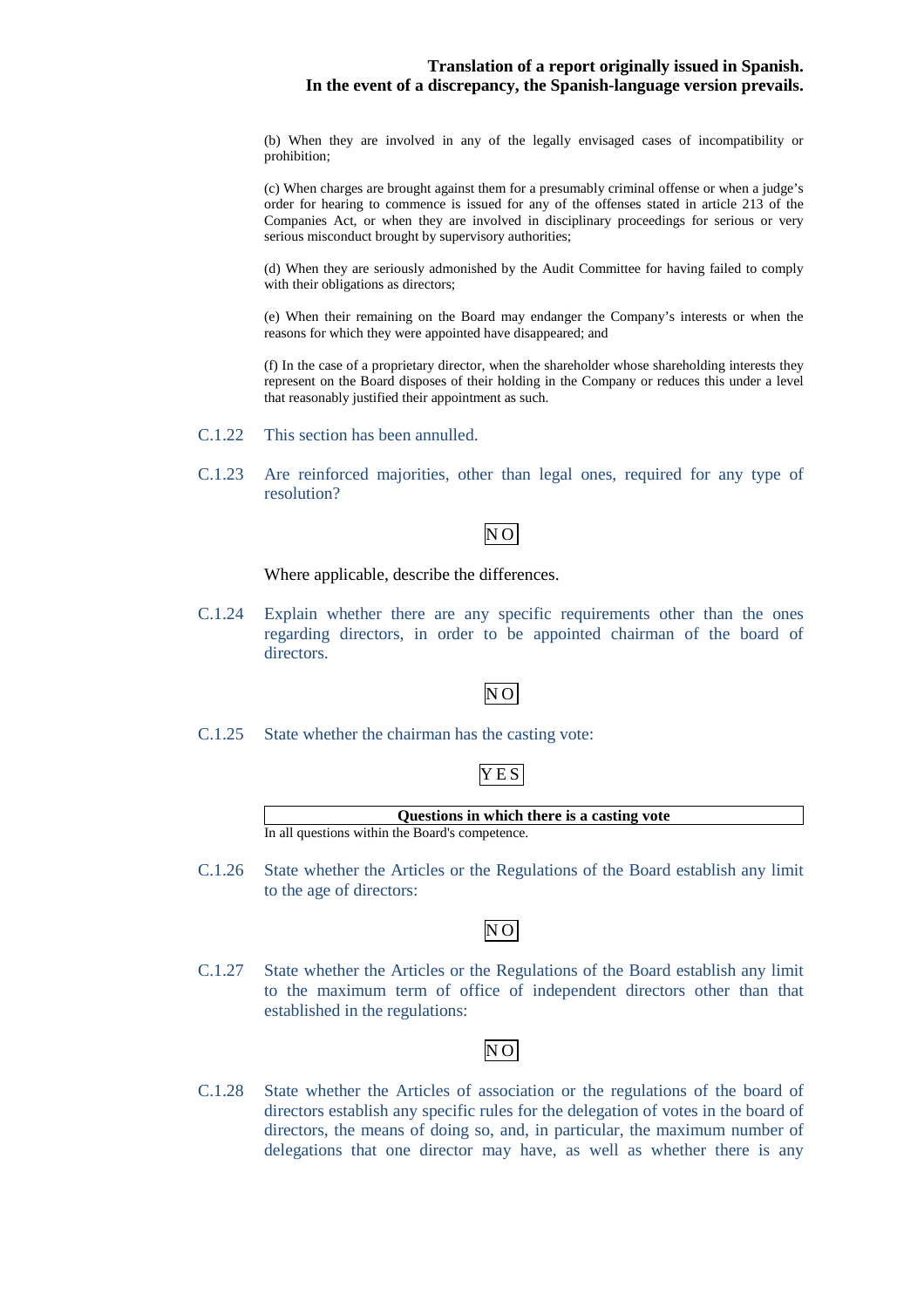(b) When they are involved in any of the legally envisaged cases of incompatibility or prohibition;

(c) When charges are brought against them for a presumably criminal offense or when a judge's order for hearing to commence is issued for any of the offenses stated in article 213 of the Companies Act, or when they are involved in disciplinary proceedings for serious or very serious misconduct brought by supervisory authorities;

(d) When they are seriously admonished by the Audit Committee for having failed to comply with their obligations as directors;

(e) When their remaining on the Board may endanger the Company's interests or when the reasons for which they were appointed have disappeared; and

(f) In the case of a proprietary director, when the shareholder whose shareholding interests they represent on the Board disposes of their holding in the Company or reduces this under a level that reasonably justified their appointment as such.

C.1.22 This section has been annulled.

C.1.23 Are reinforced majorities, other than legal ones, required for any type of resolution?

NO

Where applicable, describe the differences.

C.1.24 Explain whether there are any specific requirements other than the ones regarding directors, in order to be appointed chairman of the board of directors.

NO

C.1.25 State whether the chairman has the casting vote:

YES

| Questions in which there is a casting vote |
| --- |
| In all questions within the Board's competence. |

C.1.26 State whether the Articles or the Regulations of the Board establish any limit to the age of directors:

NO

C.1.27 State whether the Articles or the Regulations of the Board establish any limit to the maximum term of office of independent directors other than that established in the regulations:

NO

C.1.28 State whether the Articles of association or the regulations of the board of directors establish any specific rules for the delegation of votes in the board of directors, the means of doing so, and, in particular, the maximum number of delegations that one director may have, as well as whether there is any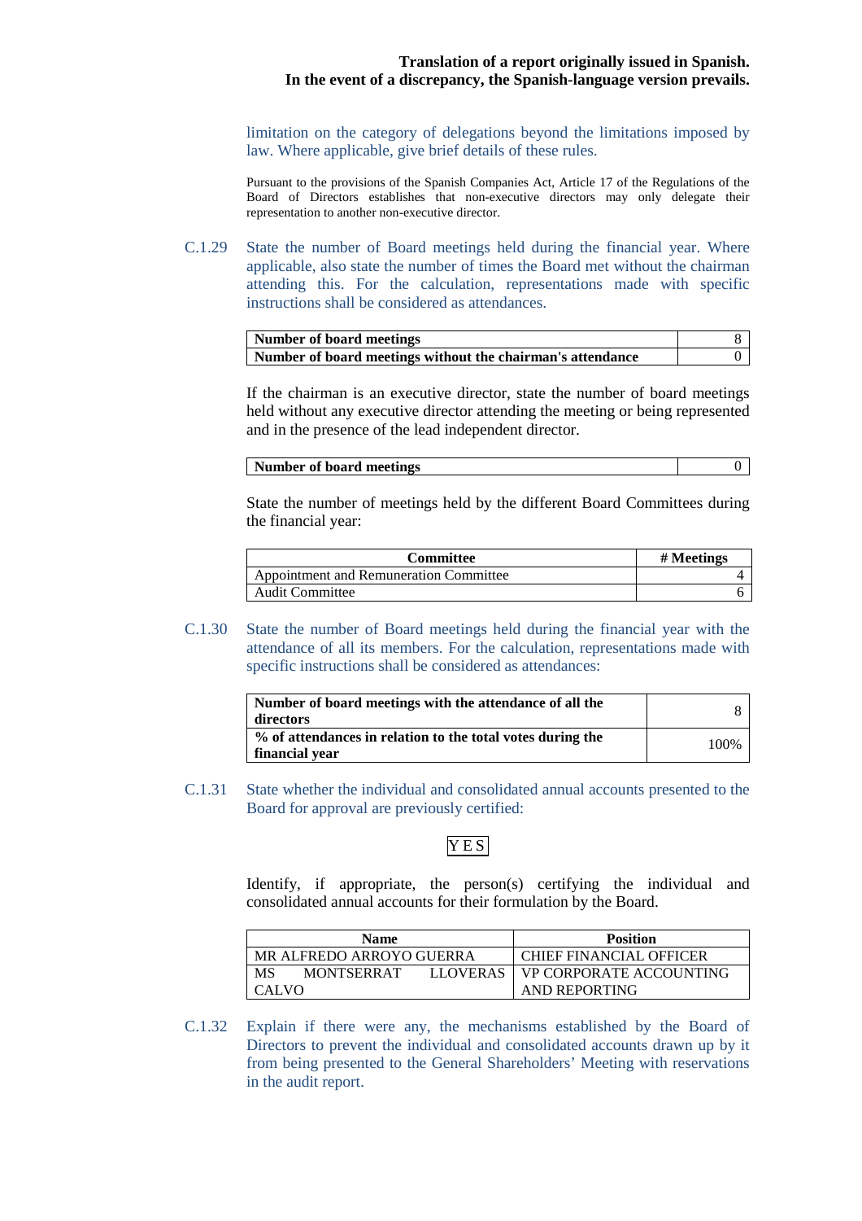limitation on the category of delegations beyond the limitations imposed by law. Where applicable, give brief details of these rules.

Pursuant to the provisions of the Spanish Companies Act, Article 17 of the Regulations of the Board of Directors establishes that non-executive directors may only delegate their representation to another non-executive director.

C.1.29 State the number of Board meetings held during the financial year. Where applicable, also state the number of times the Board met without the chairman attending this. For the calculation, representations made with specific instructions shall be considered as attendances.

| **Number of board meetings** | 8 |
|---|---|
| **Number of board meetings without the chairman's attendance** | 0 |

If the chairman is an executive director, state the number of board meetings held without any executive director attending the meeting or being represented and in the presence of the lead independent director.

| **Number of board meetings** | 0 |
|---|---|

State the number of meetings held by the different Board Committees during the financial year:

| Committee | # Meetings |
|---|---|
| Appointment and Remuneration Committee | 4 |
| Audit Committee | 6 |

C.1.30 State the number of Board meetings held during the financial year with the attendance of all its members. For the calculation, representations made with specific instructions shall be considered as attendances:

| **Number of board meetings with the attendance of all the directors** | 8 |
|---|---|
| **% of attendances in relation to the total votes during the financial year** | 100% |

C.1.31 State whether the individual and consolidated annual accounts presented to the Board for approval are previously certified:

YES

Identify, if appropriate, the person(s) certifying the individual and consolidated annual accounts for their formulation by the Board.

| Name | Position |
|---|---|
| MR ALFREDO ARROYO GUERRA | CHIEF FINANCIAL OFFICER |
| MS MONTSERRAT LLOVERAS CALVO | VP CORPORATE ACCOUNTING AND REPORTING |

C.1.32 Explain if there were any, the mechanisms established by the Board of Directors to prevent the individual and consolidated accounts drawn up by it from being presented to the General Shareholders' Meeting with reservations in the audit report.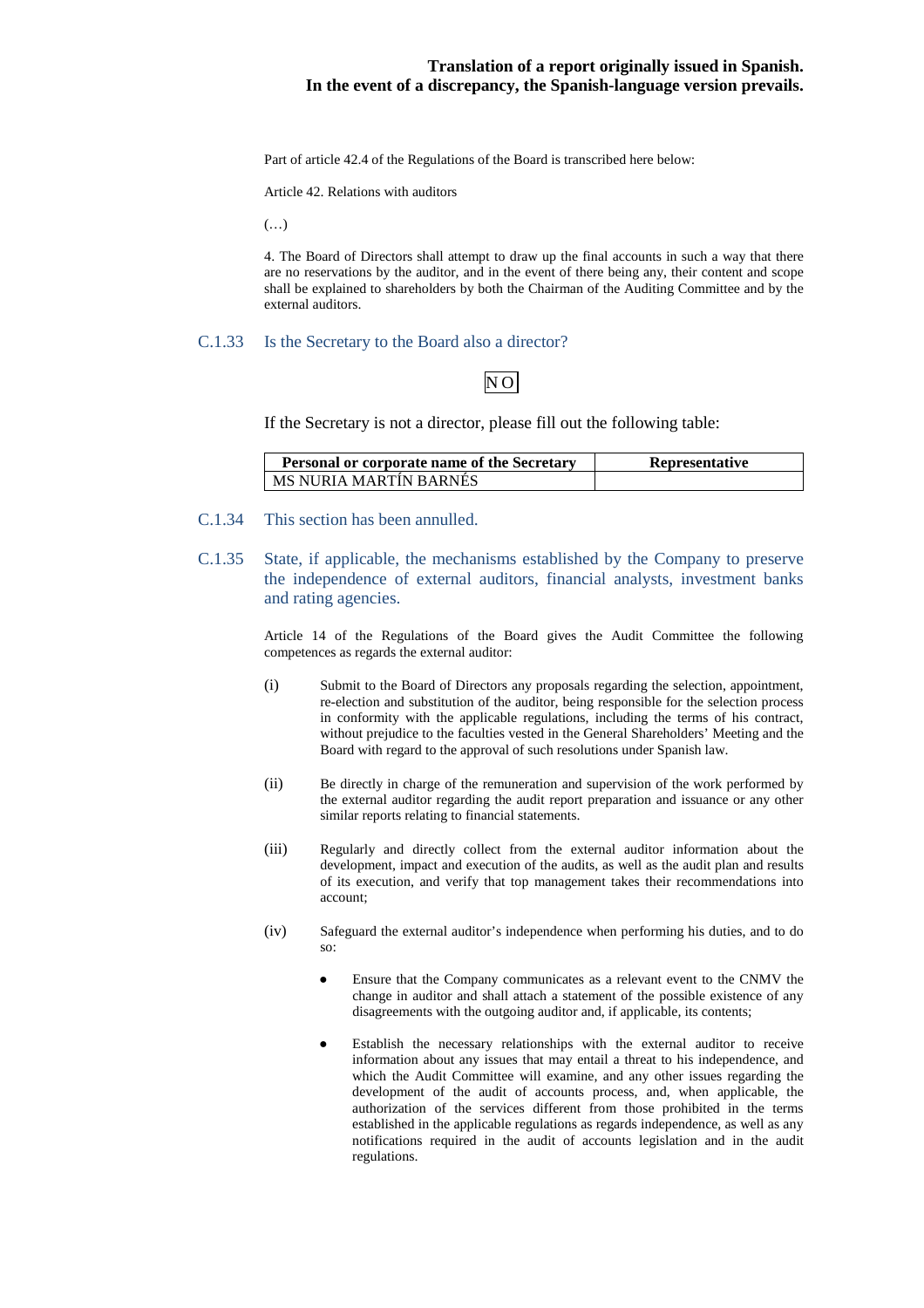Part of article 42.4 of the Regulations of the Board is transcribed here below:

Article 42. Relations with auditors

(…)

4. The Board of Directors shall attempt to draw up the final accounts in such a way that there are no reservations by the auditor, and in the event of there being any, their content and scope shall be explained to shareholders by both the Chairman of the Auditing Committee and by the external auditors.

## C.1.33 Is the Secretary to the Board also a director?

NO

If the Secretary is not a director, please fill out the following table:

| Personal or corporate name of the Secretary | Representative |
|---|---|
| MS NURIA MARTÍN BARNÉS | |

## C.1.34 This section has been annulled.

## C.1.35 State, if applicable, the mechanisms established by the Company to preserve the independence of external auditors, financial analysts, investment banks and rating agencies.

Article 14 of the Regulations of the Board gives the Audit Committee the following competences as regards the external auditor:

(i) Submit to the Board of Directors any proposals regarding the selection, appointment, re-election and substitution of the auditor, being responsible for the selection process in conformity with the applicable regulations, including the terms of his contract, without prejudice to the faculties vested in the General Shareholders' Meeting and the Board with regard to the approval of such resolutions under Spanish law.

(ii) Be directly in charge of the remuneration and supervision of the work performed by the external auditor regarding the audit report preparation and issuance or any other similar reports relating to financial statements.

(iii) Regularly and directly collect from the external auditor information about the development, impact and execution of the audits, as well as the audit plan and results of its execution, and verify that top management takes their recommendations into account;

(iv) Safeguard the external auditor's independence when performing his duties, and to do so:

- Ensure that the Company communicates as a relevant event to the CNMV the change in auditor and shall attach a statement of the possible existence of any disagreements with the outgoing auditor and, if applicable, its contents;

- Establish the necessary relationships with the external auditor to receive information about any issues that may entail a threat to his independence, and which the Audit Committee will examine, and any other issues regarding the development of the audit of accounts process, and, when applicable, the authorization of the services different from those prohibited in the terms established in the applicable regulations as regards independence, as well as any notifications required in the audit of accounts legislation and in the audit regulations.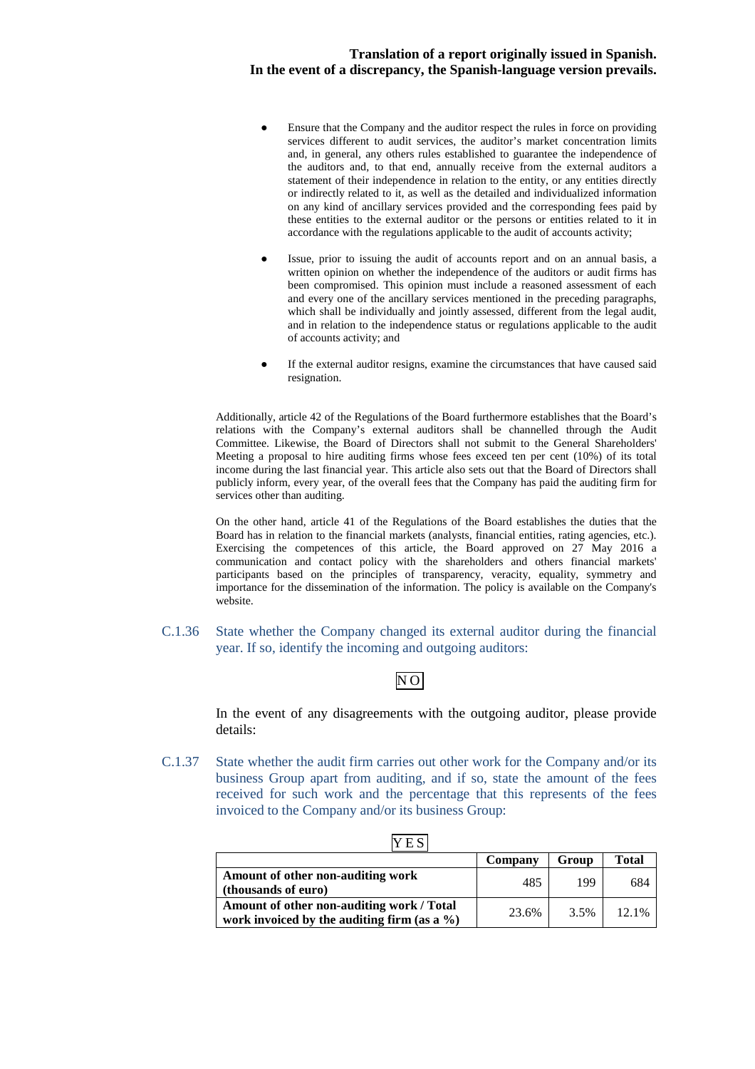- Ensure that the Company and the auditor respect the rules in force on providing services different to audit services, the auditor's market concentration limits and, in general, any others rules established to guarantee the independence of the auditors and, to that end, annually receive from the external auditors a statement of their independence in relation to the entity, or any entities directly or indirectly related to it, as well as the detailed and individualized information on any kind of ancillary services provided and the corresponding fees paid by these entities to the external auditor or the persons or entities related to it in accordance with the regulations applicable to the audit of accounts activity;

- Issue, prior to issuing the audit of accounts report and on an annual basis, a written opinion on whether the independence of the auditors or audit firms has been compromised. This opinion must include a reasoned assessment of each and every one of the ancillary services mentioned in the preceding paragraphs, which shall be individually and jointly assessed, different from the legal audit, and in relation to the independence status or regulations applicable to the audit of accounts activity; and

- If the external auditor resigns, examine the circumstances that have caused said resignation.

Additionally, article 42 of the Regulations of the Board furthermore establishes that the Board's relations with the Company's external auditors shall be channelled through the Audit Committee. Likewise, the Board of Directors shall not submit to the General Shareholders' Meeting a proposal to hire auditing firms whose fees exceed ten per cent (10%) of its total income during the last financial year. This article also sets out that the Board of Directors shall publicly inform, every year, of the overall fees that the Company has paid the auditing firm for services other than auditing.

On the other hand, article 41 of the Regulations of the Board establishes the duties that the Board has in relation to the financial markets (analysts, financial entities, rating agencies, etc.). Exercising the competences of this article, the Board approved on 27 May 2016 a communication and contact policy with the shareholders and others financial markets' participants based on the principles of transparency, veracity, equality, symmetry and importance for the dissemination of the information. The policy is available on the Company's website.

C.1.36 State whether the Company changed its external auditor during the financial year. If so, identify the incoming and outgoing auditors:

NO

In the event of any disagreements with the outgoing auditor, please provide details:

C.1.37 State whether the audit firm carries out other work for the Company and/or its business Group apart from auditing, and if so, state the amount of the fees received for such work and the percentage that this represents of the fees invoiced to the Company and/or its business Group:

YES

| | Company | Group | Total |
|---|---|---|---|
| **Amount of other non-auditing work (thousands of euro)** | 485 | 199 | 684 |
| **Amount of other non-auditing work / Total work invoiced by the auditing firm (as a %)** | 23.6% | 3.5% | 12.1% |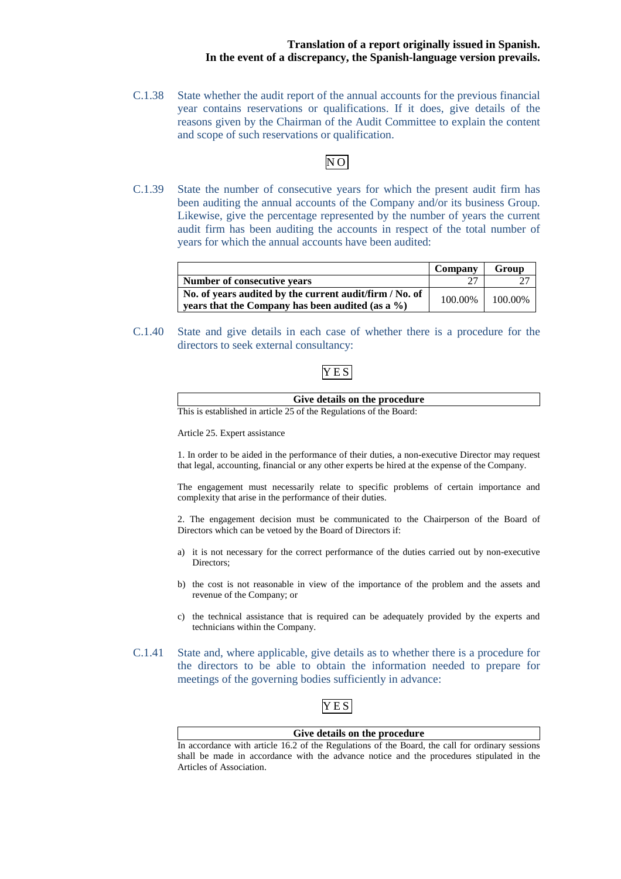**Translation of a report originally issued in Spanish.**
**In the event of a discrepancy, the Spanish-language version prevails.**

C.1.38 State whether the audit report of the annual accounts for the previous financial year contains reservations or qualifications. If it does, give details of the reasons given by the Chairman of the Audit Committee to explain the content and scope of such reservations or qualification.

NO

C.1.39 State the number of consecutive years for which the present audit firm has been auditing the annual accounts of the Company and/or its business Group. Likewise, give the percentage represented by the number of years the current audit firm has been auditing the accounts in respect of the total number of years for which the annual accounts have been audited:

| | Company | Group |
|---|---|---|
| **Number of consecutive years** | 27 | 27 |
| **No. of years audited by the current audit/firm / No. of years that the Company has been audited (as a %)** | 100.00% | 100.00% |

C.1.40 State and give details in each case of whether there is a procedure for the directors to seek external consultancy:

YES

**Give details on the procedure**

This is established in article 25 of the Regulations of the Board:

Article 25. Expert assistance

1. In order to be aided in the performance of their duties, a non-executive Director may request that legal, accounting, financial or any other experts be hired at the expense of the Company.

The engagement must necessarily relate to specific problems of certain importance and complexity that arise in the performance of their duties.

2. The engagement decision must be communicated to the Chairperson of the Board of Directors which can be vetoed by the Board of Directors if:

a) it is not necessary for the correct performance of the duties carried out by non-executive Directors;

b) the cost is not reasonable in view of the importance of the problem and the assets and revenue of the Company; or

c) the technical assistance that is required can be adequately provided by the experts and technicians within the Company.

C.1.41 State and, where applicable, give details as to whether there is a procedure for the directors to be able to obtain the information needed to prepare for meetings of the governing bodies sufficiently in advance:

YES

**Give details on the procedure**

In accordance with article 16.2 of the Regulations of the Board, the call for ordinary sessions shall be made in accordance with the advance notice and the procedures stipulated in the Articles of Association.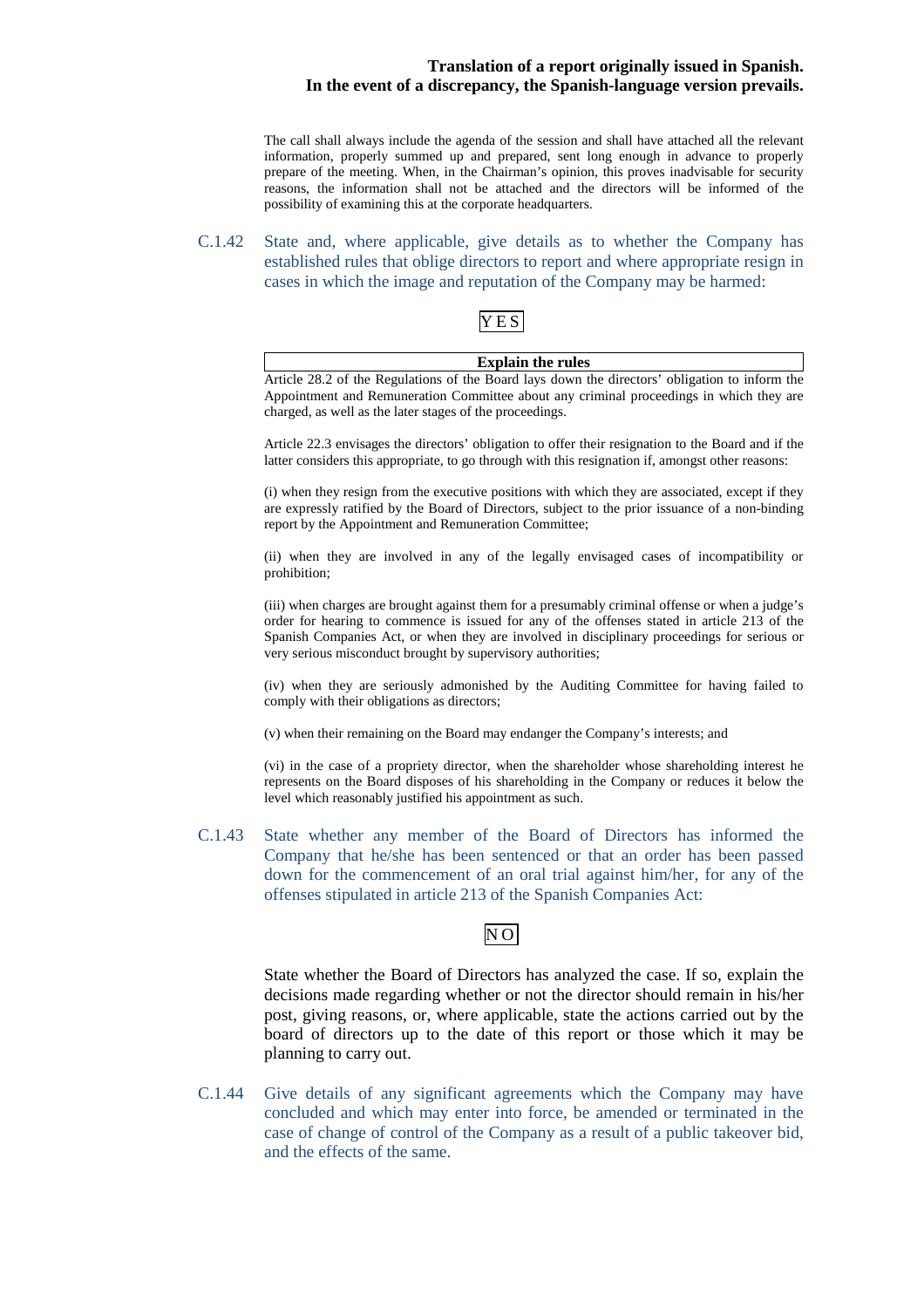The call shall always include the agenda of the session and shall have attached all the relevant information, properly summed up and prepared, sent long enough in advance to properly prepare of the meeting. When, in the Chairman's opinion, this proves inadvisable for security reasons, the information shall not be attached and the directors will be informed of the possibility of examining this at the corporate headquarters.

C.1.42 State and, where applicable, give details as to whether the Company has established rules that oblige directors to report and where appropriate resign in cases in which the image and reputation of the Company may be harmed:

YES

| **Explain the rules** |
|---|

Article 28.2 of the Regulations of the Board lays down the directors' obligation to inform the Appointment and Remuneration Committee about any criminal proceedings in which they are charged, as well as the later stages of the proceedings.

Article 22.3 envisages the directors' obligation to offer their resignation to the Board and if the latter considers this appropriate, to go through with this resignation if, amongst other reasons:

(i) when they resign from the executive positions with which they are associated, except if they are expressly ratified by the Board of Directors, subject to the prior issuance of a non-binding report by the Appointment and Remuneration Committee;

(ii) when they are involved in any of the legally envisaged cases of incompatibility or prohibition;

(iii) when charges are brought against them for a presumably criminal offense or when a judge's order for hearing to commence is issued for any of the offenses stated in article 213 of the Spanish Companies Act, or when they are involved in disciplinary proceedings for serious or very serious misconduct brought by supervisory authorities;

(iv) when they are seriously admonished by the Auditing Committee for having failed to comply with their obligations as directors;

(v) when their remaining on the Board may endanger the Company's interests; and

(vi) in the case of a propriety director, when the shareholder whose shareholding interest he represents on the Board disposes of his shareholding in the Company or reduces it below the level which reasonably justified his appointment as such.

C.1.43 State whether any member of the Board of Directors has informed the Company that he/she has been sentenced or that an order has been passed down for the commencement of an oral trial against him/her, for any of the offenses stipulated in article 213 of the Spanish Companies Act:

NO

State whether the Board of Directors has analyzed the case. If so, explain the decisions made regarding whether or not the director should remain in his/her post, giving reasons, or, where applicable, state the actions carried out by the board of directors up to the date of this report or those which it may be planning to carry out.

C.1.44 Give details of any significant agreements which the Company may have concluded and which may enter into force, be amended or terminated in the case of change of control of the Company as a result of a public takeover bid, and the effects of the same.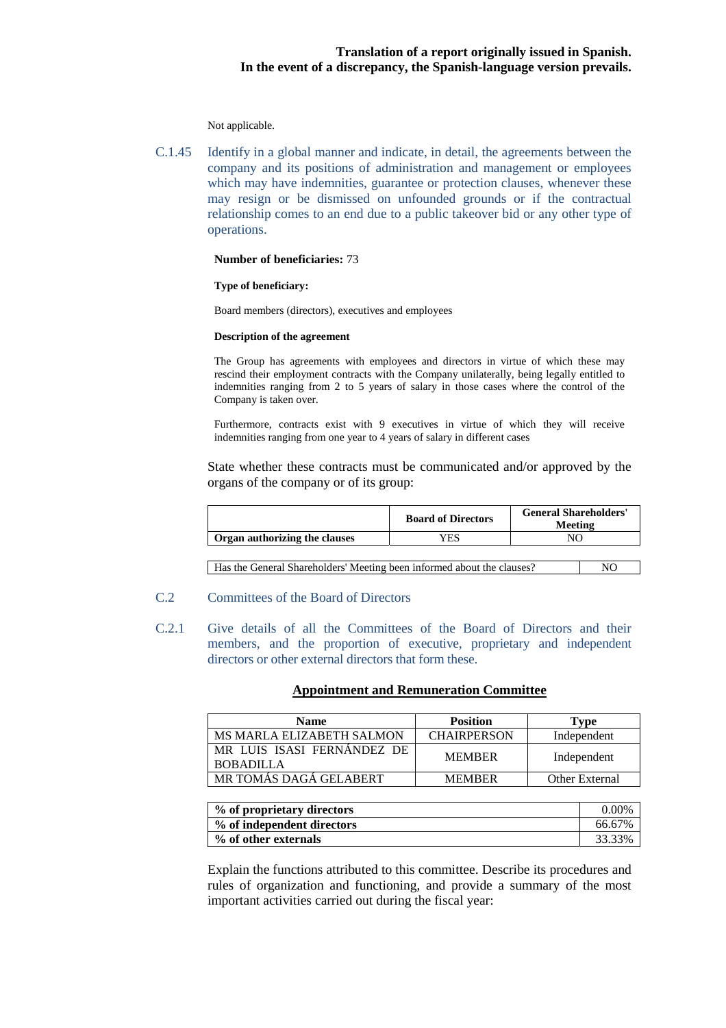Not applicable.

C.1.45 Identify in a global manner and indicate, in detail, the agreements between the company and its positions of administration and management or employees which may have indemnities, guarantee or protection clauses, whenever these may resign or be dismissed on unfounded grounds or if the contractual relationship comes to an end due to a public takeover bid or any other type of operations.

**Number of beneficiaries:** 73

**Type of beneficiary:**

Board members (directors), executives and employees

**Description of the agreement**

The Group has agreements with employees and directors in virtue of which these may rescind their employment contracts with the Company unilaterally, being legally entitled to indemnities ranging from 2 to 5 years of salary in those cases where the control of the Company is taken over.

Furthermore, contracts exist with 9 executives in virtue of which they will receive indemnities ranging from one year to 4 years of salary in different cases

State whether these contracts must be communicated and/or approved by the organs of the company or of its group:

| | Board of Directors | General Shareholders' Meeting |
|---|---|---|
| **Organ authorizing the clauses** | YES | NO |

| Has the General Shareholders' Meeting been informed about the clauses? | NO |
|---|---|

## C.2 Committees of the Board of Directors

C.2.1 Give details of all the Committees of the Board of Directors and their members, and the proportion of executive, proprietary and independent directors or other external directors that form these.

**Appointment and Remuneration Committee**

| Name | Position | Type |
|---|---|---|
| MS MARLA ELIZABETH SALMON | CHAIRPERSON | Independent |
| MR LUIS ISASI FERNÁNDEZ DE BOBADILLA | MEMBER | Independent |
| MR TOMÁS DAGÁ GELABERT | MEMBER | Other External |

| | |
|---|---|
| **% of proprietary directors** | 0.00% |
| **% of independent directors** | 66.67% |
| **% of other externals** | 33.33% |

Explain the functions attributed to this committee. Describe its procedures and rules of organization and functioning, and provide a summary of the most important activities carried out during the fiscal year: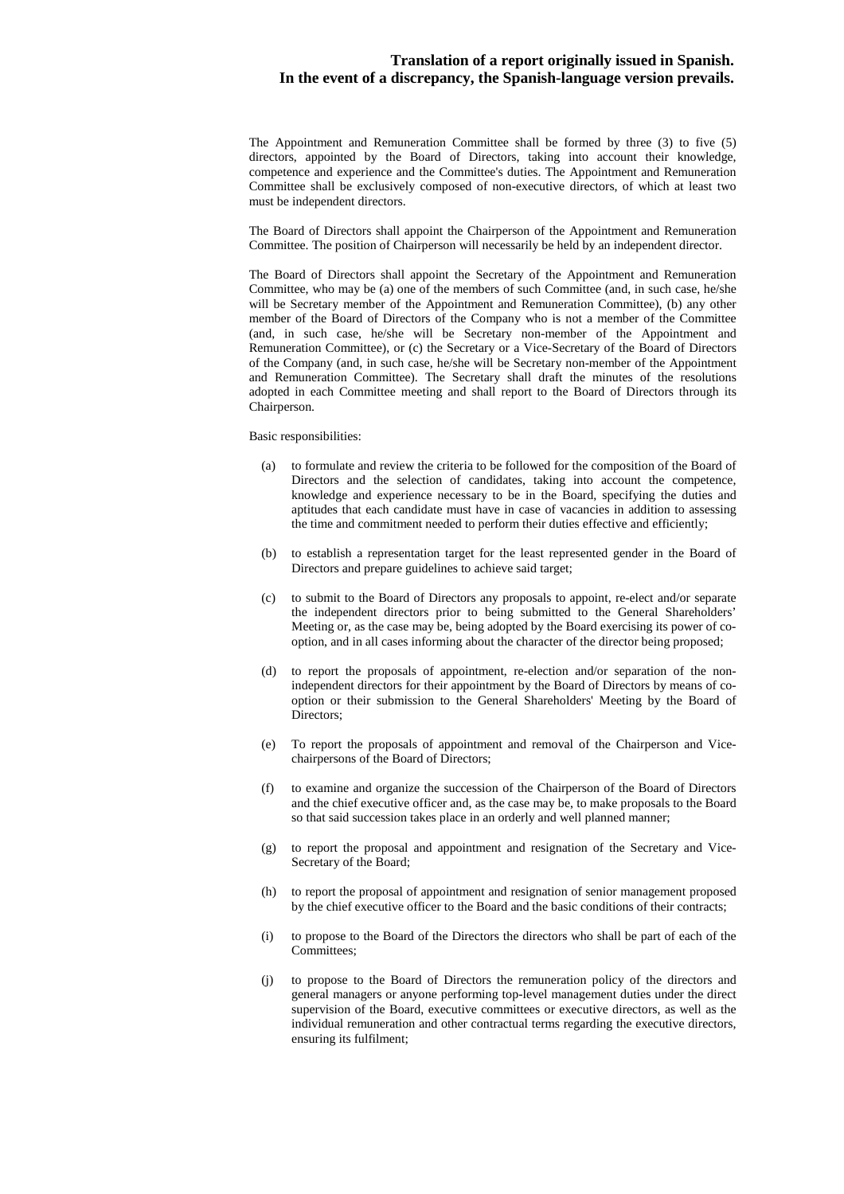The Appointment and Remuneration Committee shall be formed by three (3) to five (5) directors, appointed by the Board of Directors, taking into account their knowledge, competence and experience and the Committee's duties. The Appointment and Remuneration Committee shall be exclusively composed of non-executive directors, of which at least two must be independent directors.

The Board of Directors shall appoint the Chairperson of the Appointment and Remuneration Committee. The position of Chairperson will necessarily be held by an independent director.

The Board of Directors shall appoint the Secretary of the Appointment and Remuneration Committee, who may be (a) one of the members of such Committee (and, in such case, he/she will be Secretary member of the Appointment and Remuneration Committee), (b) any other member of the Board of Directors of the Company who is not a member of the Committee (and, in such case, he/she will be Secretary non-member of the Appointment and Remuneration Committee), or (c) the Secretary or a Vice-Secretary of the Board of Directors of the Company (and, in such case, he/she will be Secretary non-member of the Appointment and Remuneration Committee). The Secretary shall draft the minutes of the resolutions adopted in each Committee meeting and shall report to the Board of Directors through its Chairperson.

Basic responsibilities:

(a) to formulate and review the criteria to be followed for the composition of the Board of Directors and the selection of candidates, taking into account the competence, knowledge and experience necessary to be in the Board, specifying the duties and aptitudes that each candidate must have in case of vacancies in addition to assessing the time and commitment needed to perform their duties effective and efficiently;

(b) to establish a representation target for the least represented gender in the Board of Directors and prepare guidelines to achieve said target;

(c) to submit to the Board of Directors any proposals to appoint, re-elect and/or separate the independent directors prior to being submitted to the General Shareholders' Meeting or, as the case may be, being adopted by the Board exercising its power of co-option, and in all cases informing about the character of the director being proposed;

(d) to report the proposals of appointment, re-election and/or separation of the non-independent directors for their appointment by the Board of Directors by means of co-option or their submission to the General Shareholders' Meeting by the Board of Directors;

(e) To report the proposals of appointment and removal of the Chairperson and Vice-chairpersons of the Board of Directors;

(f) to examine and organize the succession of the Chairperson of the Board of Directors and the chief executive officer and, as the case may be, to make proposals to the Board so that said succession takes place in an orderly and well planned manner;

(g) to report the proposal and appointment and resignation of the Secretary and Vice-Secretary of the Board;

(h) to report the proposal of appointment and resignation of senior management proposed by the chief executive officer to the Board and the basic conditions of their contracts;

(i) to propose to the Board of the Directors the directors who shall be part of each of the Committees;

(j) to propose to the Board of Directors the remuneration policy of the directors and general managers or anyone performing top-level management duties under the direct supervision of the Board, executive committees or executive directors, as well as the individual remuneration and other contractual terms regarding the executive directors, ensuring its fulfilment;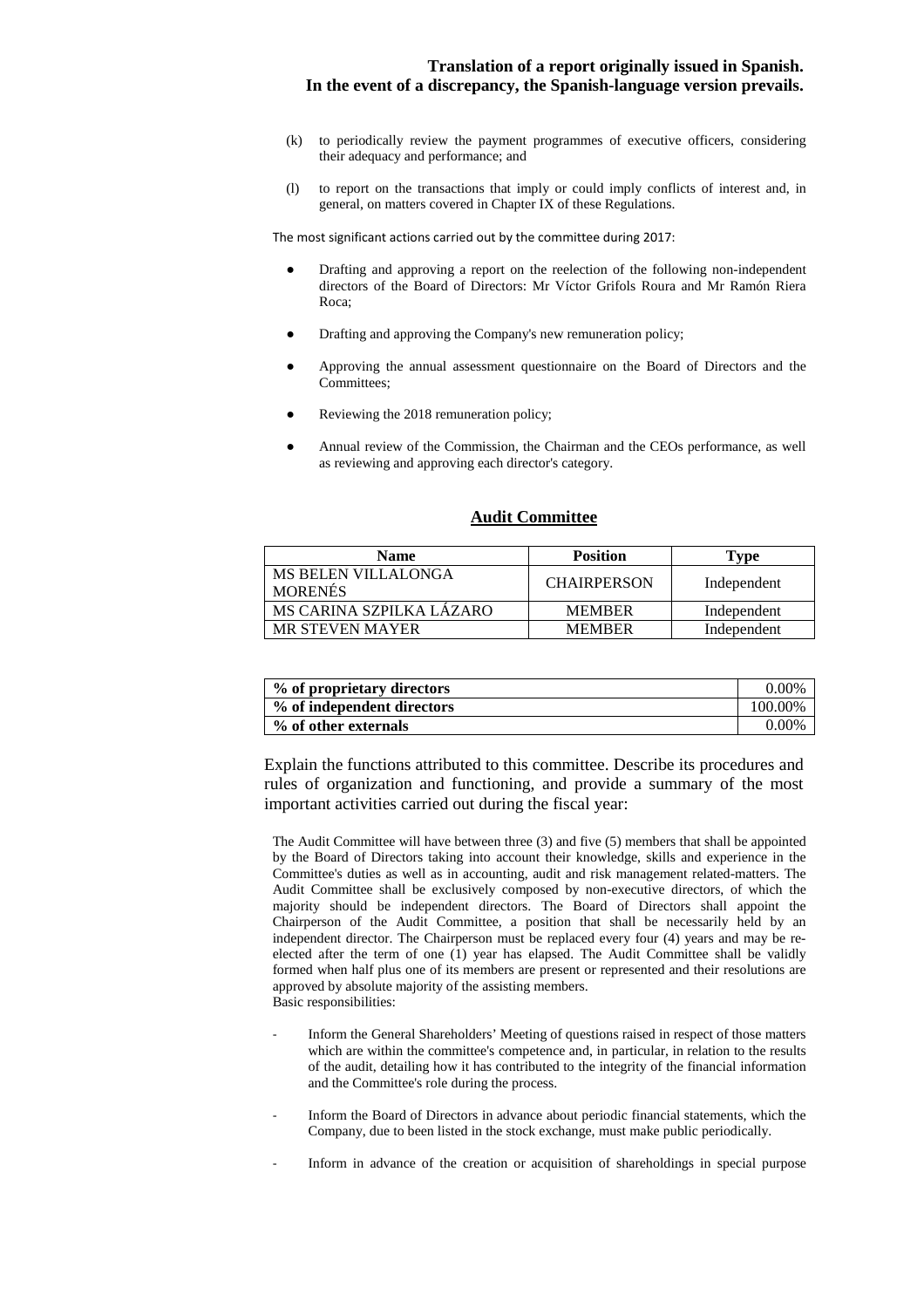(k) to periodically review the payment programmes of executive officers, considering their adequacy and performance; and

(l) to report on the transactions that imply or could imply conflicts of interest and, in general, on matters covered in Chapter IX of these Regulations.

The most significant actions carried out by the committee during 2017:

- Drafting and approving a report on the reelection of the following non-independent directors of the Board of Directors: Mr Víctor Grifols Roura and Mr Ramón Riera Roca;
- Drafting and approving the Company's new remuneration policy;
- Approving the annual assessment questionnaire on the Board of Directors and the Committees;
- Reviewing the 2018 remuneration policy;
- Annual review of the Commission, the Chairman and the CEOs performance, as well as reviewing and approving each director's category.

## Audit Committee

| Name | Position | Type |
|---|---|---|
| MS BELEN VILLALONGA MORENÉS | CHAIRPERSON | Independent |
| MS CARINA SZPILKA LÁZARO | MEMBER | Independent |
| MR STEVEN MAYER | MEMBER | Independent |

| | |
|---|---|
| **% of proprietary directors** | 0.00% |
| **% of independent directors** | 100.00% |
| **% of other externals** | 0.00% |

Explain the functions attributed to this committee. Describe its procedures and rules of organization and functioning, and provide a summary of the most important activities carried out during the fiscal year:

The Audit Committee will have between three (3) and five (5) members that shall be appointed by the Board of Directors taking into account their knowledge, skills and experience in the Committee's duties as well as in accounting, audit and risk management related-matters. The Audit Committee shall be exclusively composed by non-executive directors, of which the majority should be independent directors. The Board of Directors shall appoint the Chairperson of the Audit Committee, a position that shall be necessarily held by an independent director. The Chairperson must be replaced every four (4) years and may be re-elected after the term of one (1) year has elapsed. The Audit Committee shall be validly formed when half plus one of its members are present or represented and their resolutions are approved by absolute majority of the assisting members.
Basic responsibilities:

- Inform the General Shareholders' Meeting of questions raised in respect of those matters which are within the committee's competence and, in particular, in relation to the results of the audit, detailing how it has contributed to the integrity of the financial information and the Committee's role during the process.
- Inform the Board of Directors in advance about periodic financial statements, which the Company, due to been listed in the stock exchange, must make public periodically.
- Inform in advance of the creation or acquisition of shareholdings in special purpose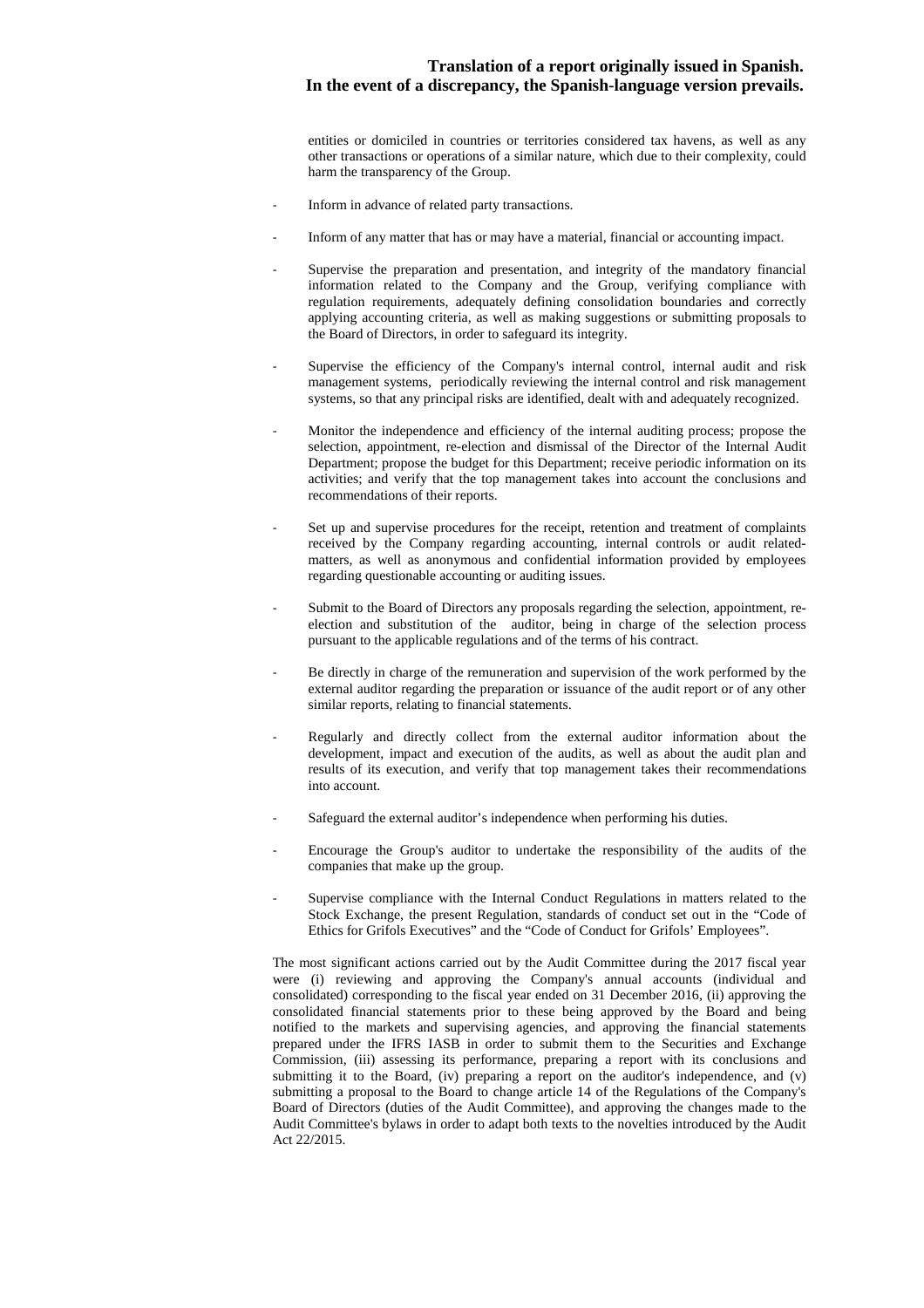entities or domiciled in countries or territories considered tax havens, as well as any other transactions or operations of a similar nature, which due to their complexity, could harm the transparency of the Group.

- Inform in advance of related party transactions.

- Inform of any matter that has or may have a material, financial or accounting impact.

- Supervise the preparation and presentation, and integrity of the mandatory financial information related to the Company and the Group, verifying compliance with regulation requirements, adequately defining consolidation boundaries and correctly applying accounting criteria, as well as making suggestions or submitting proposals to the Board of Directors, in order to safeguard its integrity.

- Supervise the efficiency of the Company's internal control, internal audit and risk management systems, periodically reviewing the internal control and risk management systems, so that any principal risks are identified, dealt with and adequately recognized.

- Monitor the independence and efficiency of the internal auditing process; propose the selection, appointment, re-election and dismissal of the Director of the Internal Audit Department; propose the budget for this Department; receive periodic information on its activities; and verify that the top management takes into account the conclusions and recommendations of their reports.

- Set up and supervise procedures for the receipt, retention and treatment of complaints received by the Company regarding accounting, internal controls or audit related-matters, as well as anonymous and confidential information provided by employees regarding questionable accounting or auditing issues.

- Submit to the Board of Directors any proposals regarding the selection, appointment, re-election and substitution of the auditor, being in charge of the selection process pursuant to the applicable regulations and of the terms of his contract.

- Be directly in charge of the remuneration and supervision of the work performed by the external auditor regarding the preparation or issuance of the audit report or of any other similar reports, relating to financial statements.

- Regularly and directly collect from the external auditor information about the development, impact and execution of the audits, as well as about the audit plan and results of its execution, and verify that top management takes their recommendations into account.

- Safeguard the external auditor's independence when performing his duties.

- Encourage the Group's auditor to undertake the responsibility of the audits of the companies that make up the group.

- Supervise compliance with the Internal Conduct Regulations in matters related to the Stock Exchange, the present Regulation, standards of conduct set out in the "Code of Ethics for Grifols Executives" and the "Code of Conduct for Grifols' Employees".

The most significant actions carried out by the Audit Committee during the 2017 fiscal year were (i) reviewing and approving the Company's annual accounts (individual and consolidated) corresponding to the fiscal year ended on 31 December 2016, (ii) approving the consolidated financial statements prior to these being approved by the Board and being notified to the markets and supervising agencies, and approving the financial statements prepared under the IFRS IASB in order to submit them to the Securities and Exchange Commission, (iii) assessing its performance, preparing a report with its conclusions and submitting it to the Board, (iv) preparing a report on the auditor's independence, and (v) submitting a proposal to the Board to change article 14 of the Regulations of the Company's Board of Directors (duties of the Audit Committee), and approving the changes made to the Audit Committee's bylaws in order to adapt both texts to the novelties introduced by the Audit Act 22/2015.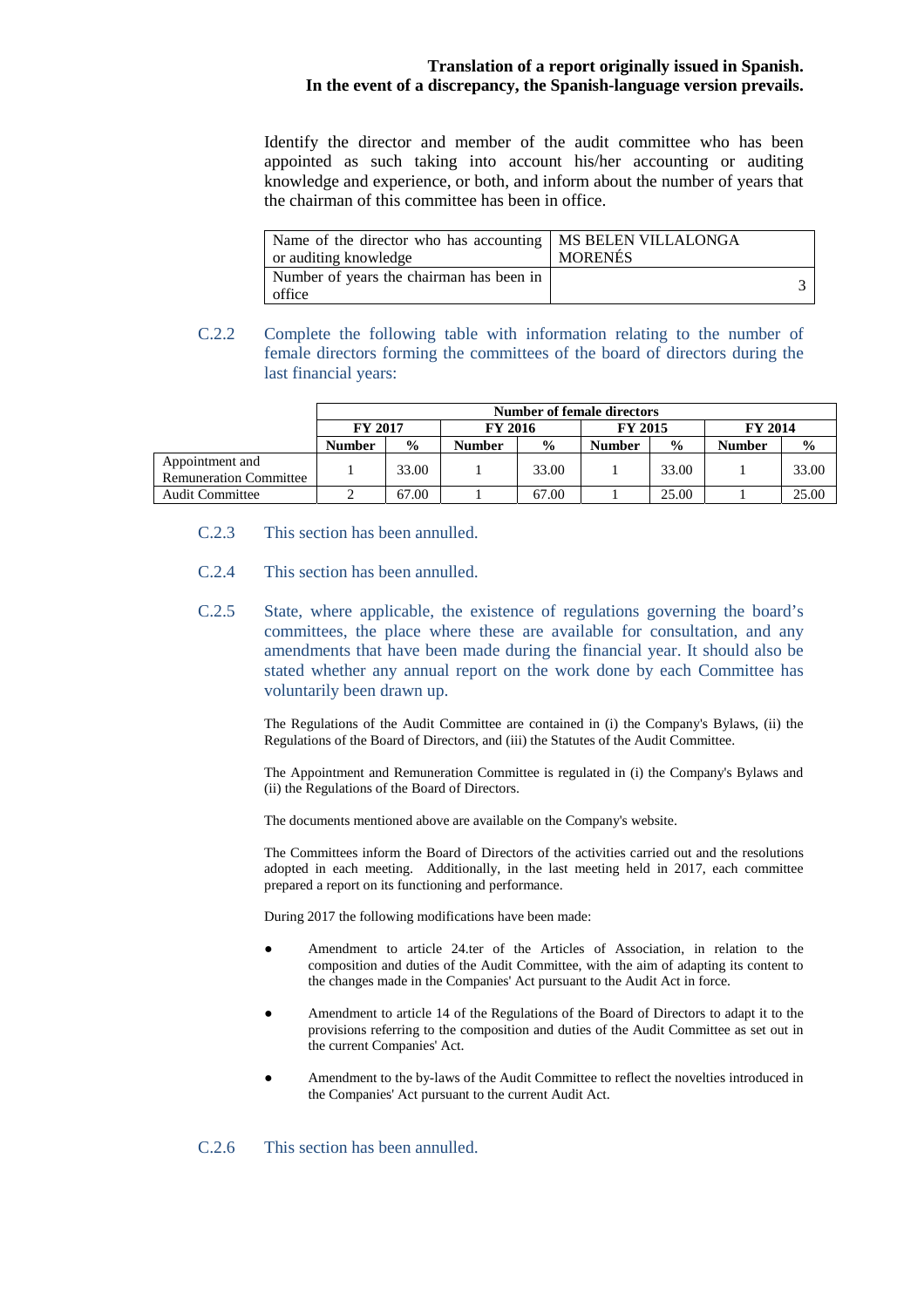Identify the director and member of the audit committee who has been appointed as such taking into account his/her accounting or auditing knowledge and experience, or both, and inform about the number of years that the chairman of this committee has been in office.

| Name of the director who has accounting or auditing knowledge | MS BELEN VILLALONGA MORENÉS |
|---|---|
| Number of years the chairman has been in office | 3 |

C.2.2 Complete the following table with information relating to the number of female directors forming the committees of the board of directors during the last financial years:

| | Number of female directors | | | | | | | |
|---|---|---|---|---|---|---|---|---|
| | FY 2017 | | FY 2016 | | FY 2015 | | FY 2014 | |
| | Number | % | Number | % | Number | % | Number | % |
| Appointment and Remuneration Committee | 1 | 33.00 | 1 | 33.00 | 1 | 33.00 | 1 | 33.00 |
| Audit Committee | 2 | 67.00 | 1 | 67.00 | 1 | 25.00 | 1 | 25.00 |

C.2.3 This section has been annulled.

C.2.4 This section has been annulled.

C.2.5 State, where applicable, the existence of regulations governing the board's committees, the place where these are available for consultation, and any amendments that have been made during the financial year. It should also be stated whether any annual report on the work done by each Committee has voluntarily been drawn up.

The Regulations of the Audit Committee are contained in (i) the Company's Bylaws, (ii) the Regulations of the Board of Directors, and (iii) the Statutes of the Audit Committee.

The Appointment and Remuneration Committee is regulated in (i) the Company's Bylaws and (ii) the Regulations of the Board of Directors.

The documents mentioned above are available on the Company's website.

The Committees inform the Board of Directors of the activities carried out and the resolutions adopted in each meeting. Additionally, in the last meeting held in 2017, each committee prepared a report on its functioning and performance.

During 2017 the following modifications have been made:

- Amendment to article 24.ter of the Articles of Association, in relation to the composition and duties of the Audit Committee, with the aim of adapting its content to the changes made in the Companies' Act pursuant to the Audit Act in force.
- Amendment to article 14 of the Regulations of the Board of Directors to adapt it to the provisions referring to the composition and duties of the Audit Committee as set out in the current Companies' Act.
- Amendment to the by-laws of the Audit Committee to reflect the novelties introduced in the Companies' Act pursuant to the current Audit Act.

C.2.6 This section has been annulled.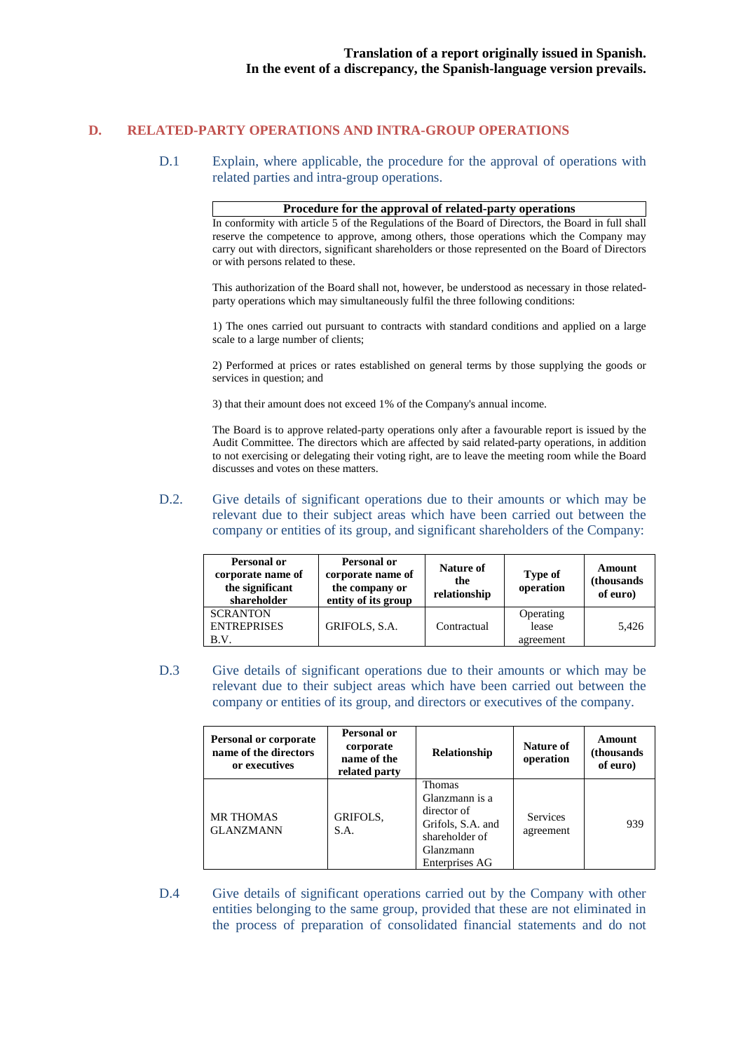**Translation of a report originally issued in Spanish.**
**In the event of a discrepancy, the Spanish-language version prevails.**

## D. RELATED-PARTY OPERATIONS AND INTRA-GROUP OPERATIONS

D.1 Explain, where applicable, the procedure for the approval of operations with related parties and intra-group operations.

| Procedure for the approval of related-party operations |
|---|

In conformity with article 5 of the Regulations of the Board of Directors, the Board in full shall reserve the competence to approve, among others, those operations which the Company may carry out with directors, significant shareholders or those represented on the Board of Directors or with persons related to these.

This authorization of the Board shall not, however, be understood as necessary in those related-party operations which may simultaneously fulfil the three following conditions:

1) The ones carried out pursuant to contracts with standard conditions and applied on a large scale to a large number of clients;

2) Performed at prices or rates established on general terms by those supplying the goods or services in question; and

3) that their amount does not exceed 1% of the Company's annual income.

The Board is to approve related-party operations only after a favourable report is issued by the Audit Committee. The directors which are affected by said related-party operations, in addition to not exercising or delegating their voting right, are to leave the meeting room while the Board discusses and votes on these matters.

D.2. Give details of significant operations due to their amounts or which may be relevant due to their subject areas which have been carried out between the company or entities of its group, and significant shareholders of the Company:

| Personal or corporate name of the significant shareholder | Personal or corporate name of the company or entity of its group | Nature of the relationship | Type of operation | Amount (thousands of euro) |
|---|---|---|---|---|
| SCRANTON ENTREPRISES B.V. | GRIFOLS, S.A. | Contractual | Operating lease agreement | 5,426 |

D.3 Give details of significant operations due to their amounts or which may be relevant due to their subject areas which have been carried out between the company or entities of its group, and directors or executives of the company.

| Personal or corporate name of the directors or executives | Personal or corporate name of the related party | Relationship | Nature of operation | Amount (thousands of euro) |
|---|---|---|---|---|
| MR THOMAS GLANZMANN | GRIFOLS, S.A. | Thomas Glanzmann is a director of Grifols, S.A. and shareholder of Glanzmann Enterprises AG | Services agreement | 939 |

D.4 Give details of significant operations carried out by the Company with other entities belonging to the same group, provided that these are not eliminated in the process of preparation of consolidated financial statements and do not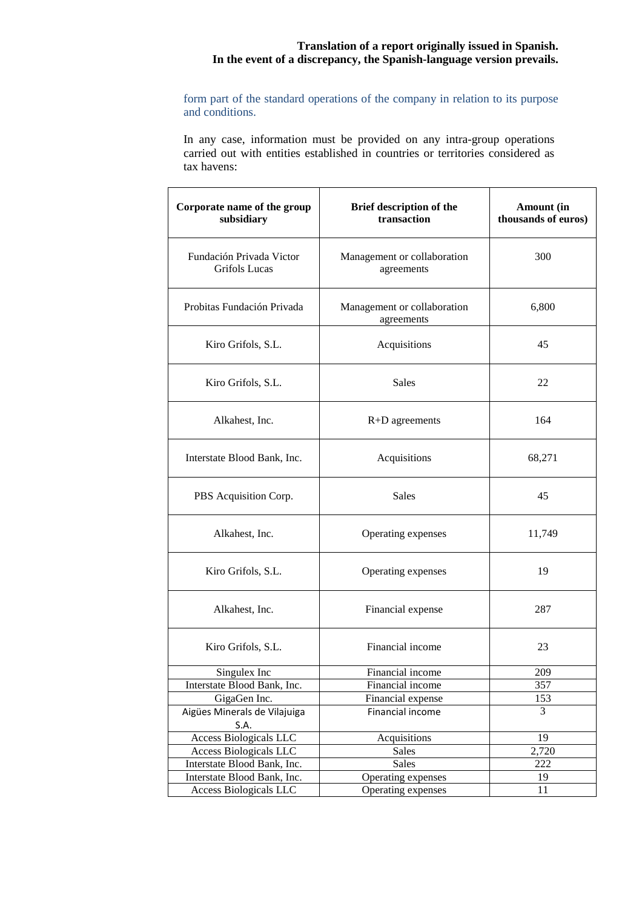**Translation of a report originally issued in Spanish.**
**In the event of a discrepancy, the Spanish-language version prevails.**

form part of the standard operations of the company in relation to its purpose and conditions.

In any case, information must be provided on any intra-group operations carried out with entities established in countries or territories considered as tax havens:

| Corporate name of the group subsidiary | Brief description of the transaction | Amount (in thousands of euros) |
| --- | --- | --- |
| Fundación Privada Victor Grifols Lucas | Management or collaboration agreements | 300 |
| Probitas Fundación Privada | Management or collaboration agreements | 6,800 |
| Kiro Grifols, S.L. | Acquisitions | 45 |
| Kiro Grifols, S.L. | Sales | 22 |
| Alkahest, Inc. | R+D agreements | 164 |
| Interstate Blood Bank, Inc. | Acquisitions | 68,271 |
| PBS Acquisition Corp. | Sales | 45 |
| Alkahest, Inc. | Operating expenses | 11,749 |
| Kiro Grifols, S.L. | Operating expenses | 19 |
| Alkahest, Inc. | Financial expense | 287 |
| Kiro Grifols, S.L. | Financial income | 23 |
| Singulex Inc | Financial income | 209 |
| Interstate Blood Bank, Inc. | Financial income | 357 |
| GigaGen Inc. | Financial expense | 153 |
| Aigües Minerals de Vilajuiga S.A. | Financial income | 3 |
| Access Biologicals LLC | Acquisitions | 19 |
| Access Biologicals LLC | Sales | 2,720 |
| Interstate Blood Bank, Inc. | Sales | 222 |
| Interstate Blood Bank, Inc. | Operating expenses | 19 |
| Access Biologicals LLC | Operating expenses | 11 |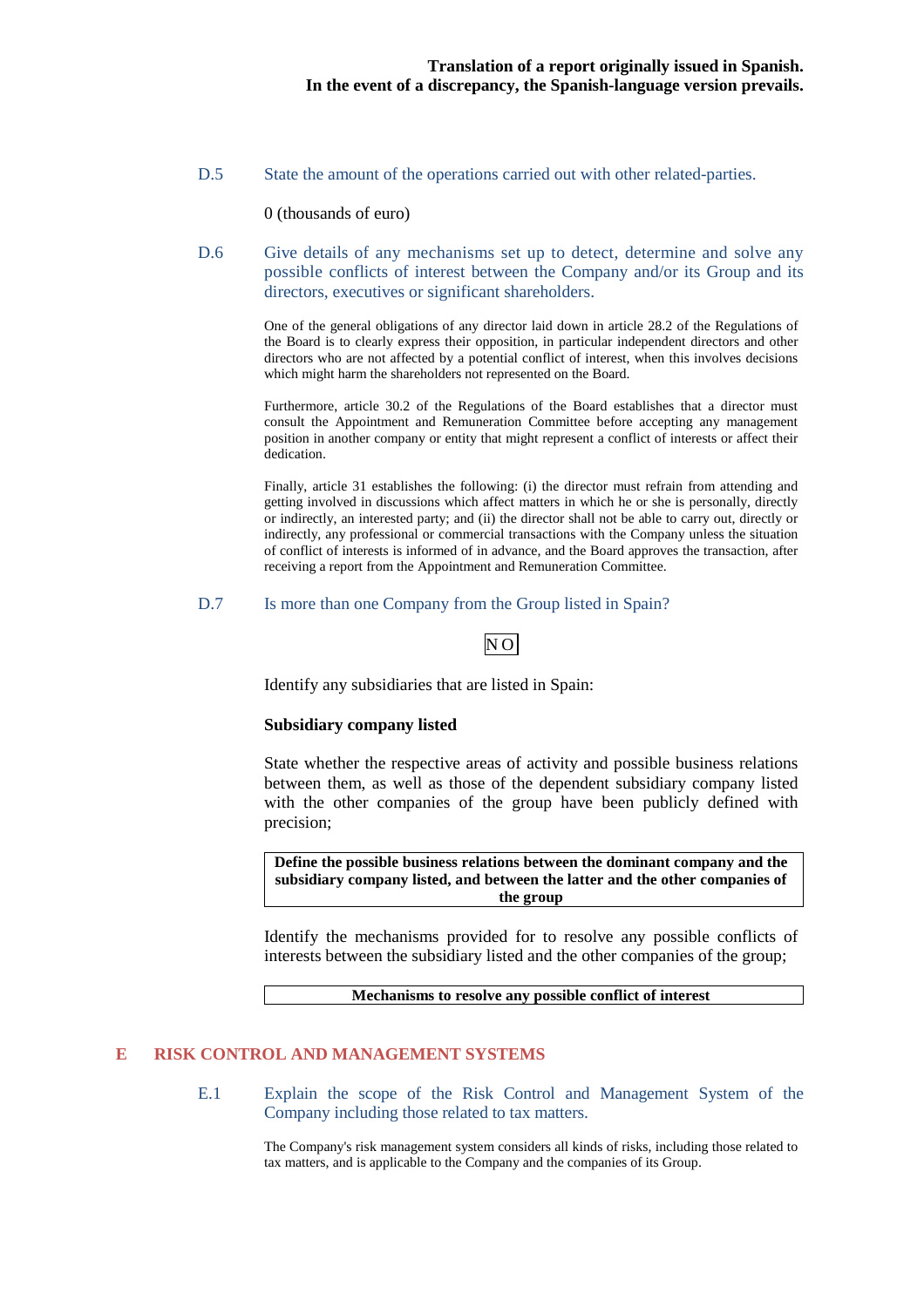**Translation of a report originally issued in Spanish.**
**In the event of a discrepancy, the Spanish-language version prevails.**

### D.5 State the amount of the operations carried out with other related-parties.

0 (thousands of euro)

### D.6 Give details of any mechanisms set up to detect, determine and solve any possible conflicts of interest between the Company and/or its Group and its directors, executives or significant shareholders.

One of the general obligations of any director laid down in article 28.2 of the Regulations of the Board is to clearly express their opposition, in particular independent directors and other directors who are not affected by a potential conflict of interest, when this involves decisions which might harm the shareholders not represented on the Board.

Furthermore, article 30.2 of the Regulations of the Board establishes that a director must consult the Appointment and Remuneration Committee before accepting any management position in another company or entity that might represent a conflict of interests or affect their dedication.

Finally, article 31 establishes the following: (i) the director must refrain from attending and getting involved in discussions which affect matters in which he or she is personally, directly or indirectly, an interested party; and (ii) the director shall not be able to carry out, directly or indirectly, any professional or commercial transactions with the Company unless the situation of conflict of interests is informed of in advance, and the Board approves the transaction, after receiving a report from the Appointment and Remuneration Committee.

### D.7 Is more than one Company from the Group listed in Spain?

NO

Identify any subsidiaries that are listed in Spain:

**Subsidiary company listed**

State whether the respective areas of activity and possible business relations between them, as well as those of the dependent subsidiary company listed with the other companies of the group have been publicly defined with precision;

| **Define the possible business relations between the dominant company and the subsidiary company listed, and between the latter and the other companies of the group** |
|---|

Identify the mechanisms provided for to resolve any possible conflicts of interests between the subsidiary listed and the other companies of the group;

| **Mechanisms to resolve any possible conflict of interest** |
|---|

## E RISK CONTROL AND MANAGEMENT SYSTEMS

### E.1 Explain the scope of the Risk Control and Management System of the Company including those related to tax matters.

The Company's risk management system considers all kinds of risks, including those related to tax matters, and is applicable to the Company and the companies of its Group.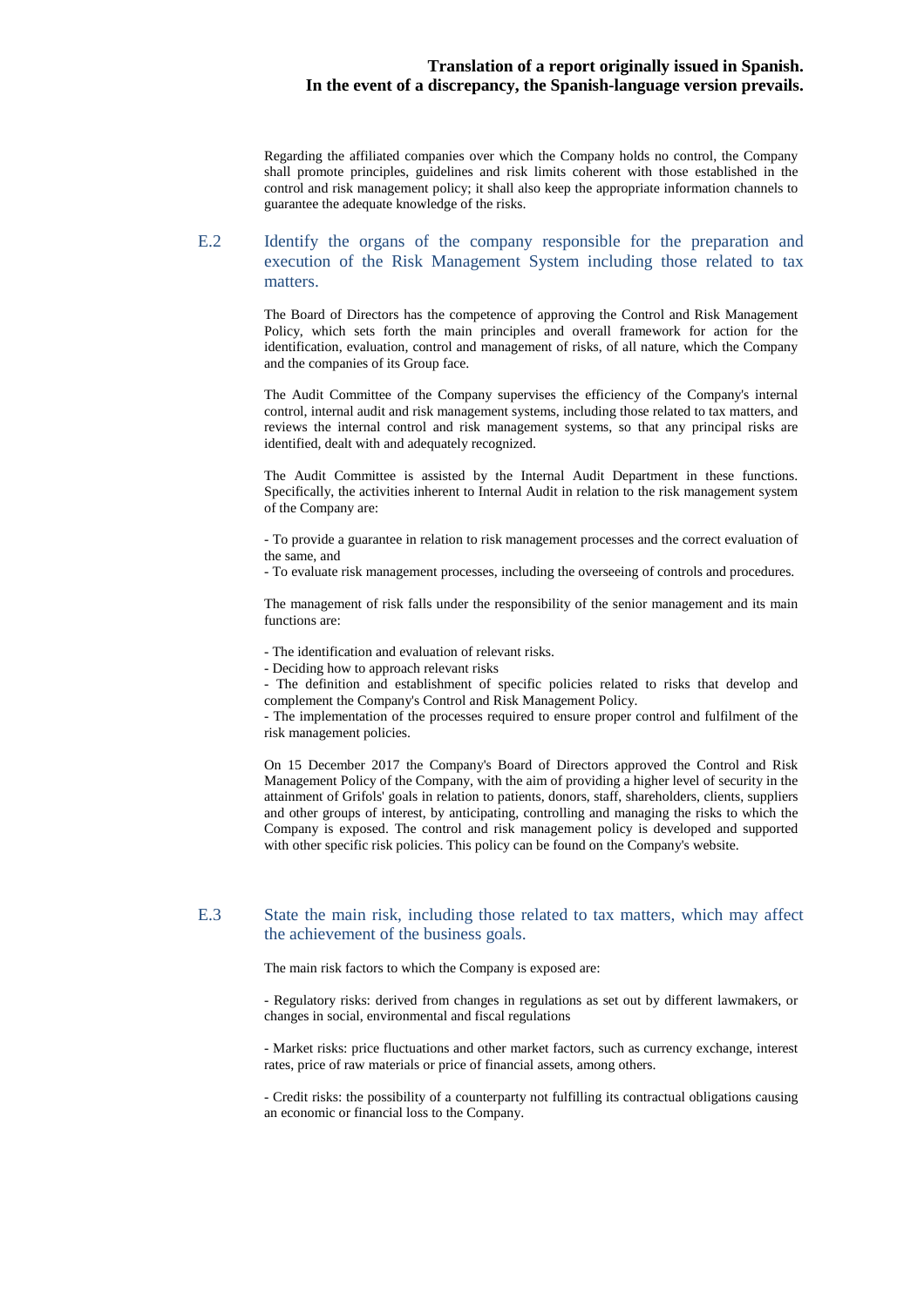Regarding the affiliated companies over which the Company holds no control, the Company shall promote principles, guidelines and risk limits coherent with those established in the control and risk management policy; it shall also keep the appropriate information channels to guarantee the adequate knowledge of the risks.

## E.2 Identify the organs of the company responsible for the preparation and execution of the Risk Management System including those related to tax matters.

The Board of Directors has the competence of approving the Control and Risk Management Policy, which sets forth the main principles and overall framework for action for the identification, evaluation, control and management of risks, of all nature, which the Company and the companies of its Group face.

The Audit Committee of the Company supervises the efficiency of the Company's internal control, internal audit and risk management systems, including those related to tax matters, and reviews the internal control and risk management systems, so that any principal risks are identified, dealt with and adequately recognized.

The Audit Committee is assisted by the Internal Audit Department in these functions. Specifically, the activities inherent to Internal Audit in relation to the risk management system of the Company are:

- To provide a guarantee in relation to risk management processes and the correct evaluation of the same, and
- To evaluate risk management processes, including the overseeing of controls and procedures.

The management of risk falls under the responsibility of the senior management and its main functions are:

- The identification and evaluation of relevant risks.
- Deciding how to approach relevant risks
- The definition and establishment of specific policies related to risks that develop and complement the Company's Control and Risk Management Policy.
- The implementation of the processes required to ensure proper control and fulfilment of the risk management policies.

On 15 December 2017 the Company's Board of Directors approved the Control and Risk Management Policy of the Company, with the aim of providing a higher level of security in the attainment of Grifols' goals in relation to patients, donors, staff, shareholders, clients, suppliers and other groups of interest, by anticipating, controlling and managing the risks to which the Company is exposed. The control and risk management policy is developed and supported with other specific risk policies. This policy can be found on the Company's website.

## E.3 State the main risk, including those related to tax matters, which may affect the achievement of the business goals.

The main risk factors to which the Company is exposed are:

- Regulatory risks: derived from changes in regulations as set out by different lawmakers, or changes in social, environmental and fiscal regulations

- Market risks: price fluctuations and other market factors, such as currency exchange, interest rates, price of raw materials or price of financial assets, among others.

- Credit risks: the possibility of a counterparty not fulfilling its contractual obligations causing an economic or financial loss to the Company.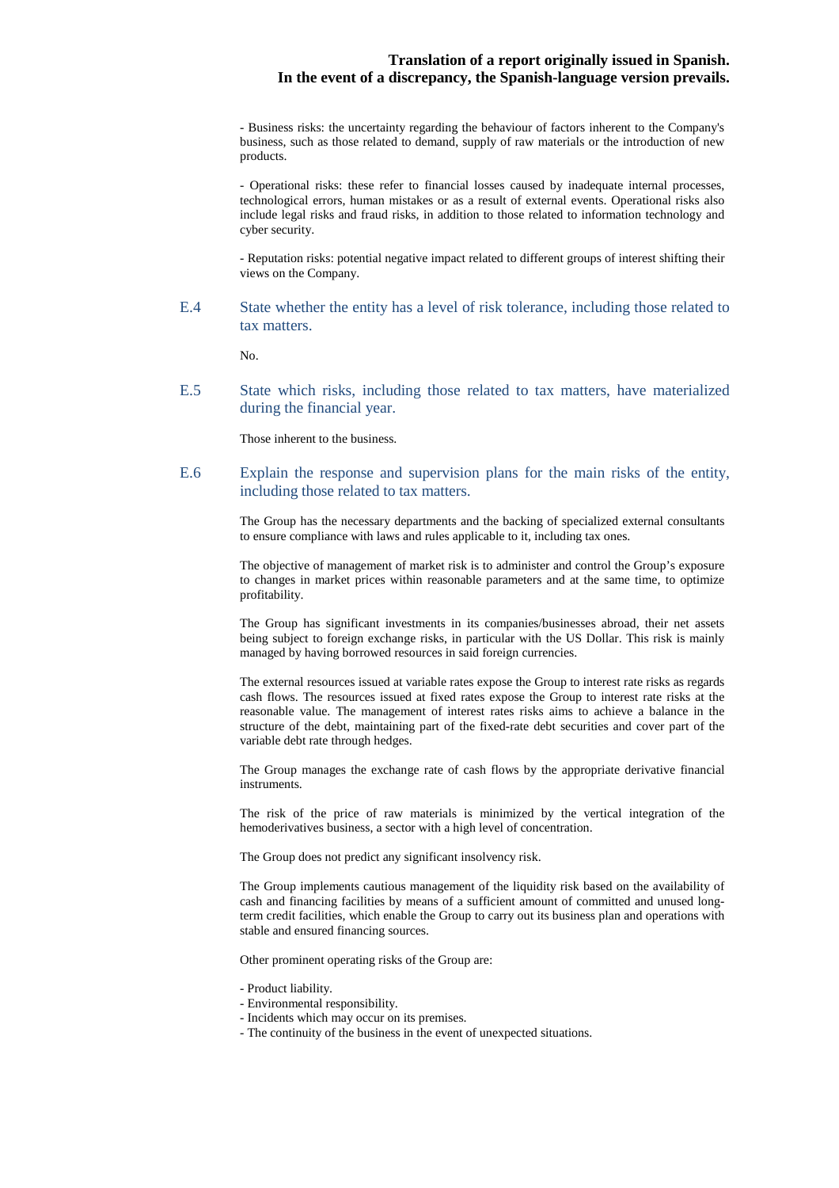- Business risks: the uncertainty regarding the behaviour of factors inherent to the Company's business, such as those related to demand, supply of raw materials or the introduction of new products.

- Operational risks: these refer to financial losses caused by inadequate internal processes, technological errors, human mistakes or as a result of external events. Operational risks also include legal risks and fraud risks, in addition to those related to information technology and cyber security.

- Reputation risks: potential negative impact related to different groups of interest shifting their views on the Company.

## E.4 State whether the entity has a level of risk tolerance, including those related to tax matters.

No.

## E.5 State which risks, including those related to tax matters, have materialized during the financial year.

Those inherent to the business.

## E.6 Explain the response and supervision plans for the main risks of the entity, including those related to tax matters.

The Group has the necessary departments and the backing of specialized external consultants to ensure compliance with laws and rules applicable to it, including tax ones.

The objective of management of market risk is to administer and control the Group's exposure to changes in market prices within reasonable parameters and at the same time, to optimize profitability.

The Group has significant investments in its companies/businesses abroad, their net assets being subject to foreign exchange risks, in particular with the US Dollar. This risk is mainly managed by having borrowed resources in said foreign currencies.

The external resources issued at variable rates expose the Group to interest rate risks as regards cash flows. The resources issued at fixed rates expose the Group to interest rate risks at the reasonable value. The management of interest rates risks aims to achieve a balance in the structure of the debt, maintaining part of the fixed-rate debt securities and cover part of the variable debt rate through hedges.

The Group manages the exchange rate of cash flows by the appropriate derivative financial instruments.

The risk of the price of raw materials is minimized by the vertical integration of the hemoderivatives business, a sector with a high level of concentration.

The Group does not predict any significant insolvency risk.

The Group implements cautious management of the liquidity risk based on the availability of cash and financing facilities by means of a sufficient amount of committed and unused long-term credit facilities, which enable the Group to carry out its business plan and operations with stable and ensured financing sources.

Other prominent operating risks of the Group are:

- Product liability.
- Environmental responsibility.
- Incidents which may occur on its premises.
- The continuity of the business in the event of unexpected situations.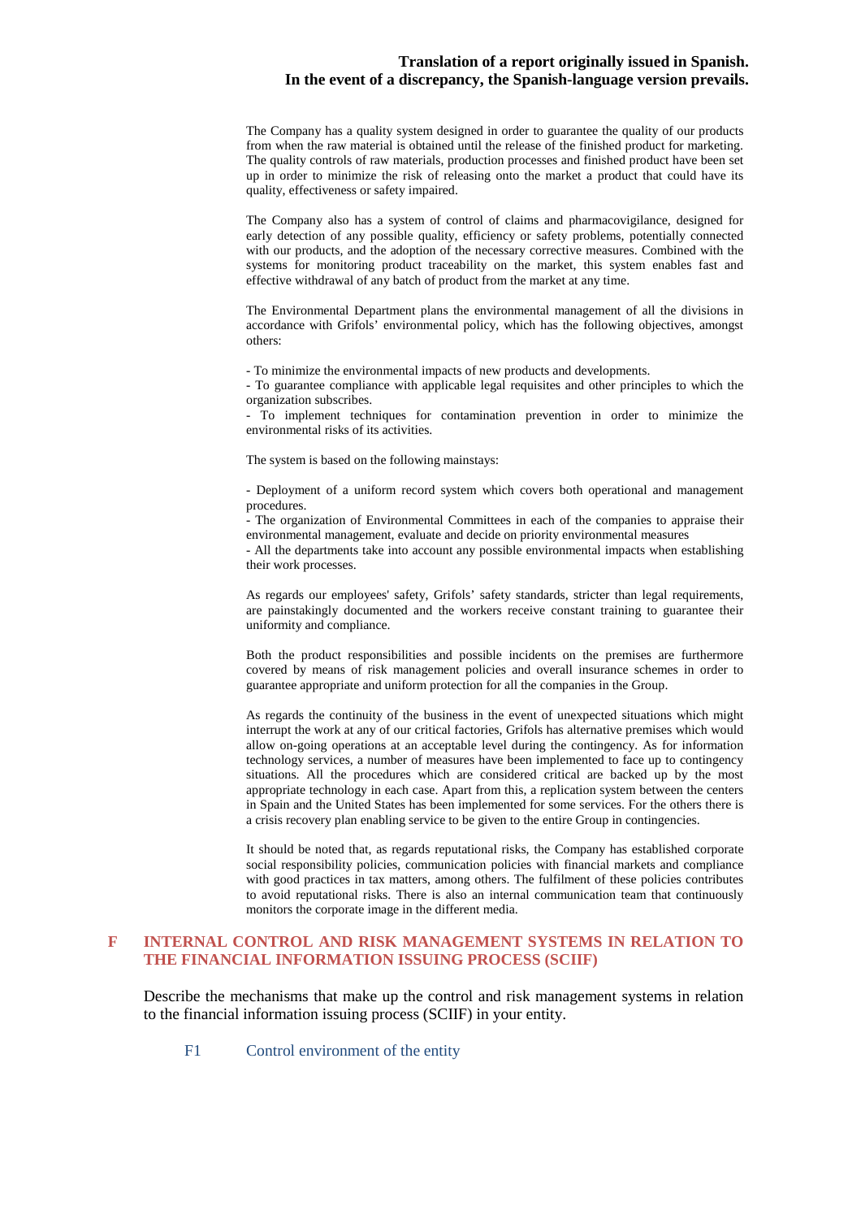The Company has a quality system designed in order to guarantee the quality of our products from when the raw material is obtained until the release of the finished product for marketing. The quality controls of raw materials, production processes and finished product have been set up in order to minimize the risk of releasing onto the market a product that could have its quality, effectiveness or safety impaired.

The Company also has a system of control of claims and pharmacovigilance, designed for early detection of any possible quality, efficiency or safety problems, potentially connected with our products, and the adoption of the necessary corrective measures. Combined with the systems for monitoring product traceability on the market, this system enables fast and effective withdrawal of any batch of product from the market at any time.

The Environmental Department plans the environmental management of all the divisions in accordance with Grifols' environmental policy, which has the following objectives, amongst others:

- To minimize the environmental impacts of new products and developments.
- To guarantee compliance with applicable legal requisites and other principles to which the organization subscribes.
- To implement techniques for contamination prevention in order to minimize the environmental risks of its activities.

The system is based on the following mainstays:

- Deployment of a uniform record system which covers both operational and management procedures.
- The organization of Environmental Committees in each of the companies to appraise their environmental management, evaluate and decide on priority environmental measures
- All the departments take into account any possible environmental impacts when establishing their work processes.

As regards our employees' safety, Grifols' safety standards, stricter than legal requirements, are painstakingly documented and the workers receive constant training to guarantee their uniformity and compliance.

Both the product responsibilities and possible incidents on the premises are furthermore covered by means of risk management policies and overall insurance schemes in order to guarantee appropriate and uniform protection for all the companies in the Group.

As regards the continuity of the business in the event of unexpected situations which might interrupt the work at any of our critical factories, Grifols has alternative premises which would allow on-going operations at an acceptable level during the contingency. As for information technology services, a number of measures have been implemented to face up to contingency situations. All the procedures which are considered critical are backed up by the most appropriate technology in each case. Apart from this, a replication system between the centers in Spain and the United States has been implemented for some services. For the others there is a crisis recovery plan enabling service to be given to the entire Group in contingencies.

It should be noted that, as regards reputational risks, the Company has established corporate social responsibility policies, communication policies with financial markets and compliance with good practices in tax matters, among others. The fulfilment of these policies contributes to avoid reputational risks. There is also an internal communication team that continuously monitors the corporate image in the different media.

## F INTERNAL CONTROL AND RISK MANAGEMENT SYSTEMS IN RELATION TO THE FINANCIAL INFORMATION ISSUING PROCESS (SCIIF)

Describe the mechanisms that make up the control and risk management systems in relation to the financial information issuing process (SCIIF) in your entity.

### F1 Control environment of the entity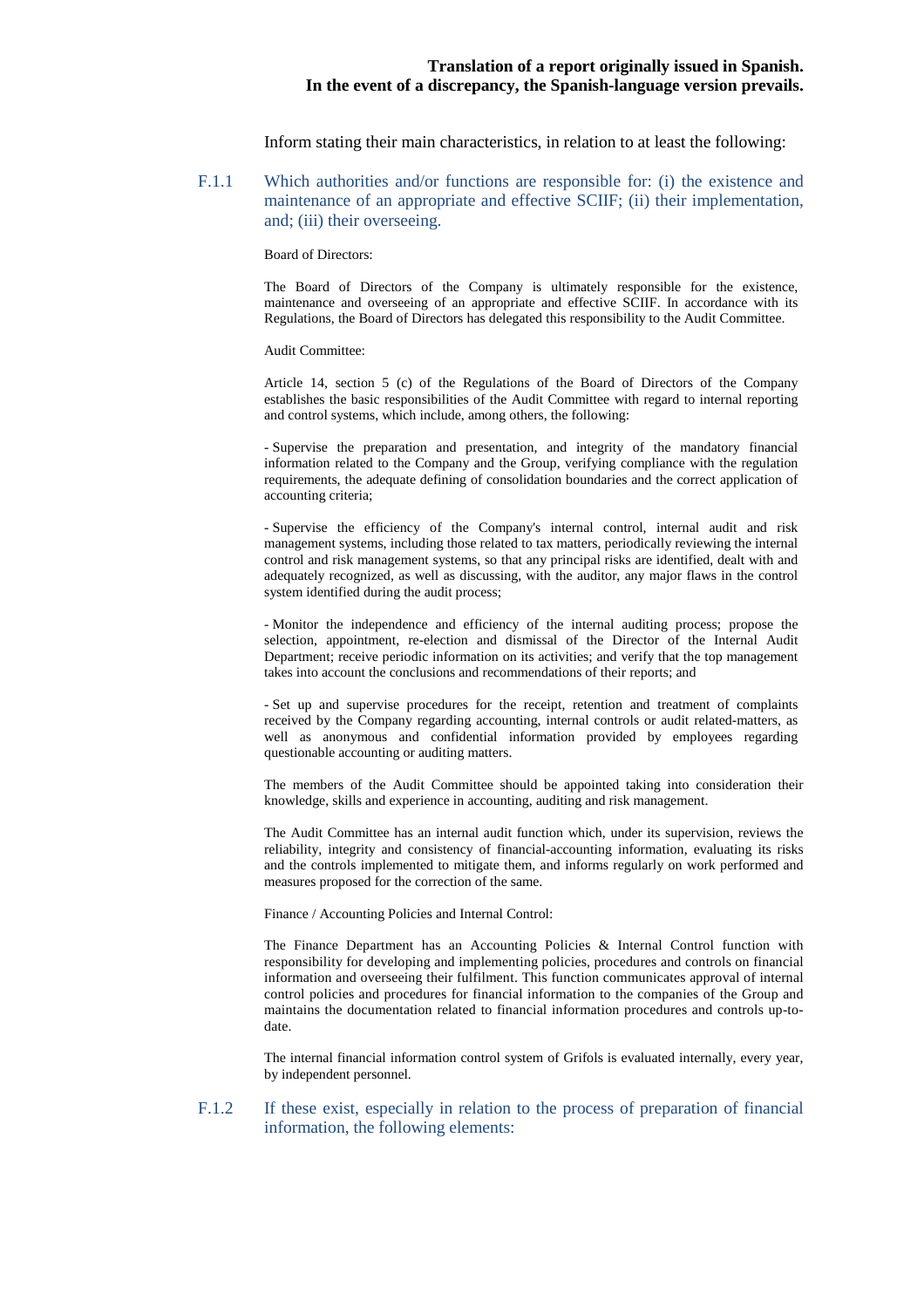Inform stating their main characteristics, in relation to at least the following:

### F.1.1 Which authorities and/or functions are responsible for: (i) the existence and maintenance of an appropriate and effective SCIIF; (ii) their implementation, and; (iii) their overseeing.

Board of Directors:

The Board of Directors of the Company is ultimately responsible for the existence, maintenance and overseeing of an appropriate and effective SCIIF. In accordance with its Regulations, the Board of Directors has delegated this responsibility to the Audit Committee.

Audit Committee:

Article 14, section 5 (c) of the Regulations of the Board of Directors of the Company establishes the basic responsibilities of the Audit Committee with regard to internal reporting and control systems, which include, among others, the following:

- Supervise the preparation and presentation, and integrity of the mandatory financial information related to the Company and the Group, verifying compliance with the regulation requirements, the adequate defining of consolidation boundaries and the correct application of accounting criteria;

- Supervise the efficiency of the Company's internal control, internal audit and risk management systems, including those related to tax matters, periodically reviewing the internal control and risk management systems, so that any principal risks are identified, dealt with and adequately recognized, as well as discussing, with the auditor, any major flaws in the control system identified during the audit process;

- Monitor the independence and efficiency of the internal auditing process; propose the selection, appointment, re-election and dismissal of the Director of the Internal Audit Department; receive periodic information on its activities; and verify that the top management takes into account the conclusions and recommendations of their reports; and

- Set up and supervise procedures for the receipt, retention and treatment of complaints received by the Company regarding accounting, internal controls or audit related-matters, as well as anonymous and confidential information provided by employees regarding questionable accounting or auditing matters.

The members of the Audit Committee should be appointed taking into consideration their knowledge, skills and experience in accounting, auditing and risk management.

The Audit Committee has an internal audit function which, under its supervision, reviews the reliability, integrity and consistency of financial-accounting information, evaluating its risks and the controls implemented to mitigate them, and informs regularly on work performed and measures proposed for the correction of the same.

Finance / Accounting Policies and Internal Control:

The Finance Department has an Accounting Policies & Internal Control function with responsibility for developing and implementing policies, procedures and controls on financial information and overseeing their fulfilment. This function communicates approval of internal control policies and procedures for financial information to the companies of the Group and maintains the documentation related to financial information procedures and controls up-to-date.

The internal financial information control system of Grifols is evaluated internally, every year, by independent personnel.

### F.1.2 If these exist, especially in relation to the process of preparation of financial information, the following elements: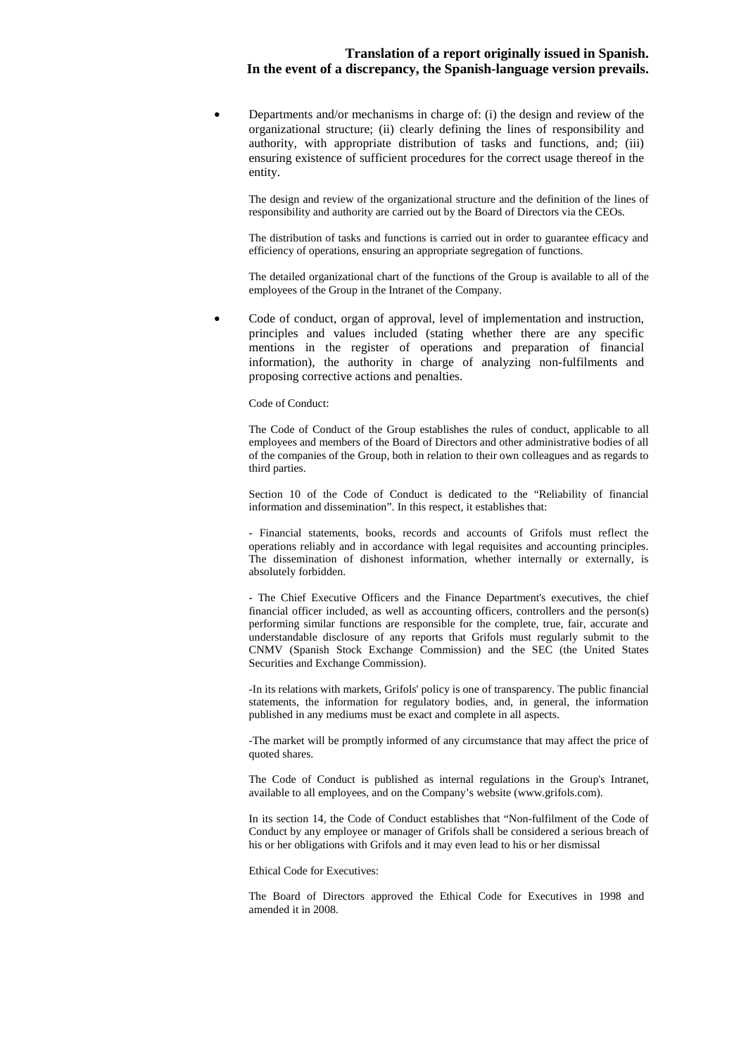- Departments and/or mechanisms in charge of: (i) the design and review of the organizational structure; (ii) clearly defining the lines of responsibility and authority, with appropriate distribution of tasks and functions, and; (iii) ensuring existence of sufficient procedures for the correct usage thereof in the entity.

  The design and review of the organizational structure and the definition of the lines of responsibility and authority are carried out by the Board of Directors via the CEOs.

  The distribution of tasks and functions is carried out in order to guarantee efficacy and efficiency of operations, ensuring an appropriate segregation of functions.

  The detailed organizational chart of the functions of the Group is available to all of the employees of the Group in the Intranet of the Company.

- Code of conduct, organ of approval, level of implementation and instruction, principles and values included (stating whether there are any specific mentions in the register of operations and preparation of financial information), the authority in charge of analyzing non-fulfilments and proposing corrective actions and penalties.

  Code of Conduct:

  The Code of Conduct of the Group establishes the rules of conduct, applicable to all employees and members of the Board of Directors and other administrative bodies of all of the companies of the Group, both in relation to their own colleagues and as regards to third parties.

  Section 10 of the Code of Conduct is dedicated to the "Reliability of financial information and dissemination". In this respect, it establishes that:

  - Financial statements, books, records and accounts of Grifols must reflect the operations reliably and in accordance with legal requisites and accounting principles. The dissemination of dishonest information, whether internally or externally, is absolutely forbidden.

  - The Chief Executive Officers and the Finance Department's executives, the chief financial officer included, as well as accounting officers, controllers and the person(s) performing similar functions are responsible for the complete, true, fair, accurate and understandable disclosure of any reports that Grifols must regularly submit to the CNMV (Spanish Stock Exchange Commission) and the SEC (the United States Securities and Exchange Commission).

  -In its relations with markets, Grifols' policy is one of transparency. The public financial statements, the information for regulatory bodies, and, in general, the information published in any mediums must be exact and complete in all aspects.

  -The market will be promptly informed of any circumstance that may affect the price of quoted shares.

  The Code of Conduct is published as internal regulations in the Group's Intranet, available to all employees, and on the Company's website (www.grifols.com).

  In its section 14, the Code of Conduct establishes that "Non-fulfilment of the Code of Conduct by any employee or manager of Grifols shall be considered a serious breach of his or her obligations with Grifols and it may even lead to his or her dismissal

  Ethical Code for Executives:

  The Board of Directors approved the Ethical Code for Executives in 1998 and amended it in 2008.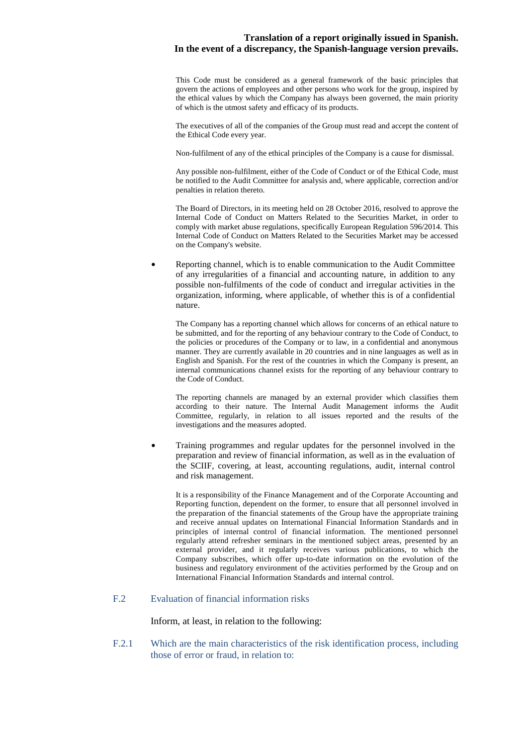This Code must be considered as a general framework of the basic principles that govern the actions of employees and other persons who work for the group, inspired by the ethical values by which the Company has always been governed, the main priority of which is the utmost safety and efficacy of its products.

The executives of all of the companies of the Group must read and accept the content of the Ethical Code every year.

Non-fulfilment of any of the ethical principles of the Company is a cause for dismissal.

Any possible non-fulfilment, either of the Code of Conduct or of the Ethical Code, must be notified to the Audit Committee for analysis and, where applicable, correction and/or penalties in relation thereto.

The Board of Directors, in its meeting held on 28 October 2016, resolved to approve the Internal Code of Conduct on Matters Related to the Securities Market, in order to comply with market abuse regulations, specifically European Regulation 596/2014. This Internal Code of Conduct on Matters Related to the Securities Market may be accessed on the Company's website.

- Reporting channel, which is to enable communication to the Audit Committee of any irregularities of a financial and accounting nature, in addition to any possible non-fulfilments of the code of conduct and irregular activities in the organization, informing, where applicable, of whether this is of a confidential nature.

  The Company has a reporting channel which allows for concerns of an ethical nature to be submitted, and for the reporting of any behaviour contrary to the Code of Conduct, to the policies or procedures of the Company or to law, in a confidential and anonymous manner. They are currently available in 20 countries and in nine languages as well as in English and Spanish. For the rest of the countries in which the Company is present, an internal communications channel exists for the reporting of any behaviour contrary to the Code of Conduct.

  The reporting channels are managed by an external provider which classifies them according to their nature. The Internal Audit Management informs the Audit Committee, regularly, in relation to all issues reported and the results of the investigations and the measures adopted.

- Training programmes and regular updates for the personnel involved in the preparation and review of financial information, as well as in the evaluation of the SCIIF, covering, at least, accounting regulations, audit, internal control and risk management.

  It is a responsibility of the Finance Management and of the Corporate Accounting and Reporting function, dependent on the former, to ensure that all personnel involved in the preparation of the financial statements of the Group have the appropriate training and receive annual updates on International Financial Information Standards and in principles of internal control of financial information. The mentioned personnel regularly attend refresher seminars in the mentioned subject areas, presented by an external provider, and it regularly receives various publications, to which the Company subscribes, which offer up-to-date information on the evolution of the business and regulatory environment of the activities performed by the Group and on International Financial Information Standards and internal control.

## F.2 Evaluation of financial information risks

Inform, at least, in relation to the following:

### F.2.1 Which are the main characteristics of the risk identification process, including those of error or fraud, in relation to: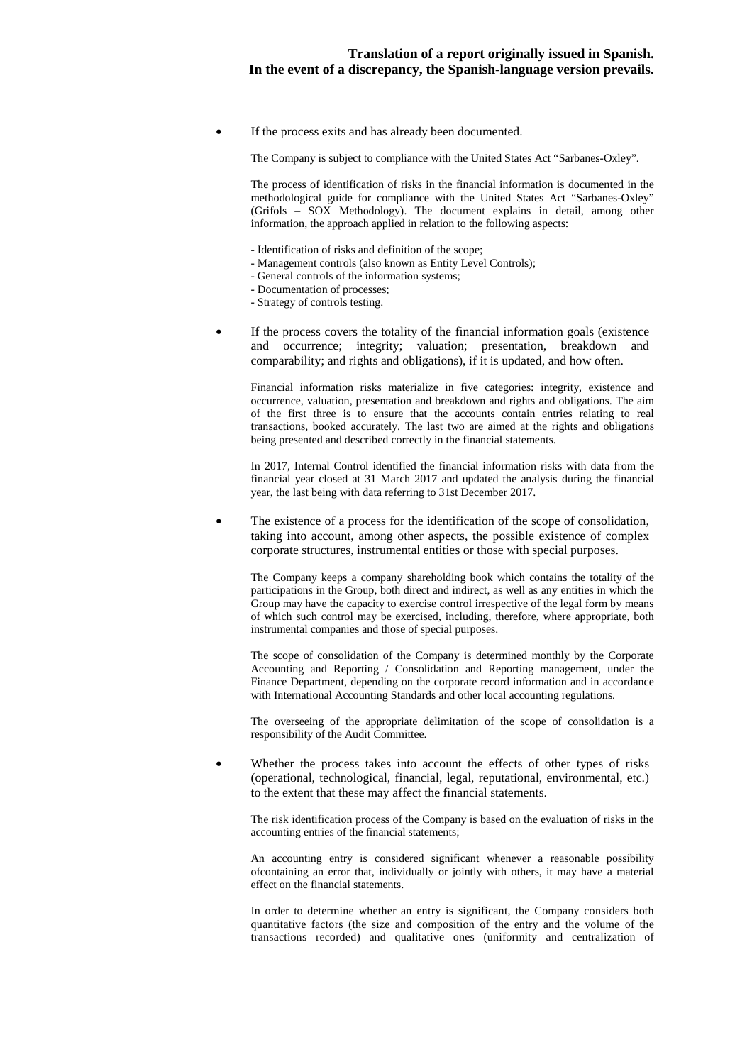- If the process exits and has already been documented.

  The Company is subject to compliance with the United States Act "Sarbanes-Oxley".

  The process of identification of risks in the financial information is documented in the methodological guide for compliance with the United States Act "Sarbanes-Oxley" (Grifols – SOX Methodology). The document explains in detail, among other information, the approach applied in relation to the following aspects:

  - Identification of risks and definition of the scope;
  - Management controls (also known as Entity Level Controls);
  - General controls of the information systems;
  - Documentation of processes;
  - Strategy of controls testing.

- If the process covers the totality of the financial information goals (existence and occurrence; integrity; valuation; presentation, breakdown and comparability; and rights and obligations), if it is updated, and how often.

  Financial information risks materialize in five categories: integrity, existence and occurrence, valuation, presentation and breakdown and rights and obligations. The aim of the first three is to ensure that the accounts contain entries relating to real transactions, booked accurately. The last two are aimed at the rights and obligations being presented and described correctly in the financial statements.

  In 2017, Internal Control identified the financial information risks with data from the financial year closed at 31 March 2017 and updated the analysis during the financial year, the last being with data referring to 31st December 2017.

- The existence of a process for the identification of the scope of consolidation, taking into account, among other aspects, the possible existence of complex corporate structures, instrumental entities or those with special purposes.

  The Company keeps a company shareholding book which contains the totality of the participations in the Group, both direct and indirect, as well as any entities in which the Group may have the capacity to exercise control irrespective of the legal form by means of which such control may be exercised, including, therefore, where appropriate, both instrumental companies and those of special purposes.

  The scope of consolidation of the Company is determined monthly by the Corporate Accounting and Reporting / Consolidation and Reporting management, under the Finance Department, depending on the corporate record information and in accordance with International Accounting Standards and other local accounting regulations.

  The overseeing of the appropriate delimitation of the scope of consolidation is a responsibility of the Audit Committee.

- Whether the process takes into account the effects of other types of risks (operational, technological, financial, legal, reputational, environmental, etc.) to the extent that these may affect the financial statements.

  The risk identification process of the Company is based on the evaluation of risks in the accounting entries of the financial statements;

  An accounting entry is considered significant whenever a reasonable possibility ofcontaining an error that, individually or jointly with others, it may have a material effect on the financial statements.

  In order to determine whether an entry is significant, the Company considers both quantitative factors (the size and composition of the entry and the volume of the transactions recorded) and qualitative ones (uniformity and centralization of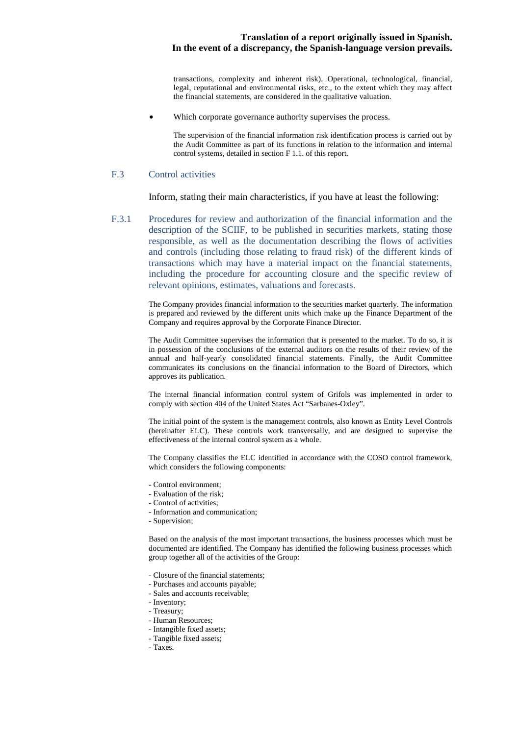transactions, complexity and inherent risk). Operational, technological, financial, legal, reputational and environmental risks, etc., to the extent which they may affect the financial statements, are considered in the qualitative valuation.

- Which corporate governance authority supervises the process.

  The supervision of the financial information risk identification process is carried out by the Audit Committee as part of its functions in relation to the information and internal control systems, detailed in section F 1.1. of this report.

## F.3 Control activities

Inform, stating their main characteristics, if you have at least the following:

### F.3.1 Procedures for review and authorization of the financial information and the description of the SCIIF, to be published in securities markets, stating those responsible, as well as the documentation describing the flows of activities and controls (including those relating to fraud risk) of the different kinds of transactions which may have a material impact on the financial statements, including the procedure for accounting closure and the specific review of relevant opinions, estimates, valuations and forecasts.

The Company provides financial information to the securities market quarterly. The information is prepared and reviewed by the different units which make up the Finance Department of the Company and requires approval by the Corporate Finance Director.

The Audit Committee supervises the information that is presented to the market. To do so, it is in possession of the conclusions of the external auditors on the results of their review of the annual and half-yearly consolidated financial statements. Finally, the Audit Committee communicates its conclusions on the financial information to the Board of Directors, which approves its publication.

The internal financial information control system of Grifols was implemented in order to comply with section 404 of the United States Act "Sarbanes-Oxley".

The initial point of the system is the management controls, also known as Entity Level Controls (hereinafter ELC). These controls work transversally, and are designed to supervise the effectiveness of the internal control system as a whole.

The Company classifies the ELC identified in accordance with the COSO control framework, which considers the following components:

- Control environment;
- Evaluation of the risk;
- Control of activities;
- Information and communication;
- Supervision;

Based on the analysis of the most important transactions, the business processes which must be documented are identified. The Company has identified the following business processes which group together all of the activities of the Group:

- Closure of the financial statements;
- Purchases and accounts payable;
- Sales and accounts receivable;
- Inventory;
- Treasury;
- Human Resources;
- Intangible fixed assets;
- Tangible fixed assets;
- Taxes.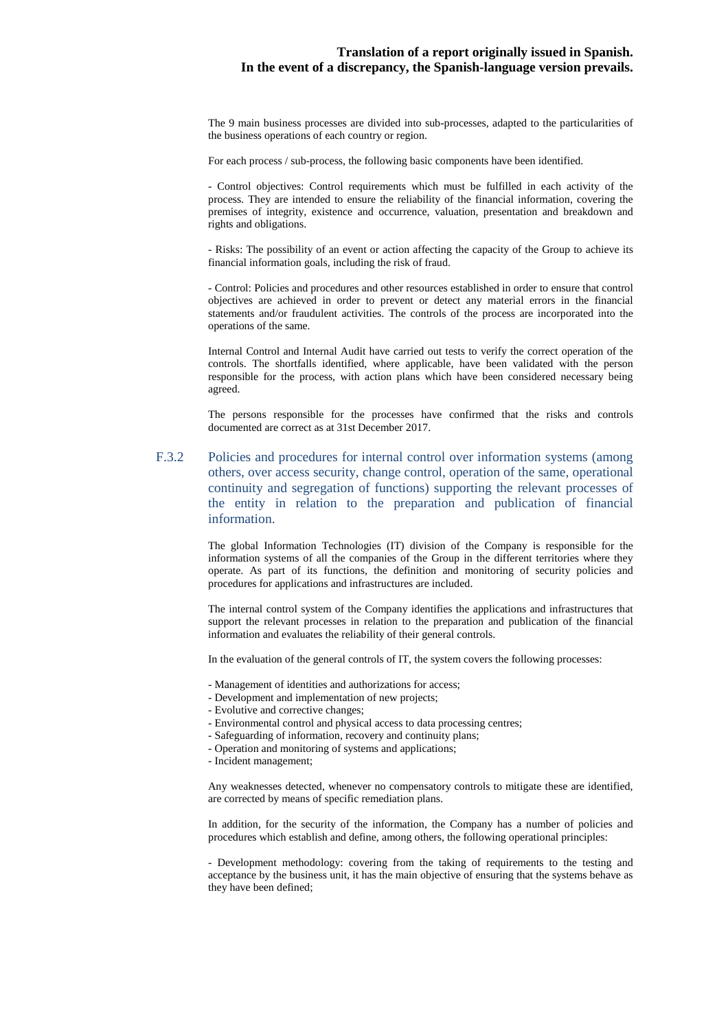The 9 main business processes are divided into sub-processes, adapted to the particularities of the business operations of each country or region.

For each process / sub-process, the following basic components have been identified.

- Control objectives: Control requirements which must be fulfilled in each activity of the process. They are intended to ensure the reliability of the financial information, covering the premises of integrity, existence and occurrence, valuation, presentation and breakdown and rights and obligations.

- Risks: The possibility of an event or action affecting the capacity of the Group to achieve its financial information goals, including the risk of fraud.

- Control: Policies and procedures and other resources established in order to ensure that control objectives are achieved in order to prevent or detect any material errors in the financial statements and/or fraudulent activities. The controls of the process are incorporated into the operations of the same.

Internal Control and Internal Audit have carried out tests to verify the correct operation of the controls. The shortfalls identified, where applicable, have been validated with the person responsible for the process, with action plans which have been considered necessary being agreed.

The persons responsible for the processes have confirmed that the risks and controls documented are correct as at 31st December 2017.

## F.3.2 Policies and procedures for internal control over information systems (among others, over access security, change control, operation of the same, operational continuity and segregation of functions) supporting the relevant processes of the entity in relation to the preparation and publication of financial information.

The global Information Technologies (IT) division of the Company is responsible for the information systems of all the companies of the Group in the different territories where they operate. As part of its functions, the definition and monitoring of security policies and procedures for applications and infrastructures are included.

The internal control system of the Company identifies the applications and infrastructures that support the relevant processes in relation to the preparation and publication of the financial information and evaluates the reliability of their general controls.

In the evaluation of the general controls of IT, the system covers the following processes:

- Management of identities and authorizations for access;
- Development and implementation of new projects;
- Evolutive and corrective changes;
- Environmental control and physical access to data processing centres;
- Safeguarding of information, recovery and continuity plans;
- Operation and monitoring of systems and applications;
- Incident management;

Any weaknesses detected, whenever no compensatory controls to mitigate these are identified, are corrected by means of specific remediation plans.

In addition, for the security of the information, the Company has a number of policies and procedures which establish and define, among others, the following operational principles:

- Development methodology: covering from the taking of requirements to the testing and acceptance by the business unit, it has the main objective of ensuring that the systems behave as they have been defined;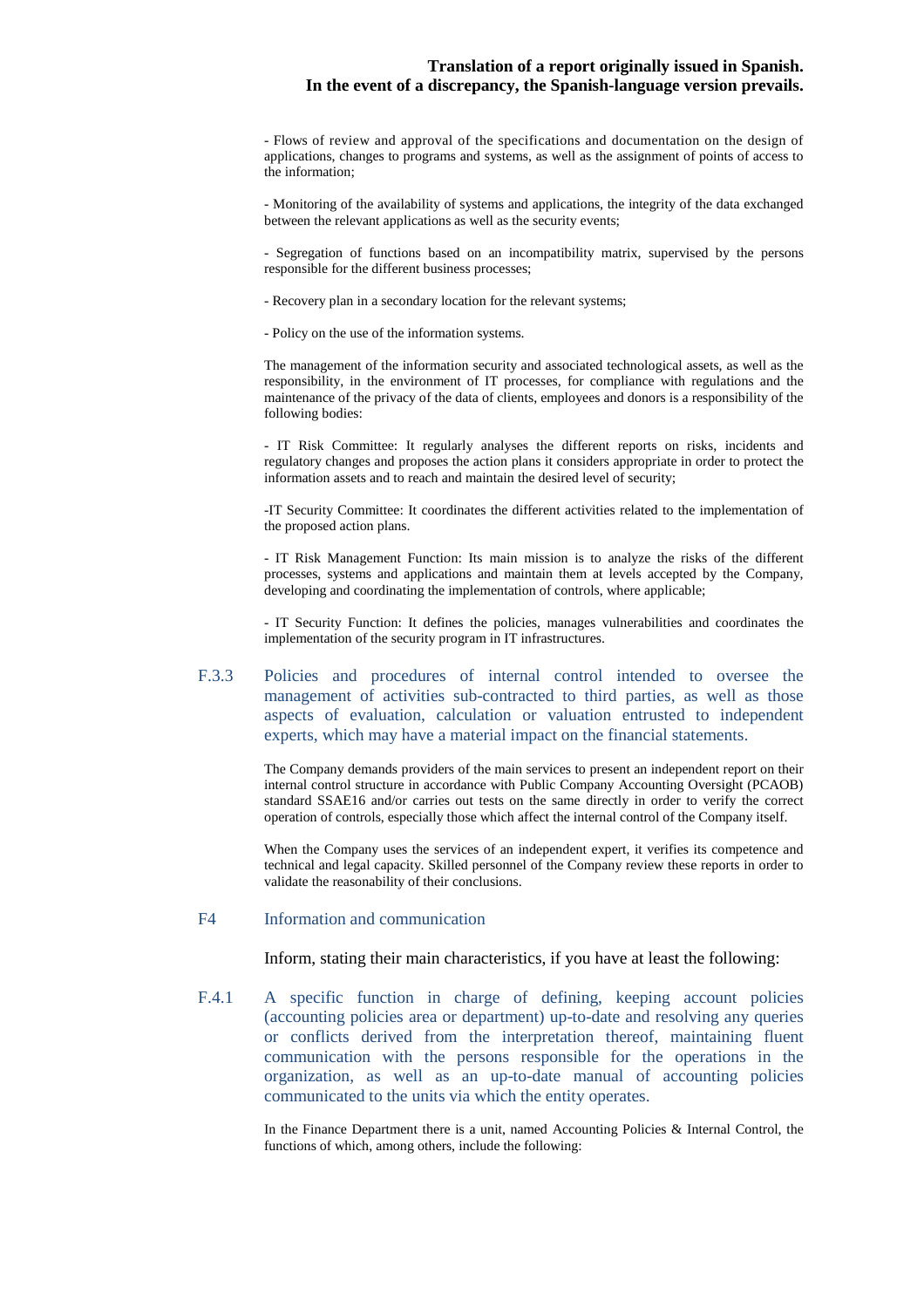- Flows of review and approval of the specifications and documentation on the design of applications, changes to programs and systems, as well as the assignment of points of access to the information;

- Monitoring of the availability of systems and applications, the integrity of the data exchanged between the relevant applications as well as the security events;

- Segregation of functions based on an incompatibility matrix, supervised by the persons responsible for the different business processes;

- Recovery plan in a secondary location for the relevant systems;

- Policy on the use of the information systems.

The management of the information security and associated technological assets, as well as the responsibility, in the environment of IT processes, for compliance with regulations and the maintenance of the privacy of the data of clients, employees and donors is a responsibility of the following bodies:

- IT Risk Committee: It regularly analyses the different reports on risks, incidents and regulatory changes and proposes the action plans it considers appropriate in order to protect the information assets and to reach and maintain the desired level of security;

-IT Security Committee: It coordinates the different activities related to the implementation of the proposed action plans.

- IT Risk Management Function: Its main mission is to analyze the risks of the different processes, systems and applications and maintain them at levels accepted by the Company, developing and coordinating the implementation of controls, where applicable;

- IT Security Function: It defines the policies, manages vulnerabilities and coordinates the implementation of the security program in IT infrastructures.

### F.3.3 Policies and procedures of internal control intended to oversee the management of activities sub-contracted to third parties, as well as those aspects of evaluation, calculation or valuation entrusted to independent experts, which may have a material impact on the financial statements.

The Company demands providers of the main services to present an independent report on their internal control structure in accordance with Public Company Accounting Oversight (PCAOB) standard SSAE16 and/or carries out tests on the same directly in order to verify the correct operation of controls, especially those which affect the internal control of the Company itself.

When the Company uses the services of an independent expert, it verifies its competence and technical and legal capacity. Skilled personnel of the Company review these reports in order to validate the reasonability of their conclusions.

## F4 Information and communication

Inform, stating their main characteristics, if you have at least the following:

### F.4.1 A specific function in charge of defining, keeping account policies (accounting policies area or department) up-to-date and resolving any queries or conflicts derived from the interpretation thereof, maintaining fluent communication with the persons responsible for the operations in the organization, as well as an up-to-date manual of accounting policies communicated to the units via which the entity operates.

In the Finance Department there is a unit, named Accounting Policies & Internal Control, the functions of which, among others, include the following: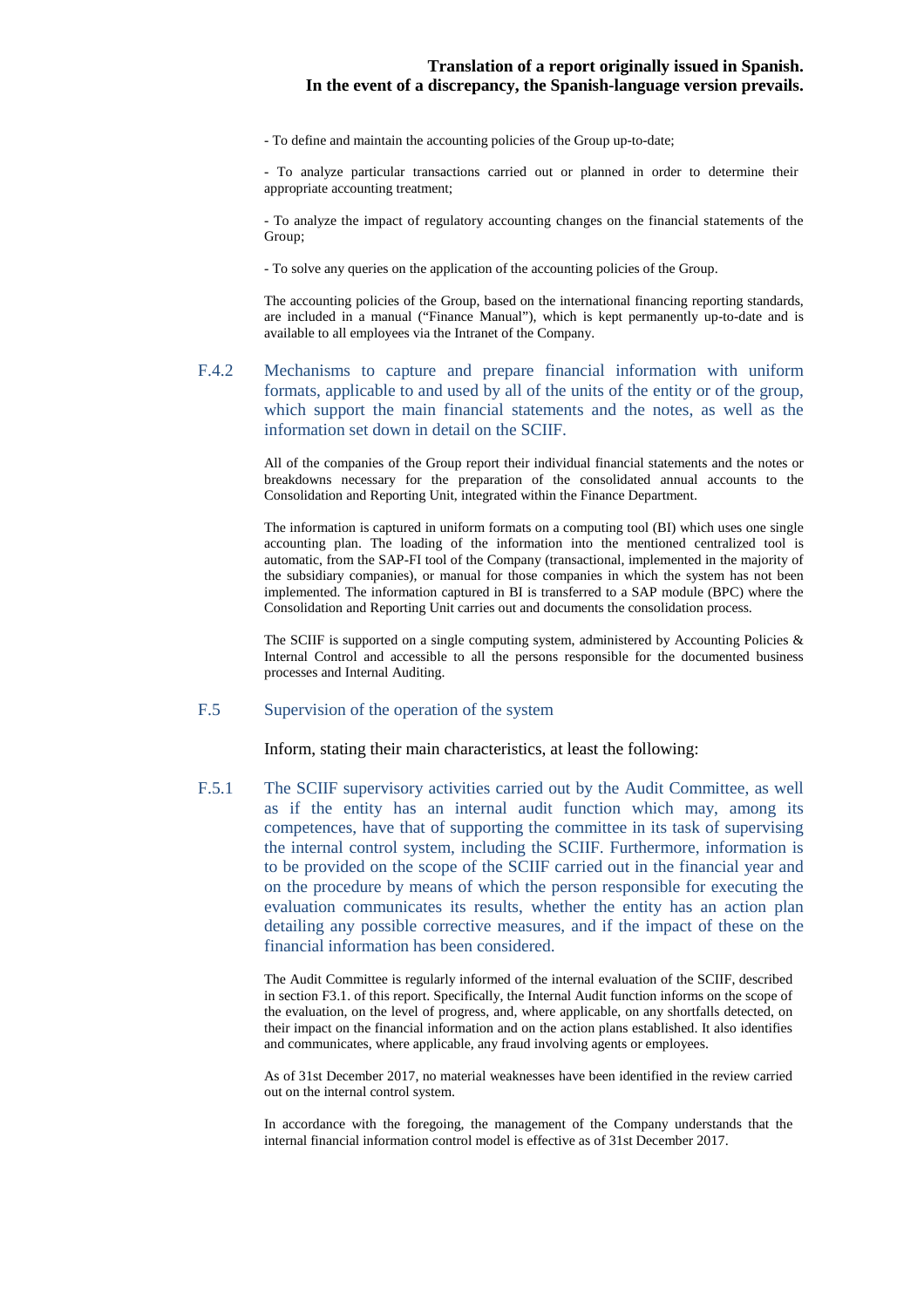- To define and maintain the accounting policies of the Group up-to-date;

- To analyze particular transactions carried out or planned in order to determine their appropriate accounting treatment;

- To analyze the impact of regulatory accounting changes on the financial statements of the Group;

- To solve any queries on the application of the accounting policies of the Group.

The accounting policies of the Group, based on the international financing reporting standards, are included in a manual ("Finance Manual"), which is kept permanently up-to-date and is available to all employees via the Intranet of the Company.

### F.4.2 Mechanisms to capture and prepare financial information with uniform formats, applicable to and used by all of the units of the entity or of the group, which support the main financial statements and the notes, as well as the information set down in detail on the SCIIF.

All of the companies of the Group report their individual financial statements and the notes or breakdowns necessary for the preparation of the consolidated annual accounts to the Consolidation and Reporting Unit, integrated within the Finance Department.

The information is captured in uniform formats on a computing tool (BI) which uses one single accounting plan. The loading of the information into the mentioned centralized tool is automatic, from the SAP-FI tool of the Company (transactional, implemented in the majority of the subsidiary companies), or manual for those companies in which the system has not been implemented. The information captured in BI is transferred to a SAP module (BPC) where the Consolidation and Reporting Unit carries out and documents the consolidation process.

The SCIIF is supported on a single computing system, administered by Accounting Policies & Internal Control and accessible to all the persons responsible for the documented business processes and Internal Auditing.

## F.5 Supervision of the operation of the system

Inform, stating their main characteristics, at least the following:

### F.5.1 The SCIIF supervisory activities carried out by the Audit Committee, as well as if the entity has an internal audit function which may, among its competences, have that of supporting the committee in its task of supervising the internal control system, including the SCIIF. Furthermore, information is to be provided on the scope of the SCIIF carried out in the financial year and on the procedure by means of which the person responsible for executing the evaluation communicates its results, whether the entity has an action plan detailing any possible corrective measures, and if the impact of these on the financial information has been considered.

The Audit Committee is regularly informed of the internal evaluation of the SCIIF, described in section F3.1. of this report. Specifically, the Internal Audit function informs on the scope of the evaluation, on the level of progress, and, where applicable, on any shortfalls detected, on their impact on the financial information and on the action plans established. It also identifies and communicates, where applicable, any fraud involving agents or employees.

As of 31st December 2017, no material weaknesses have been identified in the review carried out on the internal control system.

In accordance with the foregoing, the management of the Company understands that the internal financial information control model is effective as of 31st December 2017.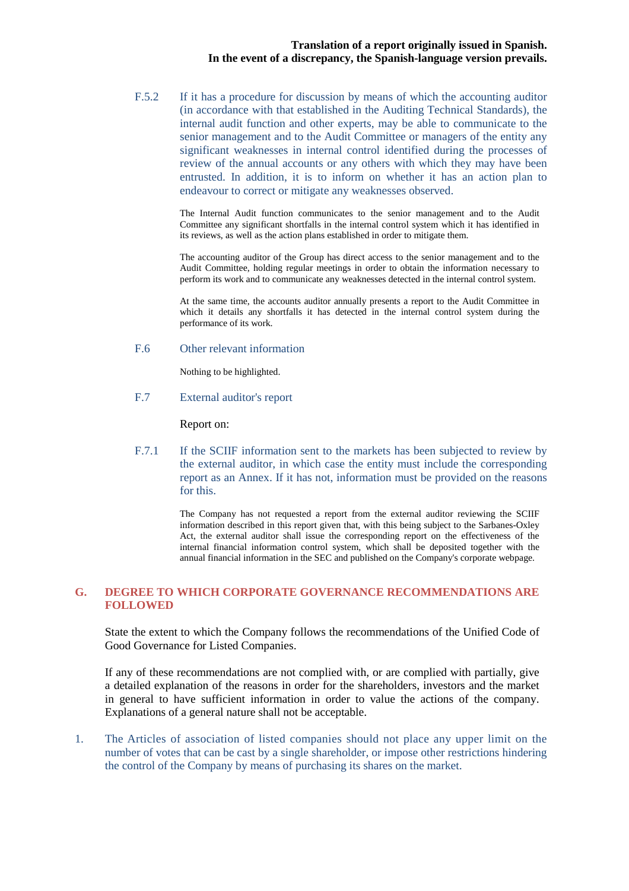**Translation of a report originally issued in Spanish.**
**In the event of a discrepancy, the Spanish-language version prevails.**

F.5.2 If it has a procedure for discussion by means of which the accounting auditor (in accordance with that established in the Auditing Technical Standards), the internal audit function and other experts, may be able to communicate to the senior management and to the Audit Committee or managers of the entity any significant weaknesses in internal control identified during the processes of review of the annual accounts or any others with which they may have been entrusted. In addition, it is to inform on whether it has an action plan to endeavour to correct or mitigate any weaknesses observed.

The Internal Audit function communicates to the senior management and to the Audit Committee any significant shortfalls in the internal control system which it has identified in its reviews, as well as the action plans established in order to mitigate them.

The accounting auditor of the Group has direct access to the senior management and to the Audit Committee, holding regular meetings in order to obtain the information necessary to perform its work and to communicate any weaknesses detected in the internal control system.

At the same time, the accounts auditor annually presents a report to the Audit Committee in which it details any shortfalls it has detected in the internal control system during the performance of its work.

F.6 Other relevant information

Nothing to be highlighted.

F.7 External auditor's report

Report on:

F.7.1 If the SCIIF information sent to the markets has been subjected to review by the external auditor, in which case the entity must include the corresponding report as an Annex. If it has not, information must be provided on the reasons for this.

The Company has not requested a report from the external auditor reviewing the SCIIF information described in this report given that, with this being subject to the Sarbanes-Oxley Act, the external auditor shall issue the corresponding report on the effectiveness of the internal financial information control system, which shall be deposited together with the annual financial information in the SEC and published on the Company's corporate webpage.

## G. DEGREE TO WHICH CORPORATE GOVERNANCE RECOMMENDATIONS ARE FOLLOWED

State the extent to which the Company follows the recommendations of the Unified Code of Good Governance for Listed Companies.

If any of these recommendations are not complied with, or are complied with partially, give a detailed explanation of the reasons in order for the shareholders, investors and the market in general to have sufficient information in order to value the actions of the company. Explanations of a general nature shall not be acceptable.

1. The Articles of association of listed companies should not place any upper limit on the number of votes that can be cast by a single shareholder, or impose other restrictions hindering the control of the Company by means of purchasing its shares on the market.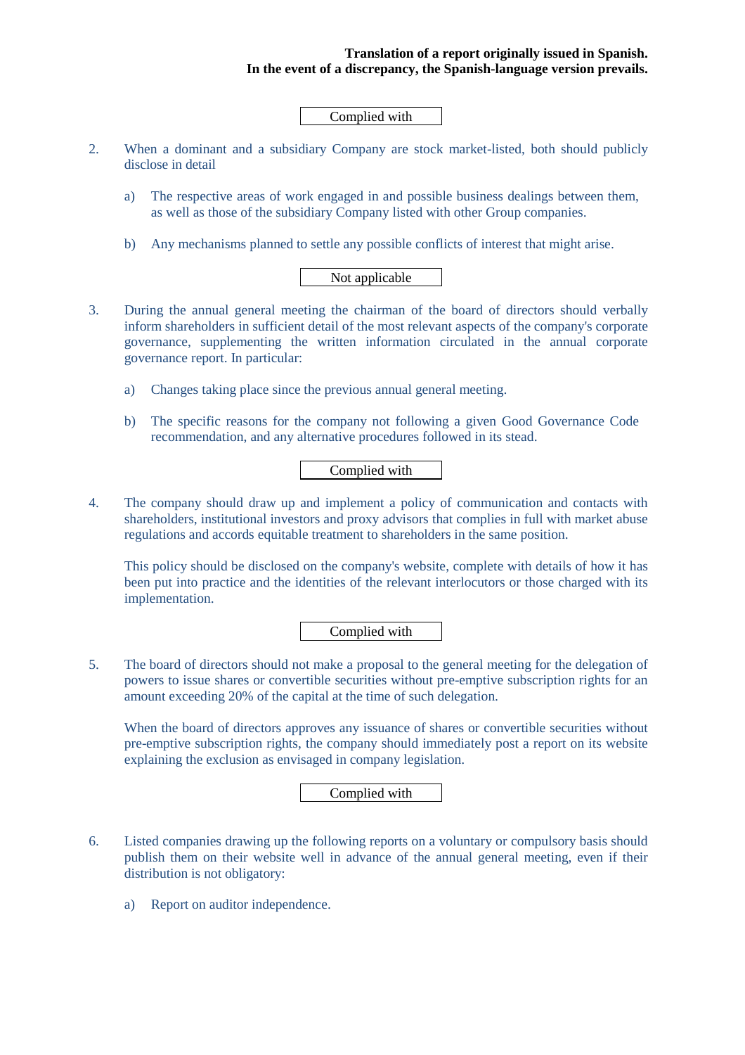**Translation of a report originally issued in Spanish.**
**In the event of a discrepancy, the Spanish-language version prevails.**

Complied with

2. When a dominant and a subsidiary Company are stock market-listed, both should publicly disclose in detail

   a) The respective areas of work engaged in and possible business dealings between them, as well as those of the subsidiary Company listed with other Group companies.

   b) Any mechanisms planned to settle any possible conflicts of interest that might arise.

Not applicable

3. During the annual general meeting the chairman of the board of directors should verbally inform shareholders in sufficient detail of the most relevant aspects of the company's corporate governance, supplementing the written information circulated in the annual corporate governance report. In particular:

   a) Changes taking place since the previous annual general meeting.

   b) The specific reasons for the company not following a given Good Governance Code recommendation, and any alternative procedures followed in its stead.

Complied with

4. The company should draw up and implement a policy of communication and contacts with shareholders, institutional investors and proxy advisors that complies in full with market abuse regulations and accords equitable treatment to shareholders in the same position.

   This policy should be disclosed on the company's website, complete with details of how it has been put into practice and the identities of the relevant interlocutors or those charged with its implementation.

Complied with

5. The board of directors should not make a proposal to the general meeting for the delegation of powers to issue shares or convertible securities without pre-emptive subscription rights for an amount exceeding 20% of the capital at the time of such delegation.

   When the board of directors approves any issuance of shares or convertible securities without pre-emptive subscription rights, the company should immediately post a report on its website explaining the exclusion as envisaged in company legislation.

Complied with

6. Listed companies drawing up the following reports on a voluntary or compulsory basis should publish them on their website well in advance of the annual general meeting, even if their distribution is not obligatory:

   a) Report on auditor independence.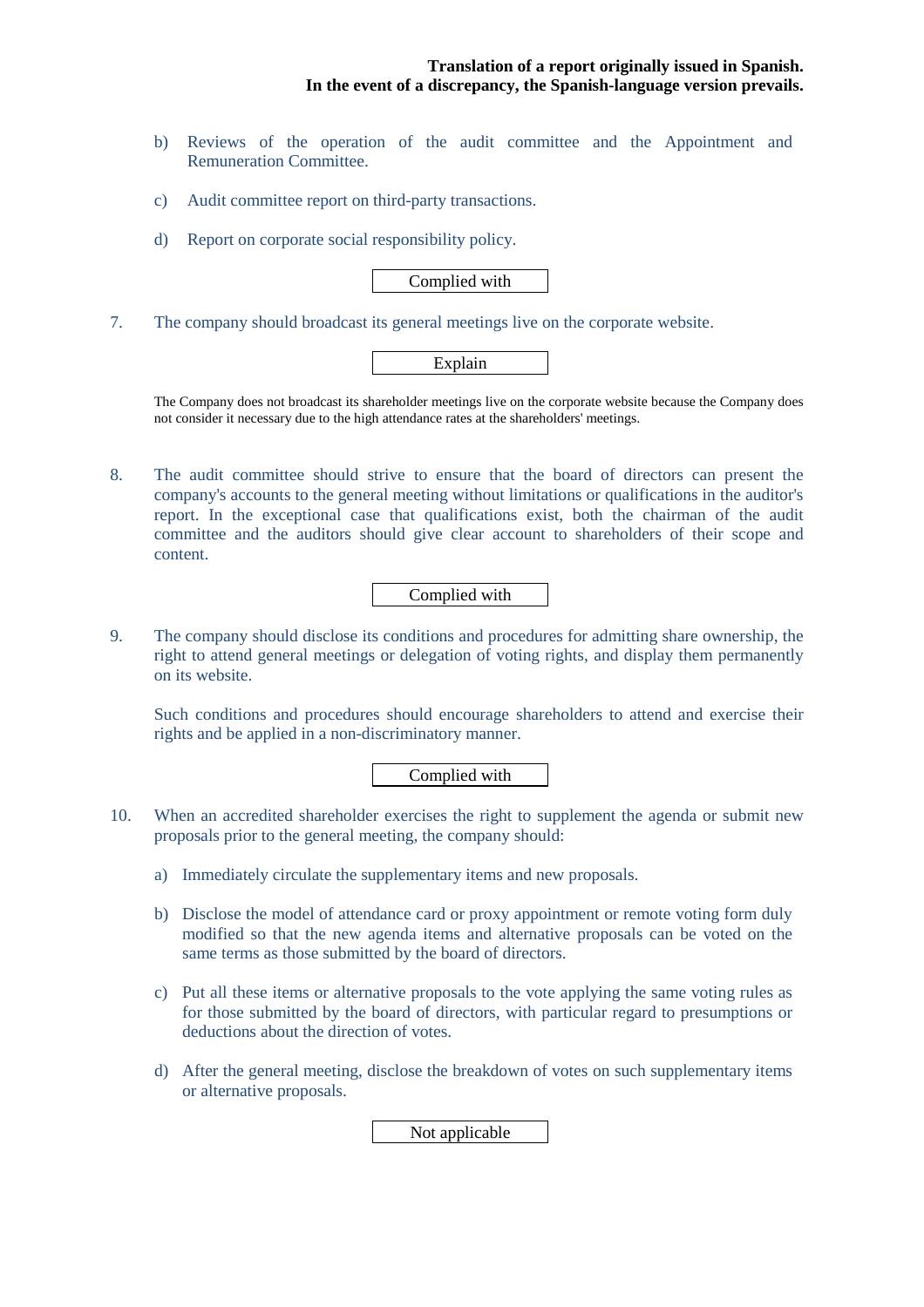**Translation of a report originally issued in Spanish.**
**In the event of a discrepancy, the Spanish-language version prevails.**

b) Reviews of the operation of the audit committee and the Appointment and Remuneration Committee.

c) Audit committee report on third-party transactions.

d) Report on corporate social responsibility policy.

Complied with

7. The company should broadcast its general meetings live on the corporate website.

Explain

The Company does not broadcast its shareholder meetings live on the corporate website because the Company does not consider it necessary due to the high attendance rates at the shareholders' meetings.

8. The audit committee should strive to ensure that the board of directors can present the company's accounts to the general meeting without limitations or qualifications in the auditor's report. In the exceptional case that qualifications exist, both the chairman of the audit committee and the auditors should give clear account to shareholders of their scope and content.

Complied with

9. The company should disclose its conditions and procedures for admitting share ownership, the right to attend general meetings or delegation of voting rights, and display them permanently on its website.

Such conditions and procedures should encourage shareholders to attend and exercise their rights and be applied in a non-discriminatory manner.

Complied with

10. When an accredited shareholder exercises the right to supplement the agenda or submit new proposals prior to the general meeting, the company should:

a) Immediately circulate the supplementary items and new proposals.

b) Disclose the model of attendance card or proxy appointment or remote voting form duly modified so that the new agenda items and alternative proposals can be voted on the same terms as those submitted by the board of directors.

c) Put all these items or alternative proposals to the vote applying the same voting rules as for those submitted by the board of directors, with particular regard to presumptions or deductions about the direction of votes.

d) After the general meeting, disclose the breakdown of votes on such supplementary items or alternative proposals.

Not applicable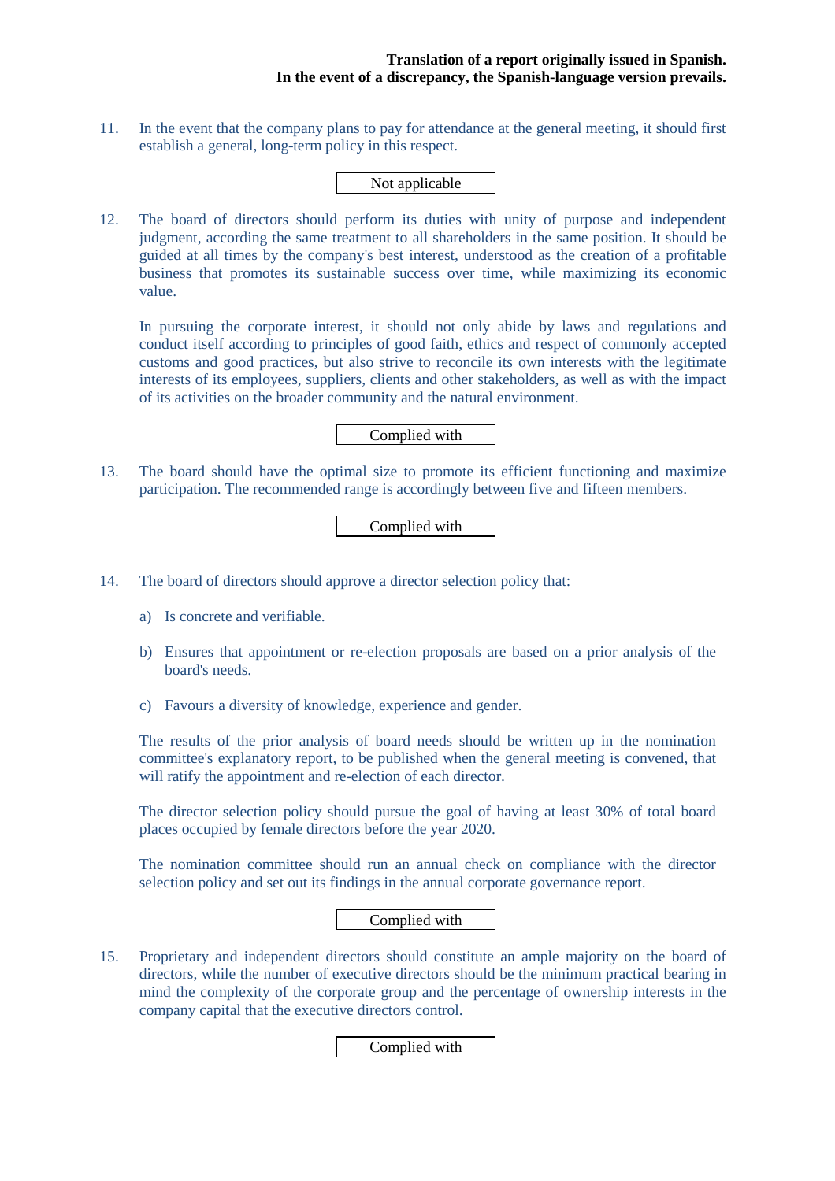11. In the event that the company plans to pay for attendance at the general meeting, it should first establish a general, long-term policy in this respect.

Not applicable

12. The board of directors should perform its duties with unity of purpose and independent judgment, according the same treatment to all shareholders in the same position. It should be guided at all times by the company's best interest, understood as the creation of a profitable business that promotes its sustainable success over time, while maximizing its economic value.

    In pursuing the corporate interest, it should not only abide by laws and regulations and conduct itself according to principles of good faith, ethics and respect of commonly accepted customs and good practices, but also strive to reconcile its own interests with the legitimate interests of its employees, suppliers, clients and other stakeholders, as well as with the impact of its activities on the broader community and the natural environment.

Complied with

13. The board should have the optimal size to promote its efficient functioning and maximize participation. The recommended range is accordingly between five and fifteen members.

Complied with

14. The board of directors should approve a director selection policy that:

    a) Is concrete and verifiable.

    b) Ensures that appointment or re-election proposals are based on a prior analysis of the board's needs.

    c) Favours a diversity of knowledge, experience and gender.

    The results of the prior analysis of board needs should be written up in the nomination committee's explanatory report, to be published when the general meeting is convened, that will ratify the appointment and re-election of each director.

    The director selection policy should pursue the goal of having at least 30% of total board places occupied by female directors before the year 2020.

    The nomination committee should run an annual check on compliance with the director selection policy and set out its findings in the annual corporate governance report.

Complied with

15. Proprietary and independent directors should constitute an ample majority on the board of directors, while the number of executive directors should be the minimum practical bearing in mind the complexity of the corporate group and the percentage of ownership interests in the company capital that the executive directors control.

Complied with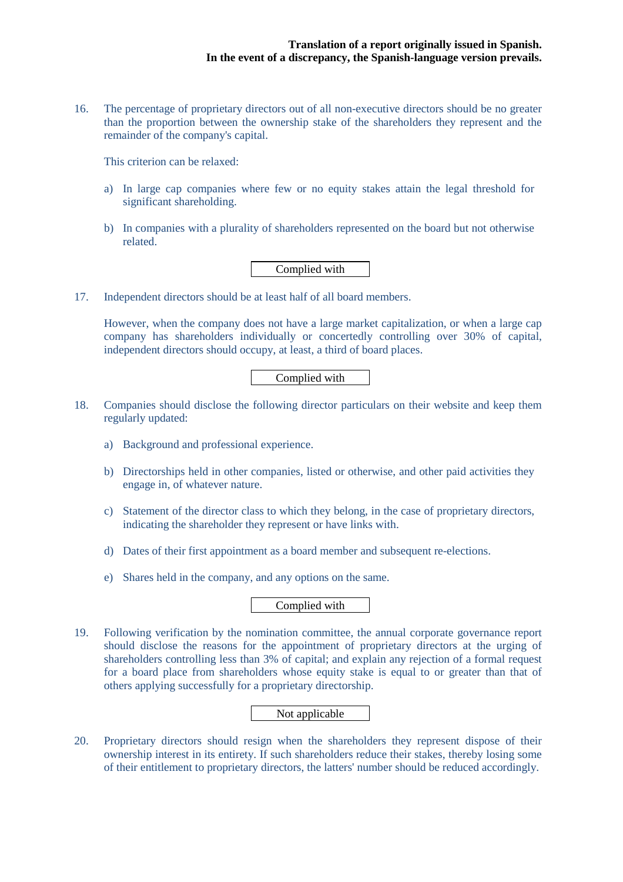**Translation of a report originally issued in Spanish.**
**In the event of a discrepancy, the Spanish-language version prevails.**

16. The percentage of proprietary directors out of all non-executive directors should be no greater than the proportion between the ownership stake of the shareholders they represent and the remainder of the company's capital.

    This criterion can be relaxed:

    a) In large cap companies where few or no equity stakes attain the legal threshold for significant shareholding.

    b) In companies with a plurality of shareholders represented on the board but not otherwise related.

    Complied with

17. Independent directors should be at least half of all board members.

    However, when the company does not have a large market capitalization, or when a large cap company has shareholders individually or concertedly controlling over 30% of capital, independent directors should occupy, at least, a third of board places.

    Complied with

18. Companies should disclose the following director particulars on their website and keep them regularly updated:

    a) Background and professional experience.

    b) Directorships held in other companies, listed or otherwise, and other paid activities they engage in, of whatever nature.

    c) Statement of the director class to which they belong, in the case of proprietary directors, indicating the shareholder they represent or have links with.

    d) Dates of their first appointment as a board member and subsequent re-elections.

    e) Shares held in the company, and any options on the same.

    Complied with

19. Following verification by the nomination committee, the annual corporate governance report should disclose the reasons for the appointment of proprietary directors at the urging of shareholders controlling less than 3% of capital; and explain any rejection of a formal request for a board place from shareholders whose equity stake is equal to or greater than that of others applying successfully for a proprietary directorship.

    Not applicable

20. Proprietary directors should resign when the shareholders they represent dispose of their ownership interest in its entirety. If such shareholders reduce their stakes, thereby losing some of their entitlement to proprietary directors, the latters' number should be reduced accordingly.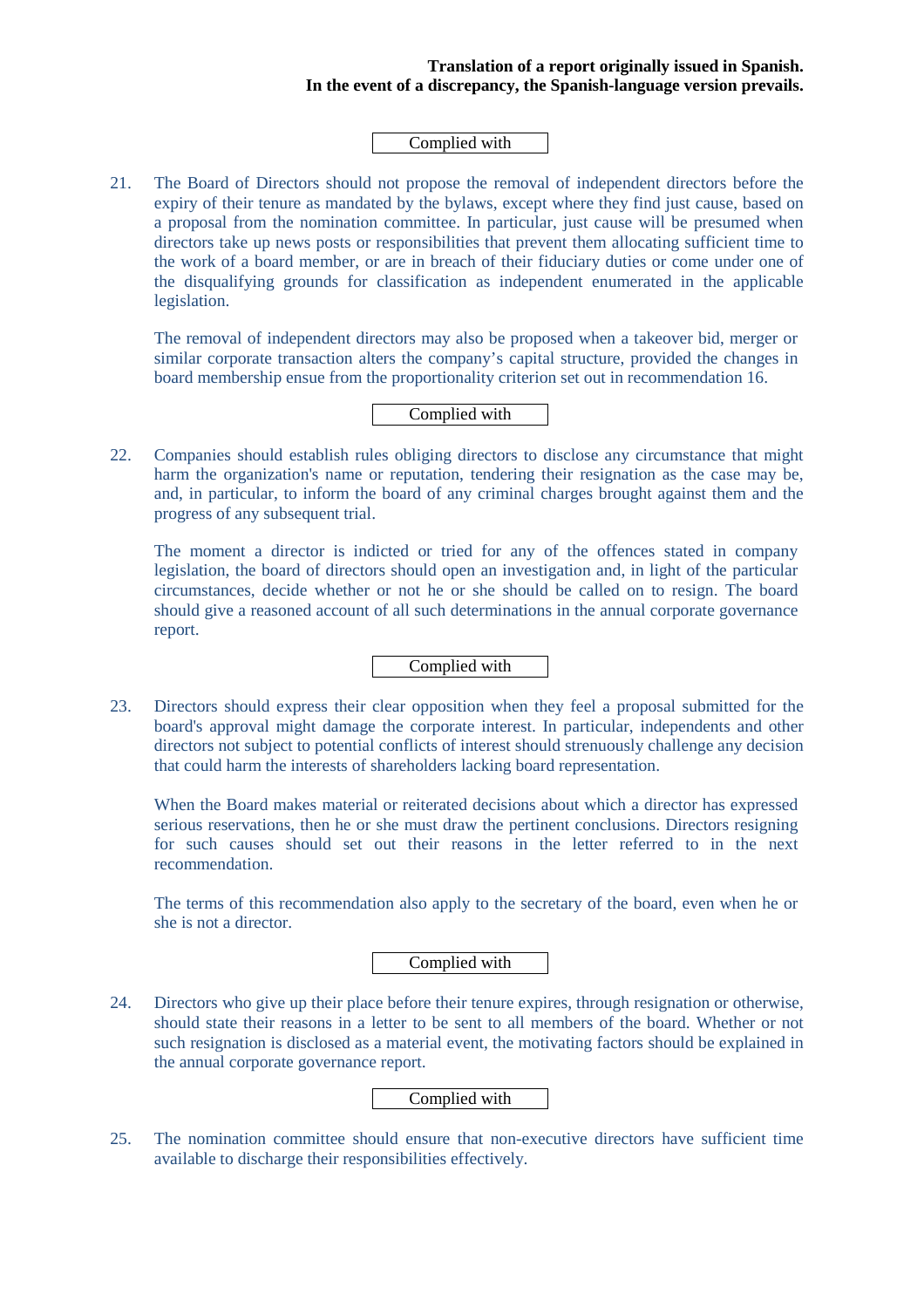**Translation of a report originally issued in Spanish.**
**In the event of a discrepancy, the Spanish-language version prevails.**

Complied with

21. The Board of Directors should not propose the removal of independent directors before the expiry of their tenure as mandated by the bylaws, except where they find just cause, based on a proposal from the nomination committee. In particular, just cause will be presumed when directors take up news posts or responsibilities that prevent them allocating sufficient time to the work of a board member, or are in breach of their fiduciary duties or come under one of the disqualifying grounds for classification as independent enumerated in the applicable legislation.

    The removal of independent directors may also be proposed when a takeover bid, merger or similar corporate transaction alters the company's capital structure, provided the changes in board membership ensue from the proportionality criterion set out in recommendation 16.

Complied with

22. Companies should establish rules obliging directors to disclose any circumstance that might harm the organization's name or reputation, tendering their resignation as the case may be, and, in particular, to inform the board of any criminal charges brought against them and the progress of any subsequent trial.

    The moment a director is indicted or tried for any of the offences stated in company legislation, the board of directors should open an investigation and, in light of the particular circumstances, decide whether or not he or she should be called on to resign. The board should give a reasoned account of all such determinations in the annual corporate governance report.

Complied with

23. Directors should express their clear opposition when they feel a proposal submitted for the board's approval might damage the corporate interest. In particular, independents and other directors not subject to potential conflicts of interest should strenuously challenge any decision that could harm the interests of shareholders lacking board representation.

    When the Board makes material or reiterated decisions about which a director has expressed serious reservations, then he or she must draw the pertinent conclusions. Directors resigning for such causes should set out their reasons in the letter referred to in the next recommendation.

    The terms of this recommendation also apply to the secretary of the board, even when he or she is not a director.

Complied with

24. Directors who give up their place before their tenure expires, through resignation or otherwise, should state their reasons in a letter to be sent to all members of the board. Whether or not such resignation is disclosed as a material event, the motivating factors should be explained in the annual corporate governance report.

Complied with

25. The nomination committee should ensure that non-executive directors have sufficient time available to discharge their responsibilities effectively.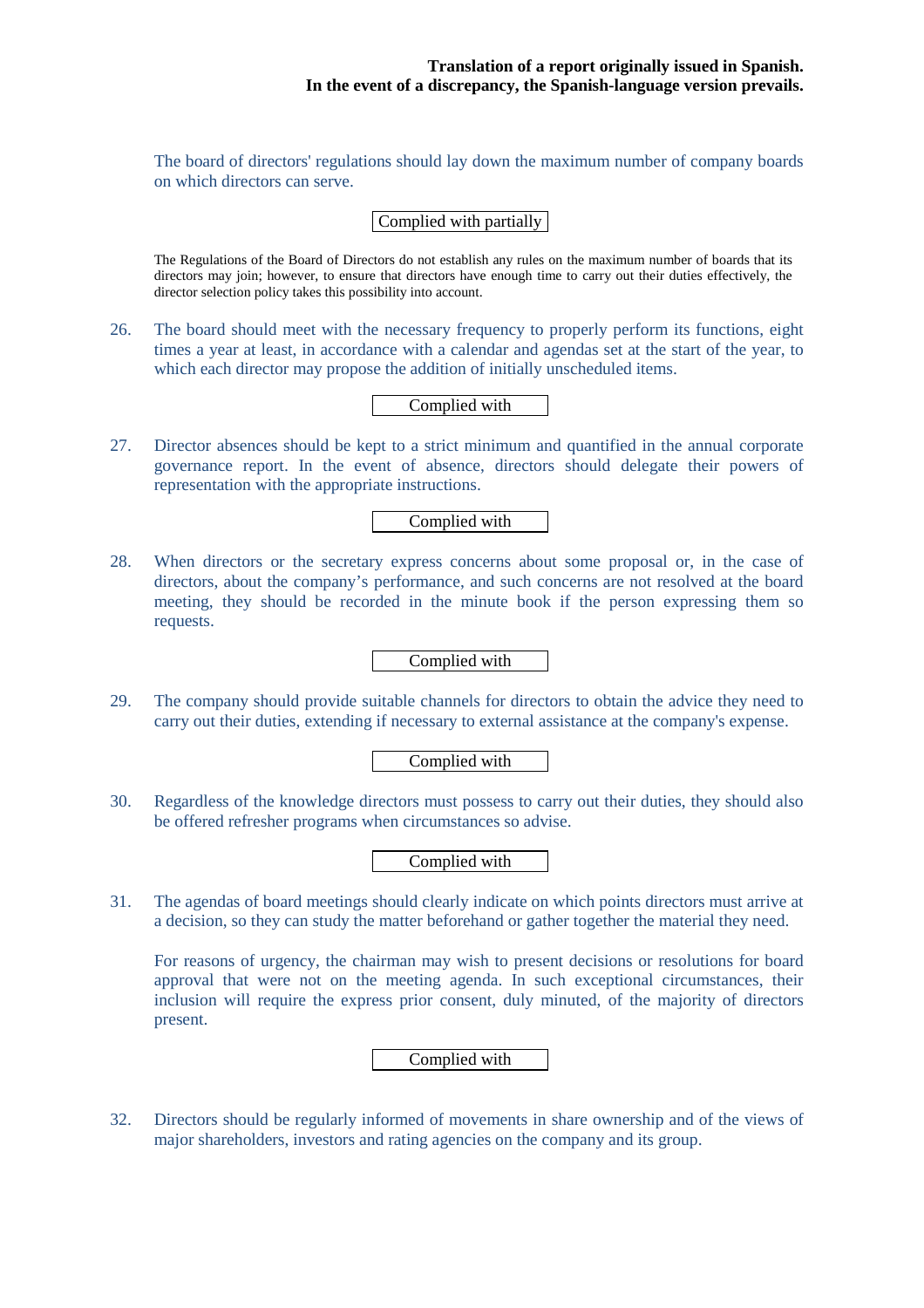The board of directors' regulations should lay down the maximum number of company boards on which directors can serve.

Complied with partially

The Regulations of the Board of Directors do not establish any rules on the maximum number of boards that its directors may join; however, to ensure that directors have enough time to carry out their duties effectively, the director selection policy takes this possibility into account.

26. The board should meet with the necessary frequency to properly perform its functions, eight times a year at least, in accordance with a calendar and agendas set at the start of the year, to which each director may propose the addition of initially unscheduled items.

Complied with

27. Director absences should be kept to a strict minimum and quantified in the annual corporate governance report. In the event of absence, directors should delegate their powers of representation with the appropriate instructions.

Complied with

28. When directors or the secretary express concerns about some proposal or, in the case of directors, about the company's performance, and such concerns are not resolved at the board meeting, they should be recorded in the minute book if the person expressing them so requests.

Complied with

29. The company should provide suitable channels for directors to obtain the advice they need to carry out their duties, extending if necessary to external assistance at the company's expense.

Complied with

30. Regardless of the knowledge directors must possess to carry out their duties, they should also be offered refresher programs when circumstances so advise.

Complied with

31. The agendas of board meetings should clearly indicate on which points directors must arrive at a decision, so they can study the matter beforehand or gather together the material they need.

    For reasons of urgency, the chairman may wish to present decisions or resolutions for board approval that were not on the meeting agenda. In such exceptional circumstances, their inclusion will require the express prior consent, duly minuted, of the majority of directors present.

Complied with

32. Directors should be regularly informed of movements in share ownership and of the views of major shareholders, investors and rating agencies on the company and its group.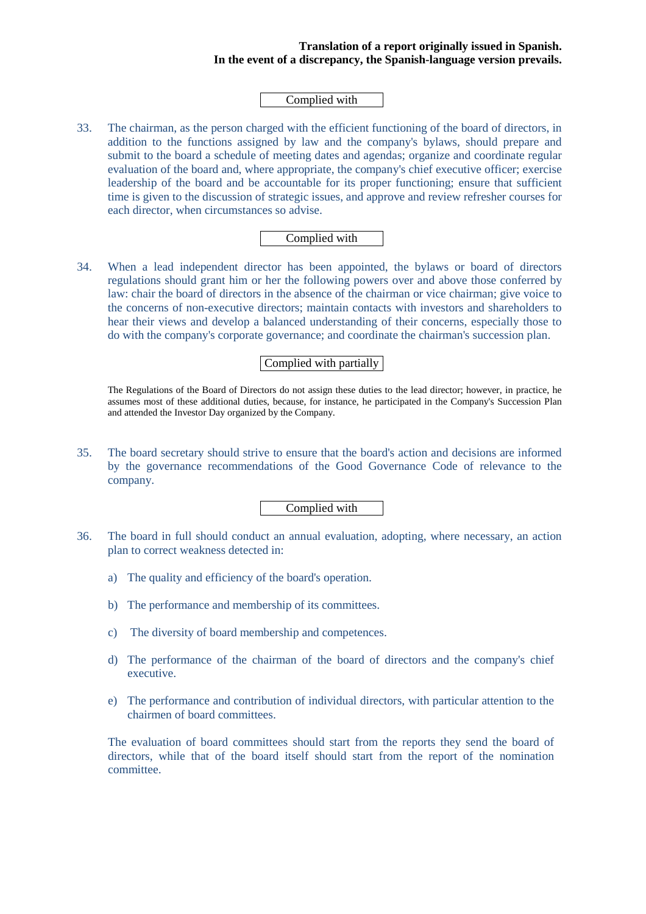**Translation of a report originally issued in Spanish.**
**In the event of a discrepancy, the Spanish-language version prevails.**

Complied with

33. The chairman, as the person charged with the efficient functioning of the board of directors, in addition to the functions assigned by law and the company's bylaws, should prepare and submit to the board a schedule of meeting dates and agendas; organize and coordinate regular evaluation of the board and, where appropriate, the company's chief executive officer; exercise leadership of the board and be accountable for its proper functioning; ensure that sufficient time is given to the discussion of strategic issues, and approve and review refresher courses for each director, when circumstances so advise.

Complied with

34. When a lead independent director has been appointed, the bylaws or board of directors regulations should grant him or her the following powers over and above those conferred by law: chair the board of directors in the absence of the chairman or vice chairman; give voice to the concerns of non-executive directors; maintain contacts with investors and shareholders to hear their views and develop a balanced understanding of their concerns, especially those to do with the company's corporate governance; and coordinate the chairman's succession plan.

Complied with partially

The Regulations of the Board of Directors do not assign these duties to the lead director; however, in practice, he assumes most of these additional duties, because, for instance, he participated in the Company's Succession Plan and attended the Investor Day organized by the Company.

35. The board secretary should strive to ensure that the board's action and decisions are informed by the governance recommendations of the Good Governance Code of relevance to the company.

Complied with

36. The board in full should conduct an annual evaluation, adopting, where necessary, an action plan to correct weakness detected in:

    a) The quality and efficiency of the board's operation.

    b) The performance and membership of its committees.

    c) The diversity of board membership and competences.

    d) The performance of the chairman of the board of directors and the company's chief executive.

    e) The performance and contribution of individual directors, with particular attention to the chairmen of board committees.

    The evaluation of board committees should start from the reports they send the board of directors, while that of the board itself should start from the report of the nomination committee.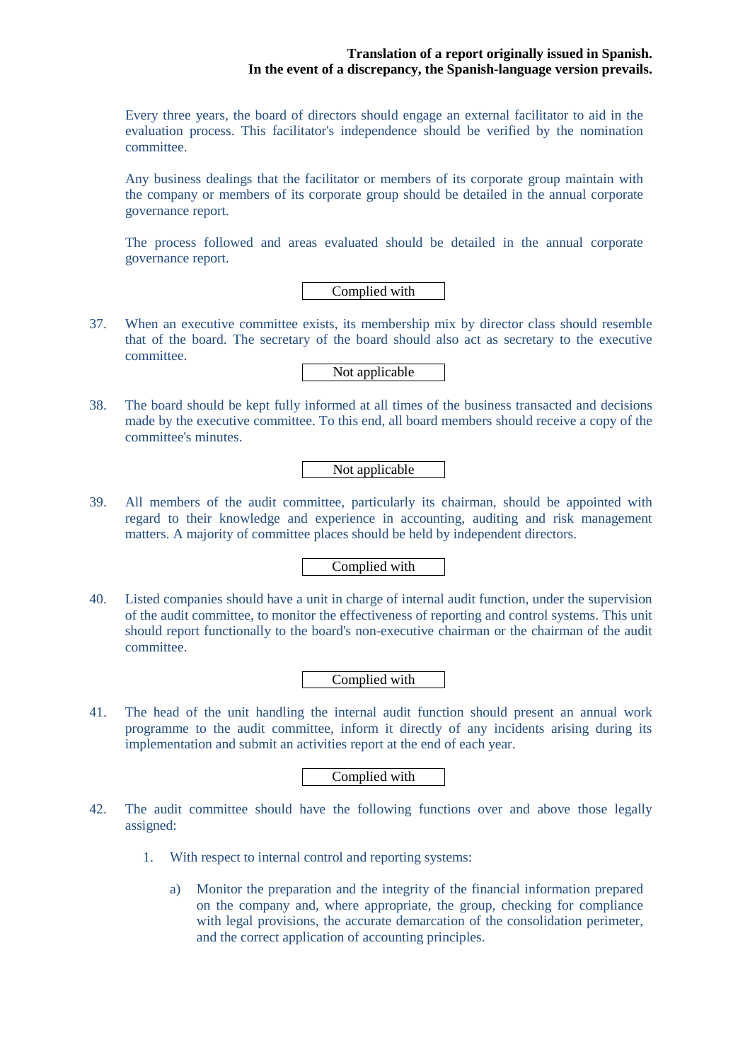Every three years, the board of directors should engage an external facilitator to aid in the evaluation process. This facilitator's independence should be verified by the nomination committee.

Any business dealings that the facilitator or members of its corporate group maintain with the company or members of its corporate group should be detailed in the annual corporate governance report.

The process followed and areas evaluated should be detailed in the annual corporate governance report.

Complied with

37. When an executive committee exists, its membership mix by director class should resemble that of the board. The secretary of the board should also act as secretary to the executive committee.

Not applicable

38. The board should be kept fully informed at all times of the business transacted and decisions made by the executive committee. To this end, all board members should receive a copy of the committee's minutes.

Not applicable

39. All members of the audit committee, particularly its chairman, should be appointed with regard to their knowledge and experience in accounting, auditing and risk management matters. A majority of committee places should be held by independent directors.

Complied with

40. Listed companies should have a unit in charge of internal audit function, under the supervision of the audit committee, to monitor the effectiveness of reporting and control systems. This unit should report functionally to the board's non-executive chairman or the chairman of the audit committee.

Complied with

41. The head of the unit handling the internal audit function should present an annual work programme to the audit committee, inform it directly of any incidents arising during its implementation and submit an activities report at the end of each year.

Complied with

42. The audit committee should have the following functions over and above those legally assigned:

    1. With respect to internal control and reporting systems:

        a) Monitor the preparation and the integrity of the financial information prepared on the company and, where appropriate, the group, checking for compliance with legal provisions, the accurate demarcation of the consolidation perimeter, and the correct application of accounting principles.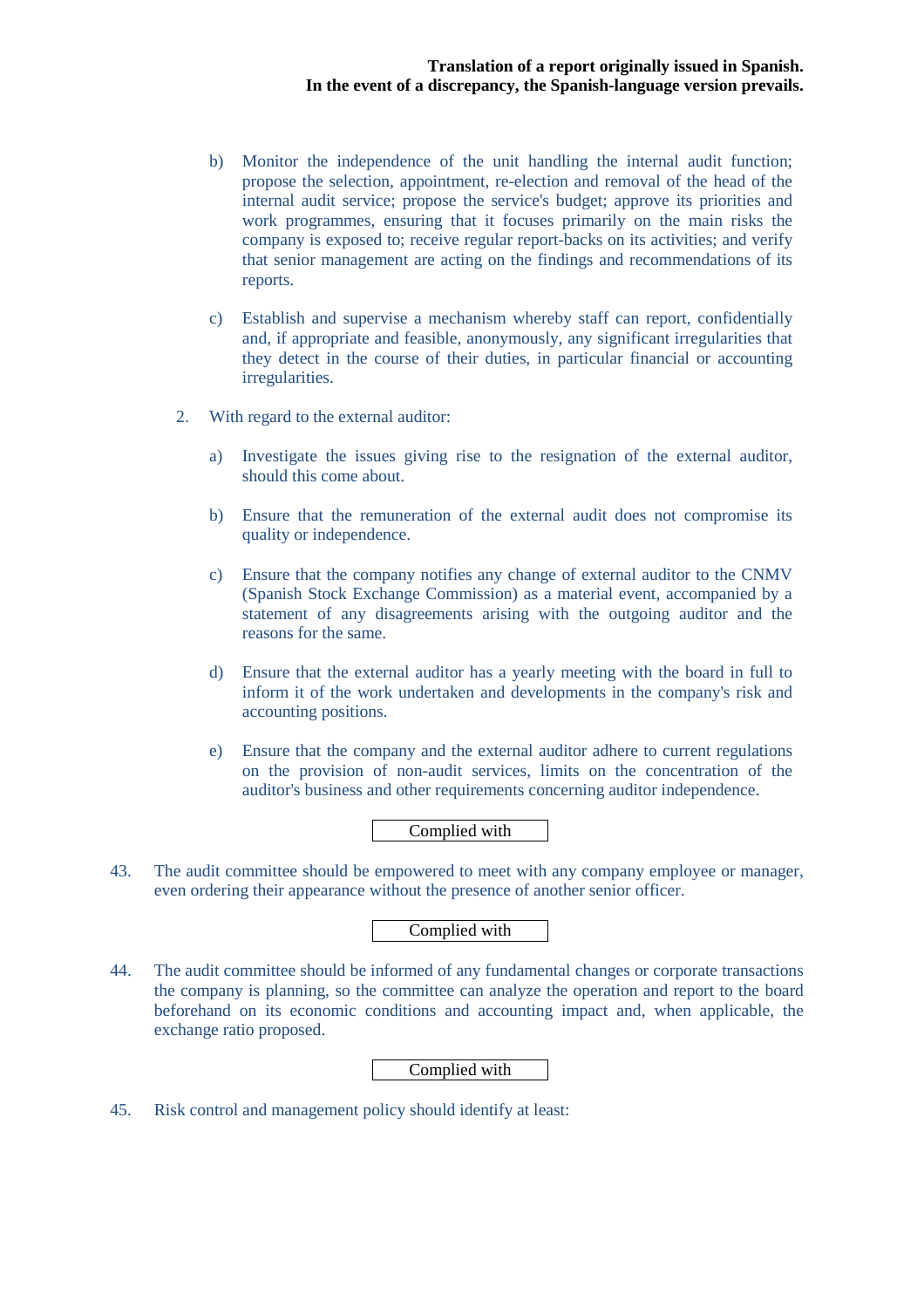**Translation of a report originally issued in Spanish.**
**In the event of a discrepancy, the Spanish-language version prevails.**

b) Monitor the independence of the unit handling the internal audit function; propose the selection, appointment, re-election and removal of the head of the internal audit service; propose the service's budget; approve its priorities and work programmes, ensuring that it focuses primarily on the main risks the company is exposed to; receive regular report-backs on its activities; and verify that senior management are acting on the findings and recommendations of its reports.

c) Establish and supervise a mechanism whereby staff can report, confidentially and, if appropriate and feasible, anonymously, any significant irregularities that they detect in the course of their duties, in particular financial or accounting irregularities.

2. With regard to the external auditor:

a) Investigate the issues giving rise to the resignation of the external auditor, should this come about.

b) Ensure that the remuneration of the external audit does not compromise its quality or independence.

c) Ensure that the company notifies any change of external auditor to the CNMV (Spanish Stock Exchange Commission) as a material event, accompanied by a statement of any disagreements arising with the outgoing auditor and the reasons for the same.

d) Ensure that the external auditor has a yearly meeting with the board in full to inform it of the work undertaken and developments in the company's risk and accounting positions.

e) Ensure that the company and the external auditor adhere to current regulations on the provision of non-audit services, limits on the concentration of the auditor's business and other requirements concerning auditor independence.

Complied with

43. The audit committee should be empowered to meet with any company employee or manager, even ordering their appearance without the presence of another senior officer.

Complied with

44. The audit committee should be informed of any fundamental changes or corporate transactions the company is planning, so the committee can analyze the operation and report to the board beforehand on its economic conditions and accounting impact and, when applicable, the exchange ratio proposed.

Complied with

45. Risk control and management policy should identify at least: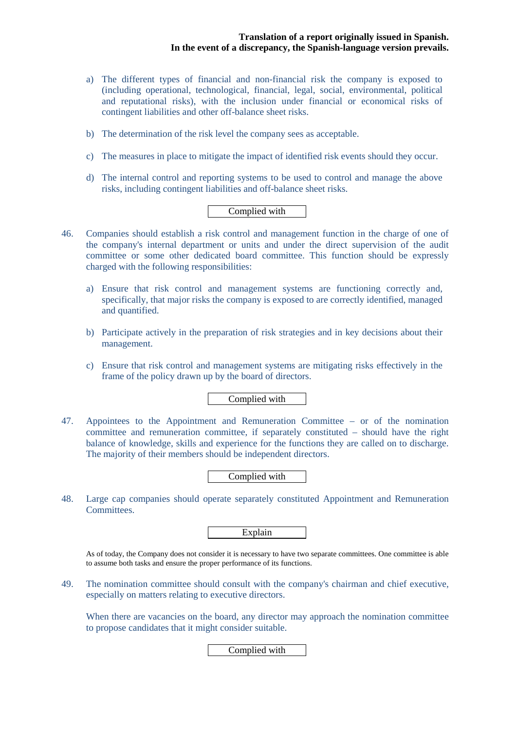a) The different types of financial and non-financial risk the company is exposed to (including operational, technological, financial, legal, social, environmental, political and reputational risks), with the inclusion under financial or economical risks of contingent liabilities and other off-balance sheet risks.

b) The determination of the risk level the company sees as acceptable.

c) The measures in place to mitigate the impact of identified risk events should they occur.

d) The internal control and reporting systems to be used to control and manage the above risks, including contingent liabilities and off-balance sheet risks.

Complied with

46. Companies should establish a risk control and management function in the charge of one of the company's internal department or units and under the direct supervision of the audit committee or some other dedicated board committee. This function should be expressly charged with the following responsibilities:

a) Ensure that risk control and management systems are functioning correctly and, specifically, that major risks the company is exposed to are correctly identified, managed and quantified.

b) Participate actively in the preparation of risk strategies and in key decisions about their management.

c) Ensure that risk control and management systems are mitigating risks effectively in the frame of the policy drawn up by the board of directors.

Complied with

47. Appointees to the Appointment and Remuneration Committee – or of the nomination committee and remuneration committee, if separately constituted – should have the right balance of knowledge, skills and experience for the functions they are called on to discharge. The majority of their members should be independent directors.

Complied with

48. Large cap companies should operate separately constituted Appointment and Remuneration Committees.

Explain

As of today, the Company does not consider it is necessary to have two separate committees. One committee is able to assume both tasks and ensure the proper performance of its functions.

49. The nomination committee should consult with the company's chairman and chief executive, especially on matters relating to executive directors.

When there are vacancies on the board, any director may approach the nomination committee to propose candidates that it might consider suitable.

Complied with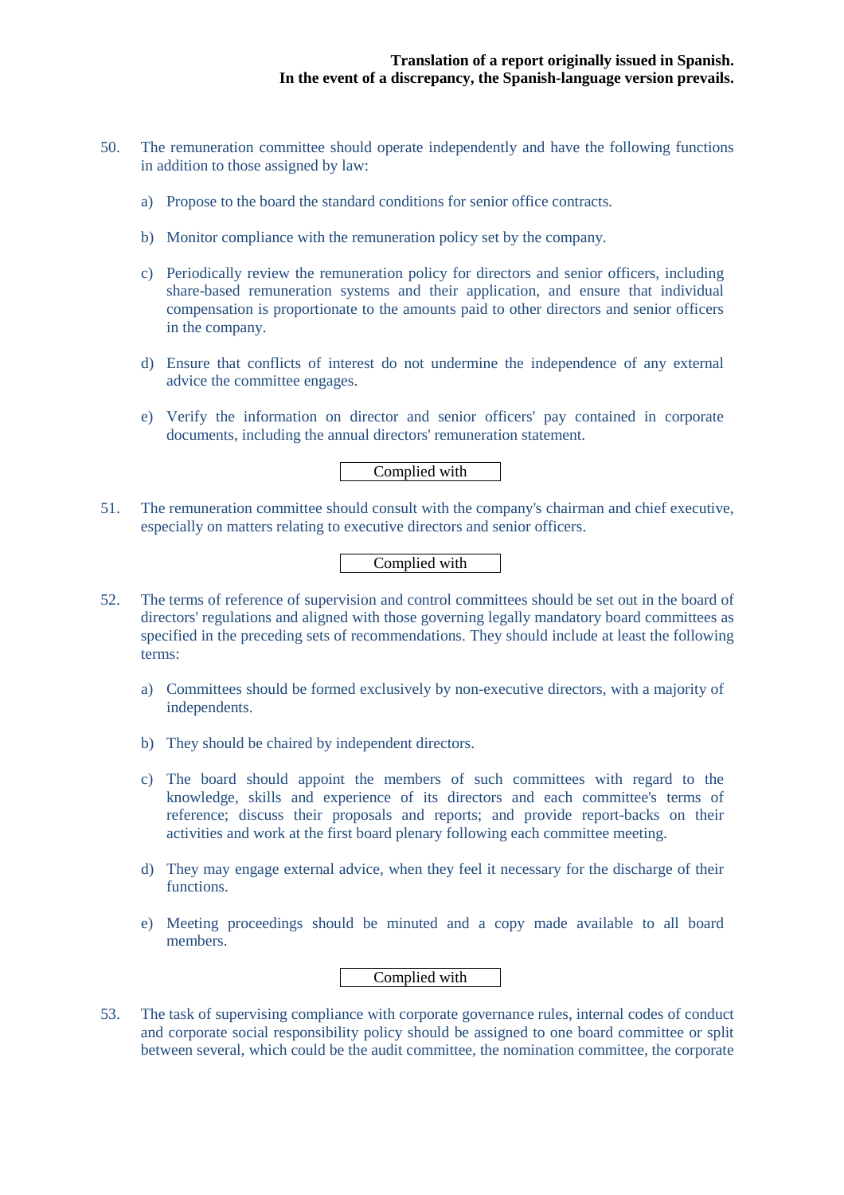50. The remuneration committee should operate independently and have the following functions in addition to those assigned by law:

 a) Propose to the board the standard conditions for senior office contracts.

 b) Monitor compliance with the remuneration policy set by the company.

 c) Periodically review the remuneration policy for directors and senior officers, including share-based remuneration systems and their application, and ensure that individual compensation is proportionate to the amounts paid to other directors and senior officers in the company.

 d) Ensure that conflicts of interest do not undermine the independence of any external advice the committee engages.

 e) Verify the information on director and senior officers' pay contained in corporate documents, including the annual directors' remuneration statement.

Complied with

51. The remuneration committee should consult with the company's chairman and chief executive, especially on matters relating to executive directors and senior officers.

Complied with

52. The terms of reference of supervision and control committees should be set out in the board of directors' regulations and aligned with those governing legally mandatory board committees as specified in the preceding sets of recommendations. They should include at least the following terms:

 a) Committees should be formed exclusively by non-executive directors, with a majority of independents.

 b) They should be chaired by independent directors.

 c) The board should appoint the members of such committees with regard to the knowledge, skills and experience of its directors and each committee's terms of reference; discuss their proposals and reports; and provide report-backs on their activities and work at the first board plenary following each committee meeting.

 d) They may engage external advice, when they feel it necessary for the discharge of their functions.

 e) Meeting proceedings should be minuted and a copy made available to all board members.

Complied with

53. The task of supervising compliance with corporate governance rules, internal codes of conduct and corporate social responsibility policy should be assigned to one board committee or split between several, which could be the audit committee, the nomination committee, the corporate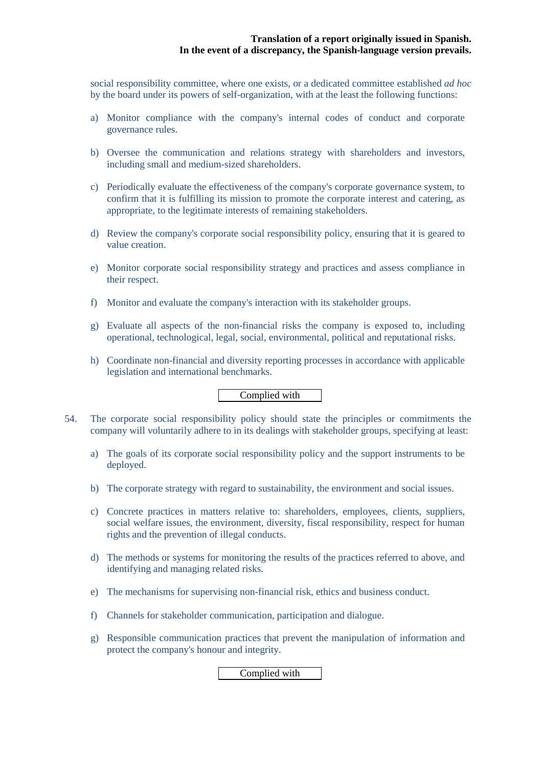social responsibility committee, where one exists, or a dedicated committee established *ad hoc* by the board under its powers of self-organization, with at the least the following functions:

a) Monitor compliance with the company's internal codes of conduct and corporate governance rules.

b) Oversee the communication and relations strategy with shareholders and investors, including small and medium-sized shareholders.

c) Periodically evaluate the effectiveness of the company's corporate governance system, to confirm that it is fulfilling its mission to promote the corporate interest and catering, as appropriate, to the legitimate interests of remaining stakeholders.

d) Review the company's corporate social responsibility policy, ensuring that it is geared to value creation.

e) Monitor corporate social responsibility strategy and practices and assess compliance in their respect.

f) Monitor and evaluate the company's interaction with its stakeholder groups.

g) Evaluate all aspects of the non-financial risks the company is exposed to, including operational, technological, legal, social, environmental, political and reputational risks.

h) Coordinate non-financial and diversity reporting processes in accordance with applicable legislation and international benchmarks.

Complied with

54. The corporate social responsibility policy should state the principles or commitments the company will voluntarily adhere to in its dealings with stakeholder groups, specifying at least:

a) The goals of its corporate social responsibility policy and the support instruments to be deployed.

b) The corporate strategy with regard to sustainability, the environment and social issues.

c) Concrete practices in matters relative to: shareholders, employees, clients, suppliers, social welfare issues, the environment, diversity, fiscal responsibility, respect for human rights and the prevention of illegal conducts.

d) The methods or systems for monitoring the results of the practices referred to above, and identifying and managing related risks.

e) The mechanisms for supervising non-financial risk, ethics and business conduct.

f) Channels for stakeholder communication, participation and dialogue.

g) Responsible communication practices that prevent the manipulation of information and protect the company's honour and integrity.

Complied with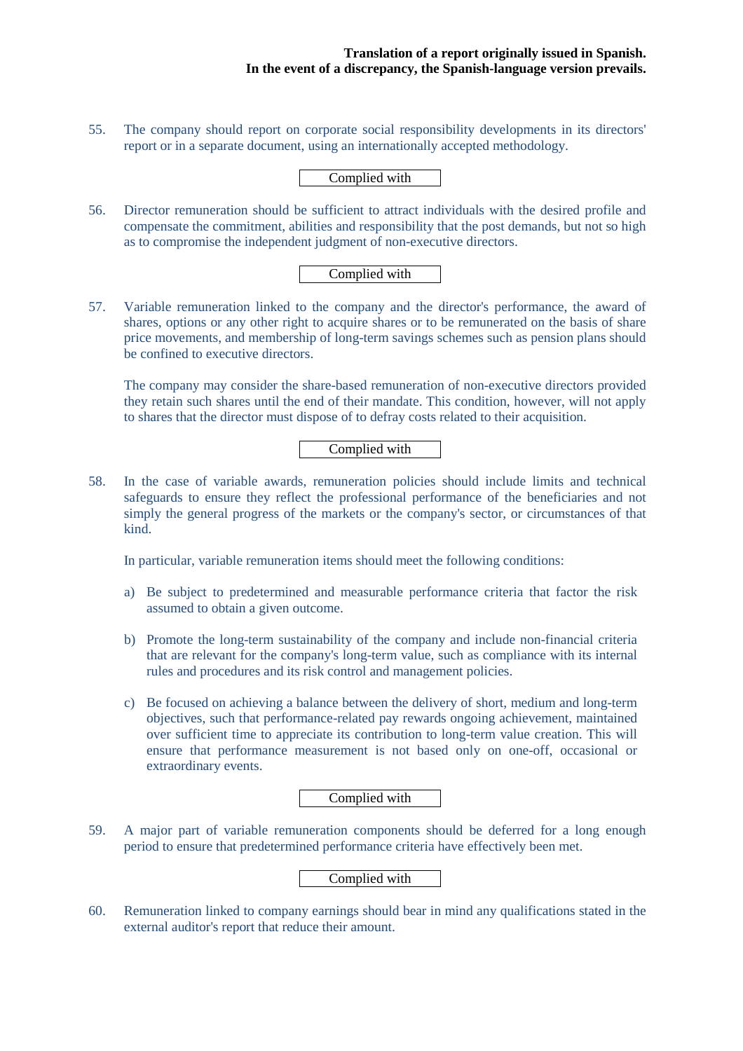55. The company should report on corporate social responsibility developments in its directors' report or in a separate document, using an internationally accepted methodology.

Complied with

56. Director remuneration should be sufficient to attract individuals with the desired profile and compensate the commitment, abilities and responsibility that the post demands, but not so high as to compromise the independent judgment of non-executive directors.

Complied with

57. Variable remuneration linked to the company and the director's performance, the award of shares, options or any other right to acquire shares or to be remunerated on the basis of share price movements, and membership of long-term savings schemes such as pension plans should be confined to executive directors.

 The company may consider the share-based remuneration of non-executive directors provided they retain such shares until the end of their mandate. This condition, however, will not apply to shares that the director must dispose of to defray costs related to their acquisition.

Complied with

58. In the case of variable awards, remuneration policies should include limits and technical safeguards to ensure they reflect the professional performance of the beneficiaries and not simply the general progress of the markets or the company's sector, or circumstances of that kind.

 In particular, variable remuneration items should meet the following conditions:

 a) Be subject to predetermined and measurable performance criteria that factor the risk assumed to obtain a given outcome.

 b) Promote the long-term sustainability of the company and include non-financial criteria that are relevant for the company's long-term value, such as compliance with its internal rules and procedures and its risk control and management policies.

 c) Be focused on achieving a balance between the delivery of short, medium and long-term objectives, such that performance-related pay rewards ongoing achievement, maintained over sufficient time to appreciate its contribution to long-term value creation. This will ensure that performance measurement is not based only on one-off, occasional or extraordinary events.

Complied with

59. A major part of variable remuneration components should be deferred for a long enough period to ensure that predetermined performance criteria have effectively been met.

Complied with

60. Remuneration linked to company earnings should bear in mind any qualifications stated in the external auditor's report that reduce their amount.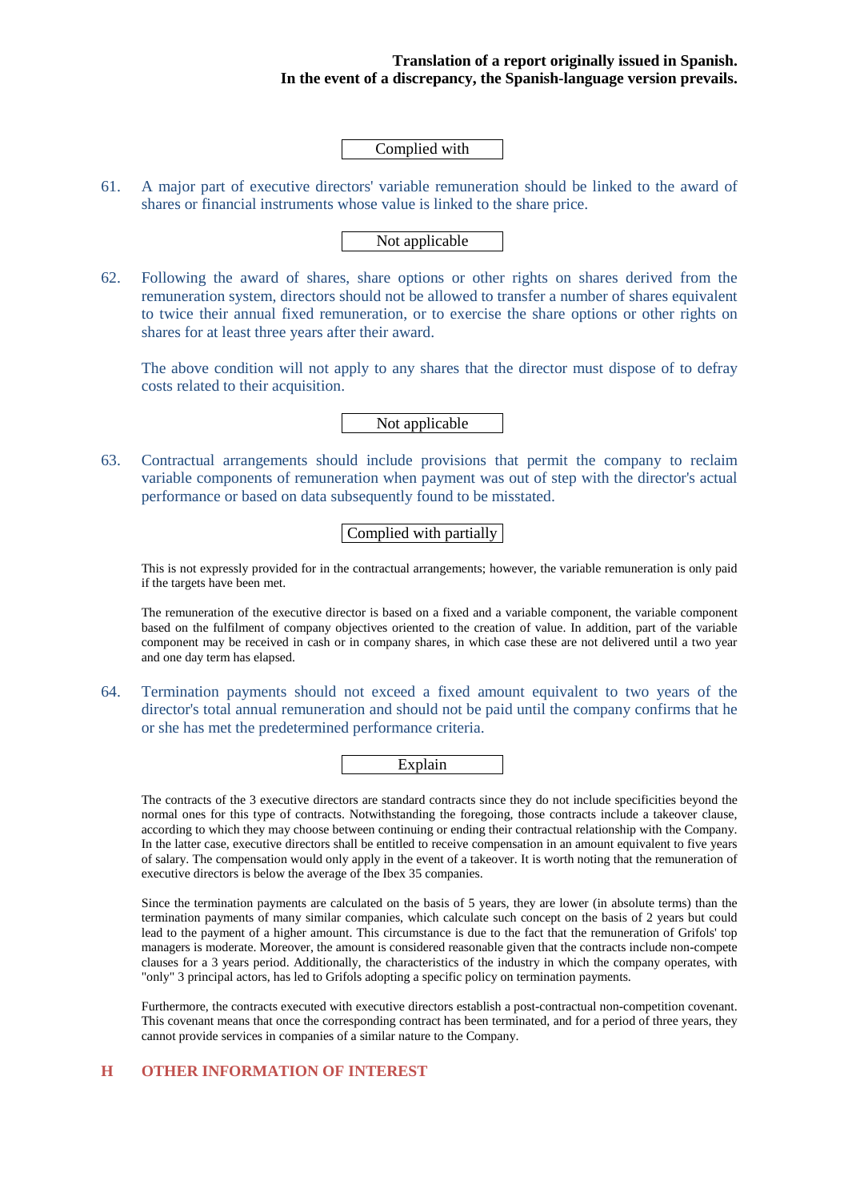**Translation of a report originally issued in Spanish.**
**In the event of a discrepancy, the Spanish-language version prevails.**

Complied with

61. A major part of executive directors' variable remuneration should be linked to the award of shares or financial instruments whose value is linked to the share price.

Not applicable

62. Following the award of shares, share options or other rights on shares derived from the remuneration system, directors should not be allowed to transfer a number of shares equivalent to twice their annual fixed remuneration, or to exercise the share options or other rights on shares for at least three years after their award.

    The above condition will not apply to any shares that the director must dispose of to defray costs related to their acquisition.

Not applicable

63. Contractual arrangements should include provisions that permit the company to reclaim variable components of remuneration when payment was out of step with the director's actual performance or based on data subsequently found to be misstated.

Complied with partially

This is not expressly provided for in the contractual arrangements; however, the variable remuneration is only paid if the targets have been met.

The remuneration of the executive director is based on a fixed and a variable component, the variable component based on the fulfilment of company objectives oriented to the creation of value. In addition, part of the variable component may be received in cash or in company shares, in which case these are not delivered until a two year and one day term has elapsed.

64. Termination payments should not exceed a fixed amount equivalent to two years of the director's total annual remuneration and should not be paid until the company confirms that he or she has met the predetermined performance criteria.

Explain

The contracts of the 3 executive directors are standard contracts since they do not include specificities beyond the normal ones for this type of contracts. Notwithstanding the foregoing, those contracts include a takeover clause, according to which they may choose between continuing or ending their contractual relationship with the Company. In the latter case, executive directors shall be entitled to receive compensation in an amount equivalent to five years of salary. The compensation would only apply in the event of a takeover. It is worth noting that the remuneration of executive directors is below the average of the Ibex 35 companies.

Since the termination payments are calculated on the basis of 5 years, they are lower (in absolute terms) than the termination payments of many similar companies, which calculate such concept on the basis of 2 years but could lead to the payment of a higher amount. This circumstance is due to the fact that the remuneration of Grifols' top managers is moderate. Moreover, the amount is considered reasonable given that the contracts include non-compete clauses for a 3 years period. Additionally, the characteristics of the industry in which the company operates, with "only" 3 principal actors, has led to Grifols adopting a specific policy on termination payments.

Furthermore, the contracts executed with executive directors establish a post-contractual non-competition covenant. This covenant means that once the corresponding contract has been terminated, and for a period of three years, they cannot provide services in companies of a similar nature to the Company.

## H OTHER INFORMATION OF INTEREST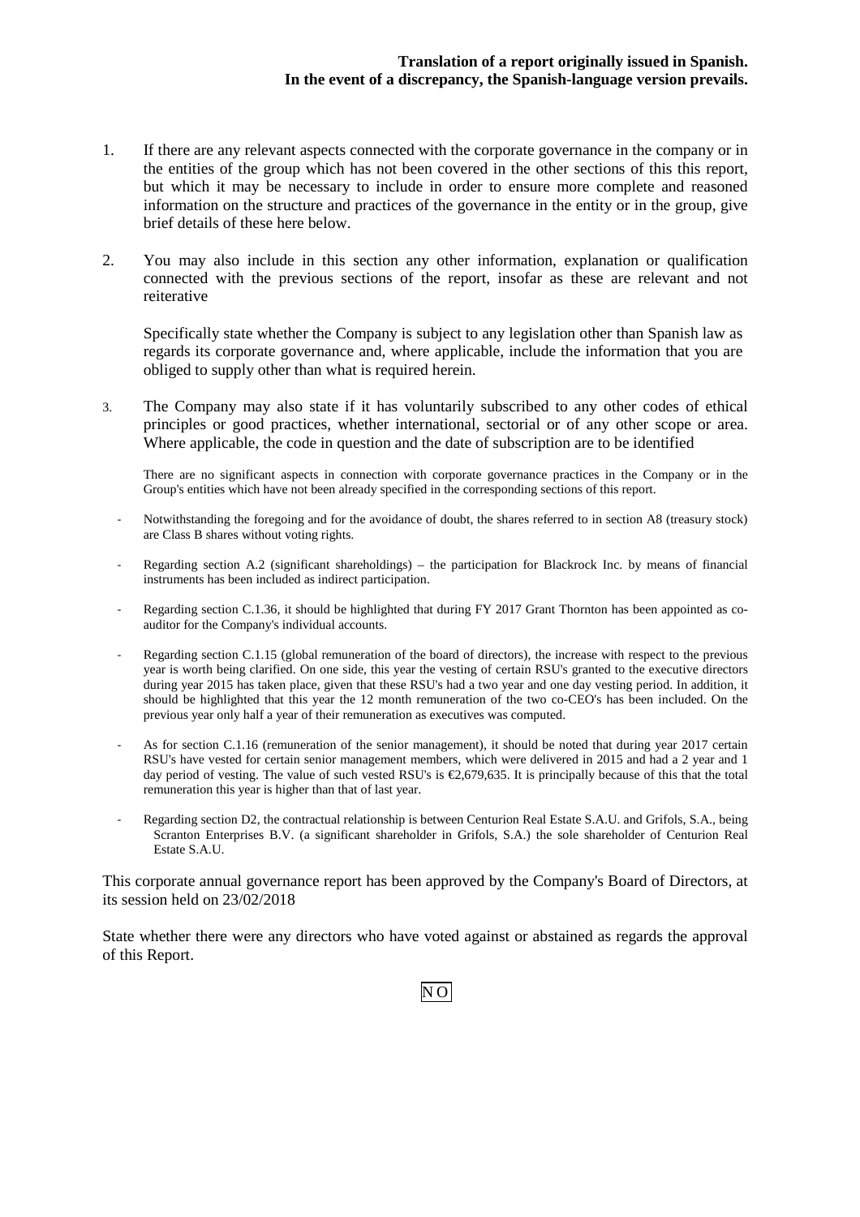**Translation of a report originally issued in Spanish.**
**In the event of a discrepancy, the Spanish-language version prevails.**

1. If there are any relevant aspects connected with the corporate governance in the company or in the entities of the group which has not been covered in the other sections of this this report, but which it may be necessary to include in order to ensure more complete and reasoned information on the structure and practices of the governance in the entity or in the group, give brief details of these here below.

2. You may also include in this section any other information, explanation or qualification connected with the previous sections of the report, insofar as these are relevant and not reiterative

   Specifically state whether the Company is subject to any legislation other than Spanish law as regards its corporate governance and, where applicable, include the information that you are obliged to supply other than what is required herein.

3. The Company may also state if it has voluntarily subscribed to any other codes of ethical principles or good practices, whether international, sectorial or of any other scope or area. Where applicable, the code in question and the date of subscription are to be identified

   There are no significant aspects in connection with corporate governance practices in the Company or in the Group's entities which have not been already specified in the corresponding sections of this report.

- Notwithstanding the foregoing and for the avoidance of doubt, the shares referred to in section A8 (treasury stock) are Class B shares without voting rights.

- Regarding section A.2 (significant shareholdings) – the participation for Blackrock Inc. by means of financial instruments has been included as indirect participation.

- Regarding section C.1.36, it should be highlighted that during FY 2017 Grant Thornton has been appointed as co-auditor for the Company's individual accounts.

- Regarding section C.1.15 (global remuneration of the board of directors), the increase with respect to the previous year is worth being clarified. On one side, this year the vesting of certain RSU's granted to the executive directors during year 2015 has taken place, given that these RSU's had a two year and one day vesting period. In addition, it should be highlighted that this year the 12 month remuneration of the two co-CEO's has been included. On the previous year only half a year of their remuneration as executives was computed.

- As for section C.1.16 (remuneration of the senior management), it should be noted that during year 2017 certain RSU's have vested for certain senior management members, which were delivered in 2015 and had a 2 year and 1 day period of vesting. The value of such vested RSU's is €2,679,635. It is principally because of this that the total remuneration this year is higher than that of last year.

- Regarding section D2, the contractual relationship is between Centurion Real Estate S.A.U. and Grifols, S.A., being Scranton Enterprises B.V. (a significant shareholder in Grifols, S.A.) the sole shareholder of Centurion Real Estate S.A.U.

This corporate annual governance report has been approved by the Company's Board of Directors, at its session held on 23/02/2018

State whether there were any directors who have voted against or abstained as regards the approval of this Report.

NO